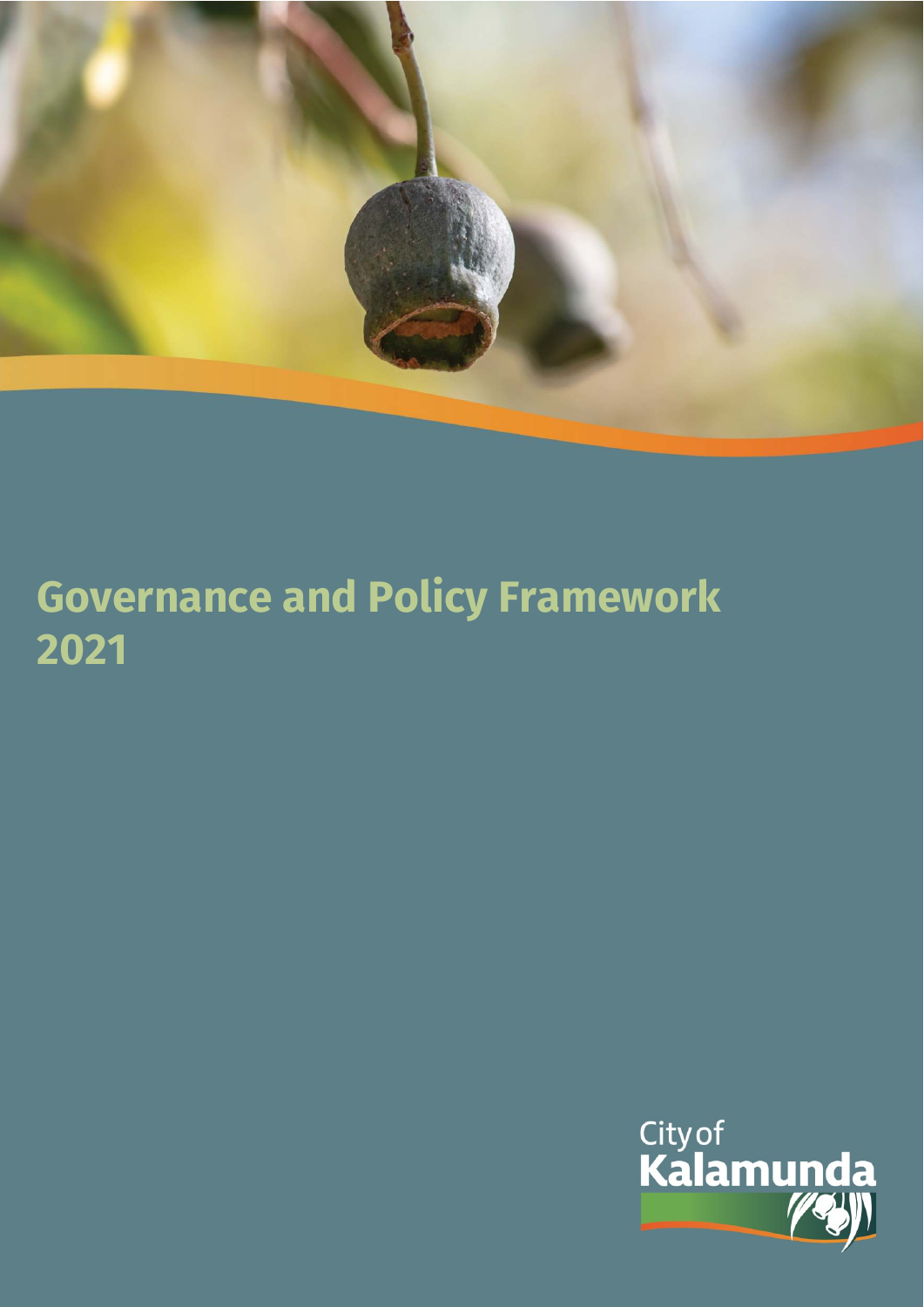# Governance and Policy Framework 2021

City of Kalamunda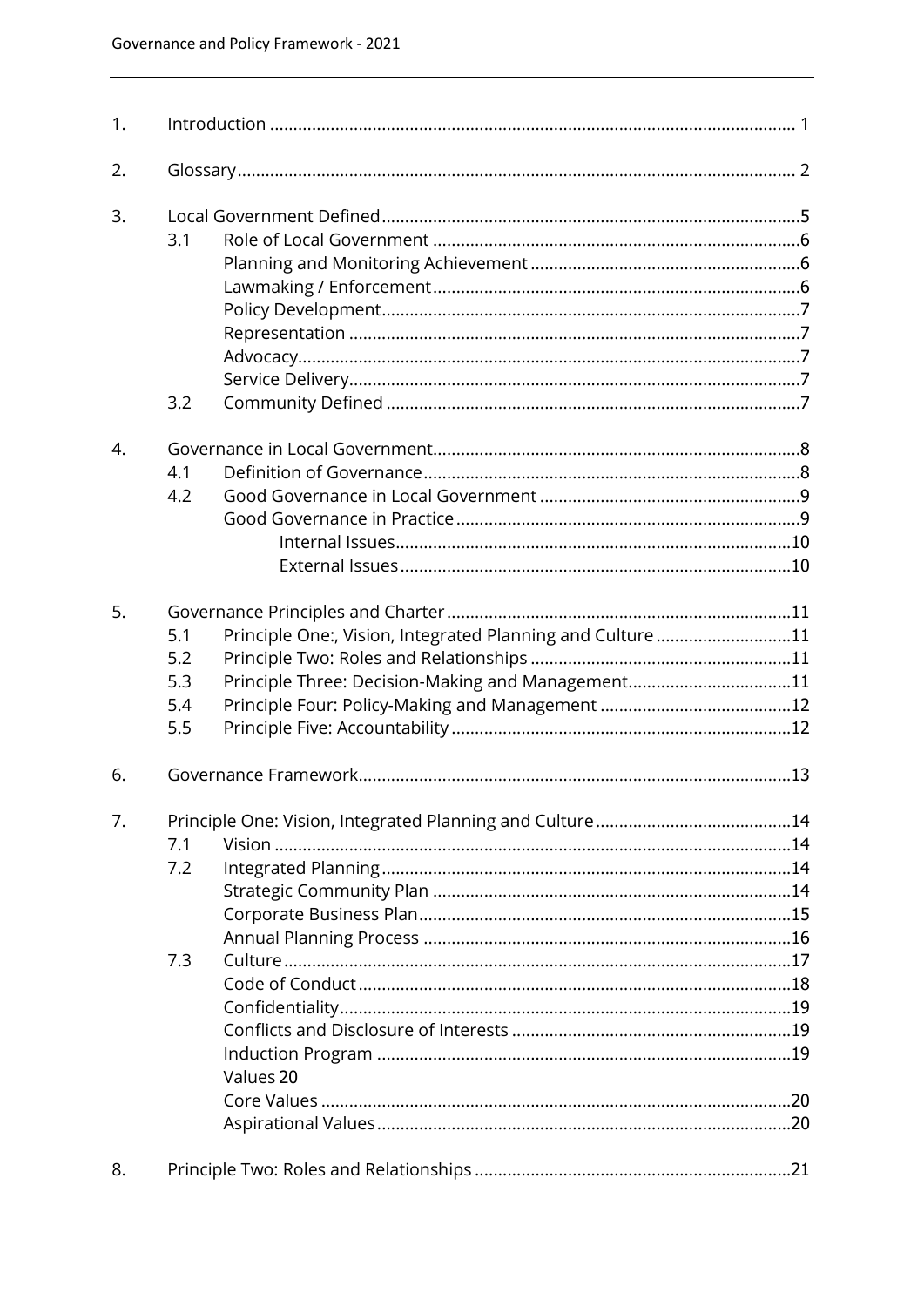| | | | |
|---|---|---|---|
| 1. | Introduction | | 1 |
| 2. | Glossary | | 2 |
| 3. | Local Government Defined | | 5 |
| | 3.1 | Role of Local Government | 6 |
| | | Planning and Monitoring Achievement | 6 |
| | | Lawmaking / Enforcement | 6 |
| | | Policy Development | 7 |
| | | Representation | 7 |
| | | Advocacy | 7 |
| | | Service Delivery | 7 |
| | 3.2 | Community Defined | 7 |
| 4. | Governance in Local Government | | 8 |
| | 4.1 | Definition of Governance | 8 |
| | 4.2 | Good Governance in Local Government | 9 |
| | | Good Governance in Practice | 9 |
| | | Internal Issues | 10 |
| | | External Issues | 10 |
| 5. | Governance Principles and Charter | | 11 |
| | 5.1 | Principle One:, Vision, Integrated Planning and Culture | 11 |
| | 5.2 | Principle Two: Roles and Relationships | 11 |
| | 5.3 | Principle Three: Decision-Making and Management | 11 |
| | 5.4 | Principle Four: Policy-Making and Management | 12 |
| | 5.5 | Principle Five: Accountability | 12 |
| 6. | Governance Framework | | 13 |
| 7. | Principle One: Vision, Integrated Planning and Culture | | 14 |
| | 7.1 | Vision | 14 |
| | 7.2 | Integrated Planning | 14 |
| | | Strategic Community Plan | 14 |
| | | Corporate Business Plan | 15 |
| | | Annual Planning Process | 16 |
| | 7.3 | Culture | 17 |
| | | Code of Conduct | 18 |
| | | Confidentiality | 19 |
| | | Conflicts and Disclosure of Interests | 19 |
| | | Induction Program | 19 |
| | | Values | 20 |
| | | Core Values | 20 |
| | | Aspirational Values | 20 |
| 8. | Principle Two: Roles and Relationships | | 21 |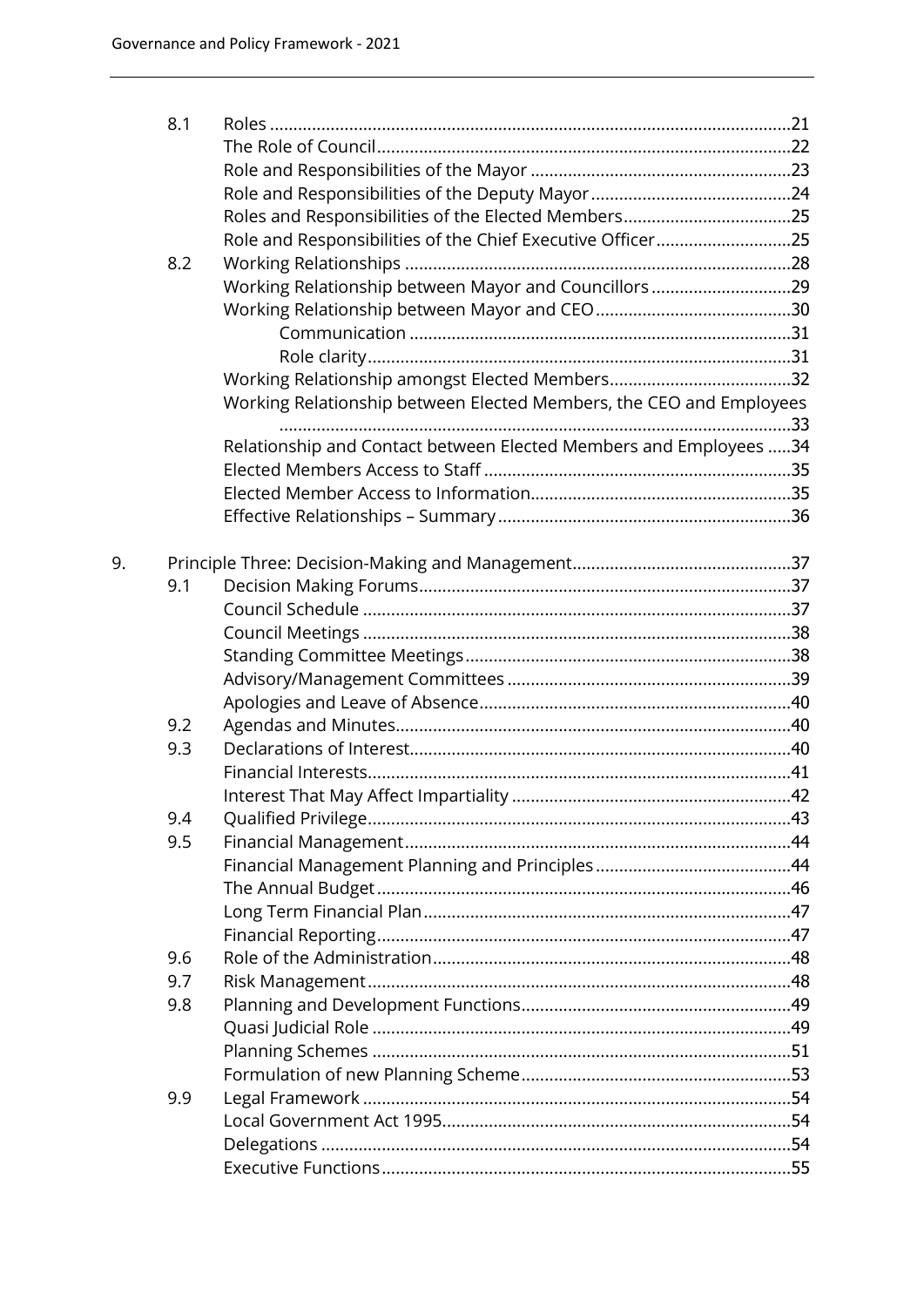| | | | |
|---|---|---|---|
| | 8.1 | Roles | 21 |
| | | The Role of Council | 22 |
| | | Role and Responsibilities of the Mayor | 23 |
| | | Role and Responsibilities of the Deputy Mayor | 24 |
| | | Roles and Responsibilities of the Elected Members | 25 |
| | | Role and Responsibilities of the Chief Executive Officer | 25 |
| | 8.2 | Working Relationships | 28 |
| | | Working Relationship between Mayor and Councillors | 29 |
| | | Working Relationship between Mayor and CEO | 30 |
| | | Communication | 31 |
| | | Role clarity | 31 |
| | | Working Relationship amongst Elected Members | 32 |
| | | Working Relationship between Elected Members, the CEO and Employees | 33 |
| | | Relationship and Contact between Elected Members and Employees | 34 |
| | | Elected Members Access to Staff | 35 |
| | | Elected Member Access to Information | 35 |
| | | Effective Relationships – Summary | 36 |
| 9. | | Principle Three: Decision-Making and Management | 37 |
| | 9.1 | Decision Making Forums | 37 |
| | | Council Schedule | 37 |
| | | Council Meetings | 38 |
| | | Standing Committee Meetings | 38 |
| | | Advisory/Management Committees | 39 |
| | | Apologies and Leave of Absence | 40 |
| | 9.2 | Agendas and Minutes | 40 |
| | 9.3 | Declarations of Interest | 40 |
| | | Financial Interests | 41 |
| | | Interest That May Affect Impartiality | 42 |
| | 9.4 | Qualified Privilege | 43 |
| | 9.5 | Financial Management | 44 |
| | | Financial Management Planning and Principles | 44 |
| | | The Annual Budget | 46 |
| | | Long Term Financial Plan | 47 |
| | | Financial Reporting | 47 |
| | 9.6 | Role of the Administration | 48 |
| | 9.7 | Risk Management | 48 |
| | 9.8 | Planning and Development Functions | 49 |
| | | Quasi Judicial Role | 49 |
| | | Planning Schemes | 51 |
| | | Formulation of new Planning Scheme | 53 |
| | 9.9 | Legal Framework | 54 |
| | | Local Government Act 1995 | 54 |
| | | Delegations | 54 |
| | | Executive Functions | 55 |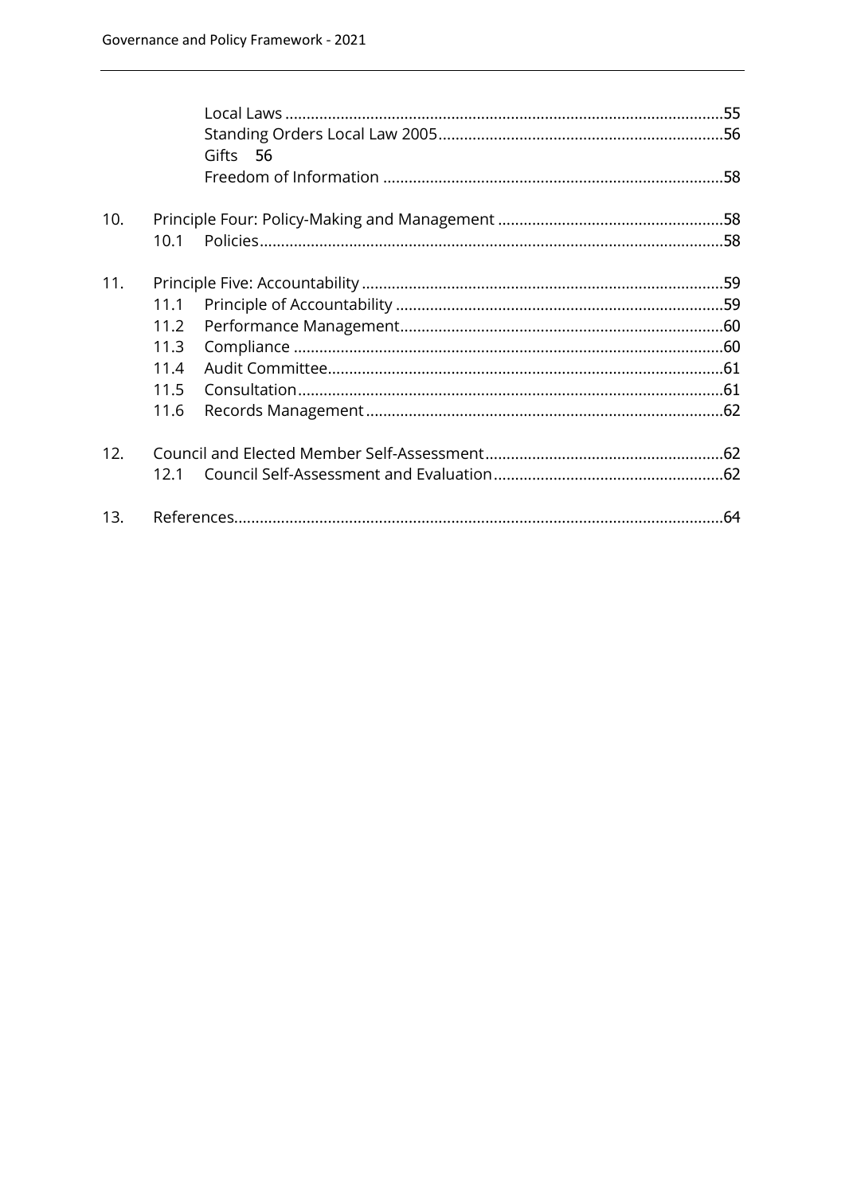Local Laws ....................................................................................................55
Standing Orders Local Law 2005...................................................................56
Gifts 56
Freedom of Information ...............................................................................58

10. Principle Four: Policy-Making and Management .....................................................58
    10.1 Policies.........................................................................................................58

11. Principle Five: Accountability ....................................................................................59
    11.1 Principle of Accountability ............................................................................59
    11.2 Performance Management...........................................................................60
    11.3 Compliance ...................................................................................................60
    11.4 Audit Committee...........................................................................................61
    11.5 Consultation..................................................................................................61
    11.6 Records Management...................................................................................62

12. Council and Elected Member Self-Assessment........................................................62
    12.1 Council Self-Assessment and Evaluation......................................................62

13. References..................................................................................................................64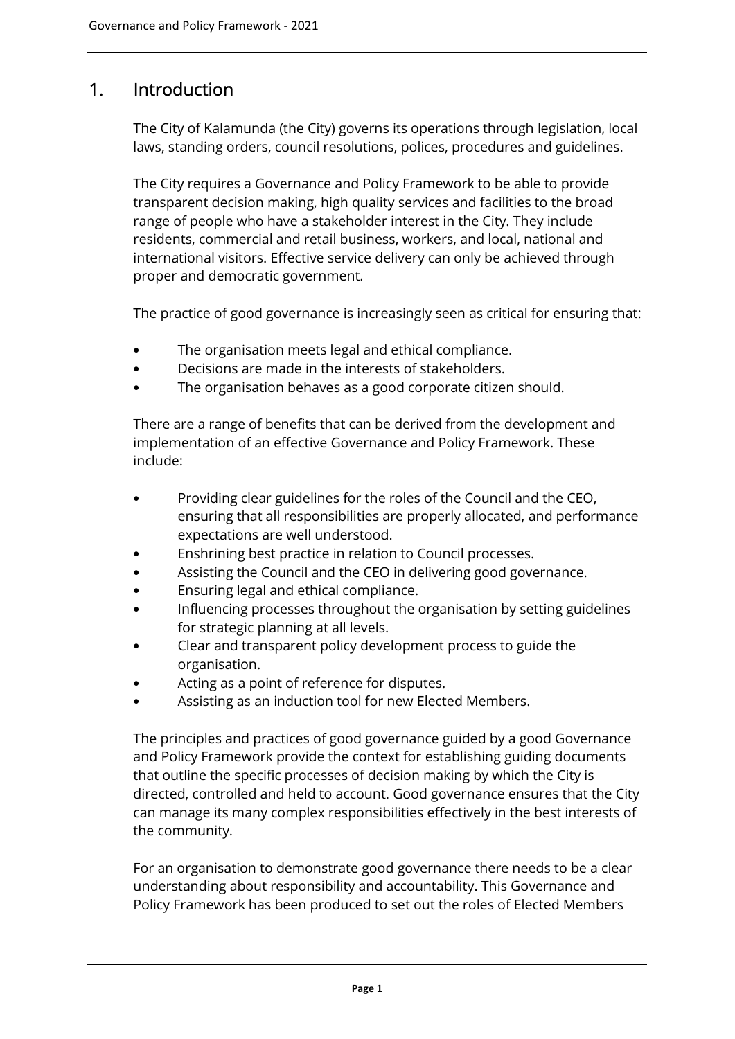# 1. Introduction

The City of Kalamunda (the City) governs its operations through legislation, local laws, standing orders, council resolutions, polices, procedures and guidelines.

The City requires a Governance and Policy Framework to be able to provide transparent decision making, high quality services and facilities to the broad range of people who have a stakeholder interest in the City. They include residents, commercial and retail business, workers, and local, national and international visitors. Effective service delivery can only be achieved through proper and democratic government.

The practice of good governance is increasingly seen as critical for ensuring that:

- The organisation meets legal and ethical compliance.
- Decisions are made in the interests of stakeholders.
- The organisation behaves as a good corporate citizen should.

There are a range of benefits that can be derived from the development and implementation of an effective Governance and Policy Framework. These include:

- Providing clear guidelines for the roles of the Council and the CEO, ensuring that all responsibilities are properly allocated, and performance expectations are well understood.
- Enshrining best practice in relation to Council processes.
- Assisting the Council and the CEO in delivering good governance.
- Ensuring legal and ethical compliance.
- Influencing processes throughout the organisation by setting guidelines for strategic planning at all levels.
- Clear and transparent policy development process to guide the organisation.
- Acting as a point of reference for disputes.
- Assisting as an induction tool for new Elected Members.

The principles and practices of good governance guided by a good Governance and Policy Framework provide the context for establishing guiding documents that outline the specific processes of decision making by which the City is directed, controlled and held to account. Good governance ensures that the City can manage its many complex responsibilities effectively in the best interests of the community.

For an organisation to demonstrate good governance there needs to be a clear understanding about responsibility and accountability. This Governance and Policy Framework has been produced to set out the roles of Elected Members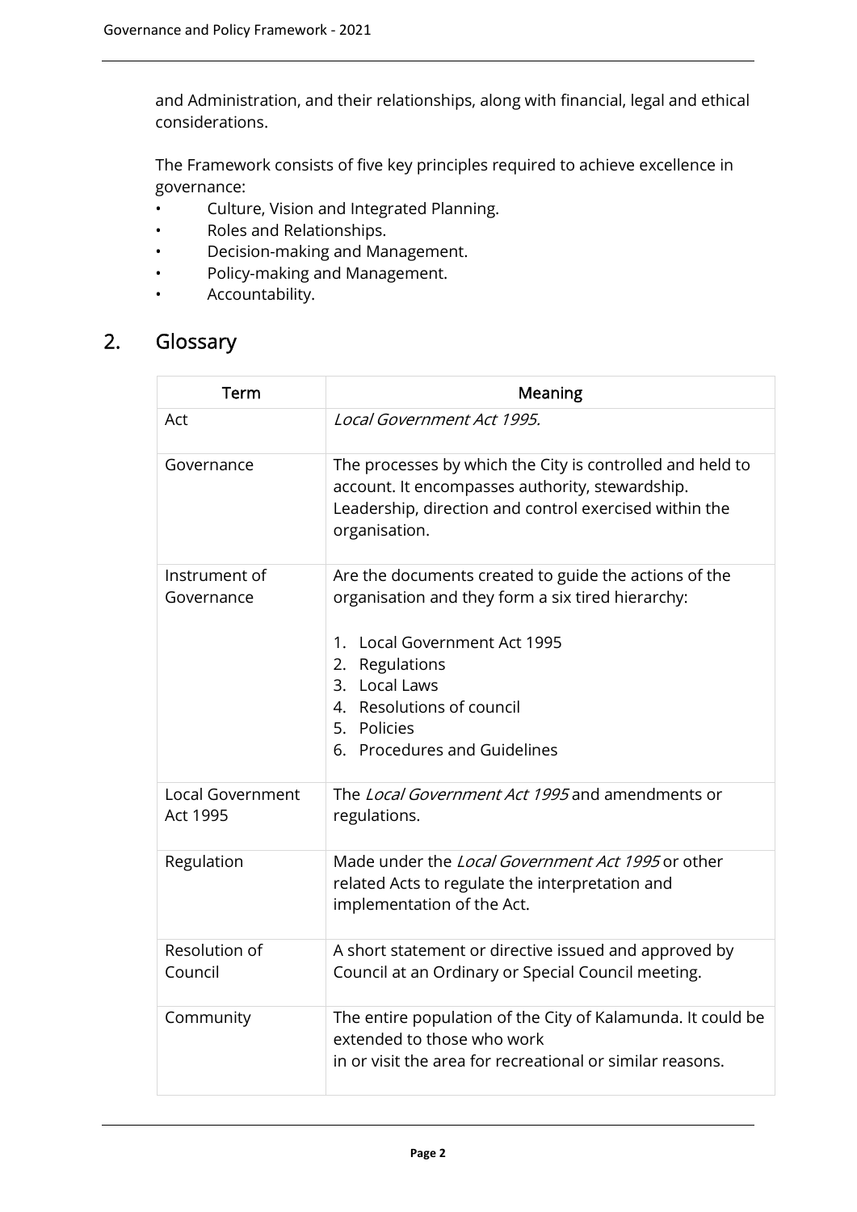and Administration, and their relationships, along with financial, legal and ethical considerations.

The Framework consists of five key principles required to achieve excellence in governance:

- Culture, Vision and Integrated Planning.
- Roles and Relationships.
- Decision-making and Management.
- Policy-making and Management.
- Accountability.

## 2. Glossary

| Term | Meaning |
|---|---|
| Act | *Local Government Act 1995.* |
| Governance | The processes by which the City is controlled and held to account. It encompasses authority, stewardship. Leadership, direction and control exercised within the organisation. |
| Instrument of Governance | Are the documents created to guide the actions of the organisation and they form a six tired hierarchy:<br><br>1. Local Government Act 1995<br>2. Regulations<br>3. Local Laws<br>4. Resolutions of council<br>5. Policies<br>6. Procedures and Guidelines |
| Local Government Act 1995 | The *Local Government Act 1995* and amendments or regulations. |
| Regulation | Made under the *Local Government Act 1995* or other related Acts to regulate the interpretation and implementation of the Act. |
| Resolution of Council | A short statement or directive issued and approved by Council at an Ordinary or Special Council meeting. |
| Community | The entire population of the City of Kalamunda. It could be extended to those who work in or visit the area for recreational or similar reasons. |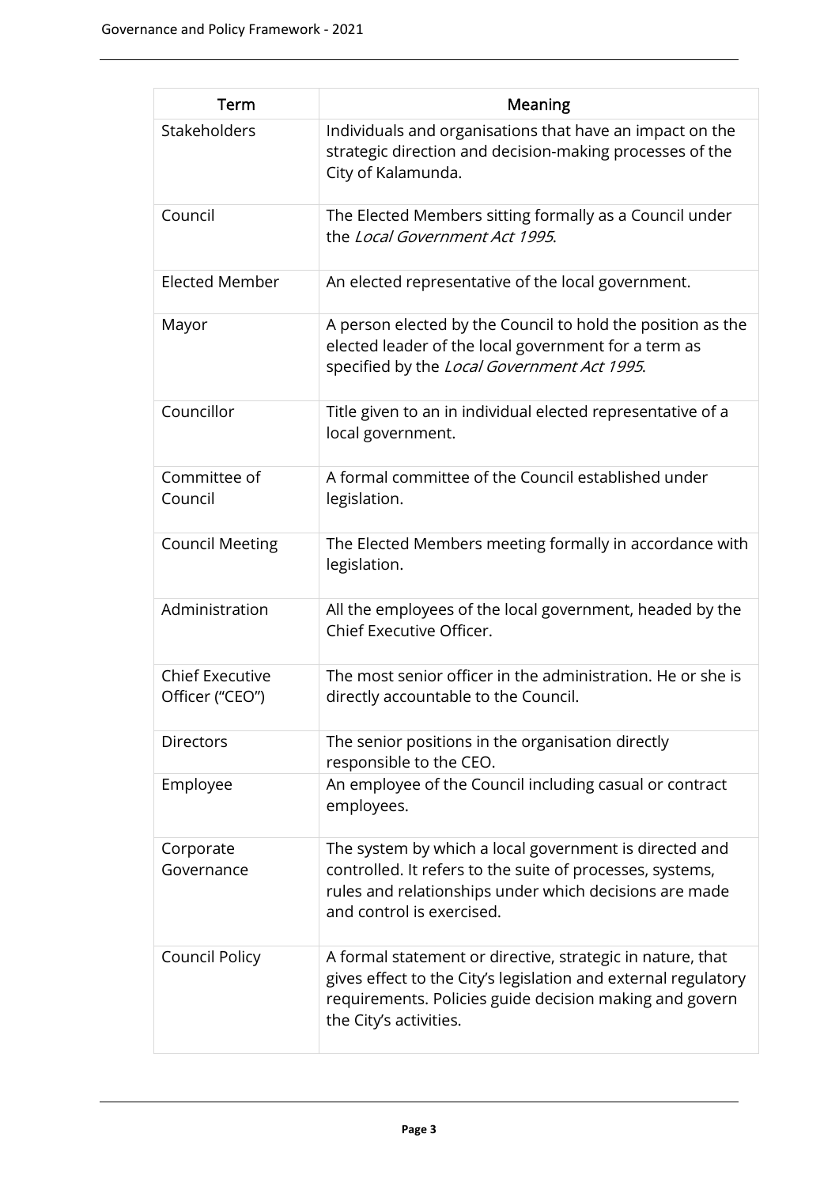| Term | Meaning |
| --- | --- |
| Stakeholders | Individuals and organisations that have an impact on the strategic direction and decision-making processes of the City of Kalamunda. |
| Council | The Elected Members sitting formally as a Council under the *Local Government Act 1995*. |
| Elected Member | An elected representative of the local government. |
| Mayor | A person elected by the Council to hold the position as the elected leader of the local government for a term as specified by the *Local Government Act 1995*. |
| Councillor | Title given to an in individual elected representative of a local government. |
| Committee of Council | A formal committee of the Council established under legislation. |
| Council Meeting | The Elected Members meeting formally in accordance with legislation. |
| Administration | All the employees of the local government, headed by the Chief Executive Officer. |
| Chief Executive Officer ("CEO") | The most senior officer in the administration. He or she is directly accountable to the Council. |
| Directors | The senior positions in the organisation directly responsible to the CEO. |
| Employee | An employee of the Council including casual or contract employees. |
| Corporate Governance | The system by which a local government is directed and controlled. It refers to the suite of processes, systems, rules and relationships under which decisions are made and control is exercised. |
| Council Policy | A formal statement or directive, strategic in nature, that gives effect to the City's legislation and external regulatory requirements. Policies guide decision making and govern the City's activities. |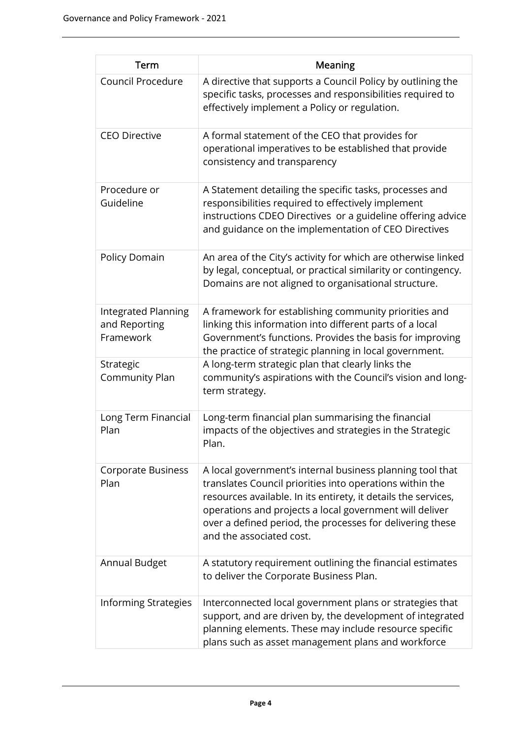| Term | Meaning |
| --- | --- |
| Council Procedure | A directive that supports a Council Policy by outlining the specific tasks, processes and responsibilities required to effectively implement a Policy or regulation. |
| CEO Directive | A formal statement of the CEO that provides for operational imperatives to be established that provide consistency and transparency |
| Procedure or Guideline | A Statement detailing the specific tasks, processes and responsibilities required to effectively implement instructions CDEO Directives or a guideline offering advice and guidance on the implementation of CEO Directives |
| Policy Domain | An area of the City's activity for which are otherwise linked by legal, conceptual, or practical similarity or contingency. Domains are not aligned to organisational structure. |
| Integrated Planning and Reporting Framework | A framework for establishing community priorities and linking this information into different parts of a local Government's functions. Provides the basis for improving the practice of strategic planning in local government. |
| Strategic Community Plan | A long-term strategic plan that clearly links the community's aspirations with the Council's vision and long-term strategy. |
| Long Term Financial Plan | Long-term financial plan summarising the financial impacts of the objectives and strategies in the Strategic Plan. |
| Corporate Business Plan | A local government's internal business planning tool that translates Council priorities into operations within the resources available. In its entirety, it details the services, operations and projects a local government will deliver over a defined period, the processes for delivering these and the associated cost. |
| Annual Budget | A statutory requirement outlining the financial estimates to deliver the Corporate Business Plan. |
| Informing Strategies | Interconnected local government plans or strategies that support, and are driven by, the development of integrated planning elements. These may include resource specific plans such as asset management plans and workforce |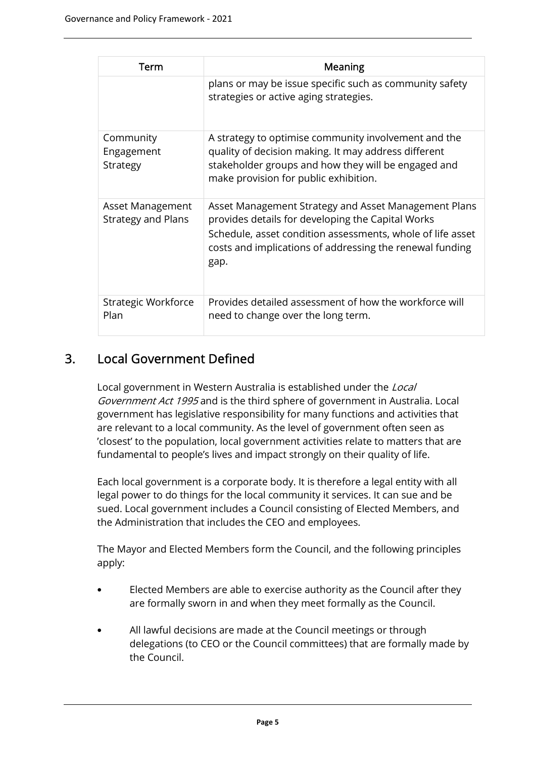| Term | Meaning |
| --- | --- |
| | plans or may be issue specific such as community safety strategies or active aging strategies. |
| Community Engagement Strategy | A strategy to optimise community involvement and the quality of decision making. It may address different stakeholder groups and how they will be engaged and make provision for public exhibition. |
| Asset Management Strategy and Plans | Asset Management Strategy and Asset Management Plans provides details for developing the Capital Works Schedule, asset condition assessments, whole of life asset costs and implications of addressing the renewal funding gap. |
| Strategic Workforce Plan | Provides detailed assessment of how the workforce will need to change over the long term. |

## 3. Local Government Defined

Local government in Western Australia is established under the *Local Government Act 1995* and is the third sphere of government in Australia. Local government has legislative responsibility for many functions and activities that are relevant to a local community. As the level of government often seen as 'closest' to the population, local government activities relate to matters that are fundamental to people's lives and impact strongly on their quality of life.

Each local government is a corporate body. It is therefore a legal entity with all legal power to do things for the local community it services. It can sue and be sued. Local government includes a Council consisting of Elected Members, and the Administration that includes the CEO and employees.

The Mayor and Elected Members form the Council, and the following principles apply:

- Elected Members are able to exercise authority as the Council after they are formally sworn in and when they meet formally as the Council.
- All lawful decisions are made at the Council meetings or through delegations (to CEO or the Council committees) that are formally made by the Council.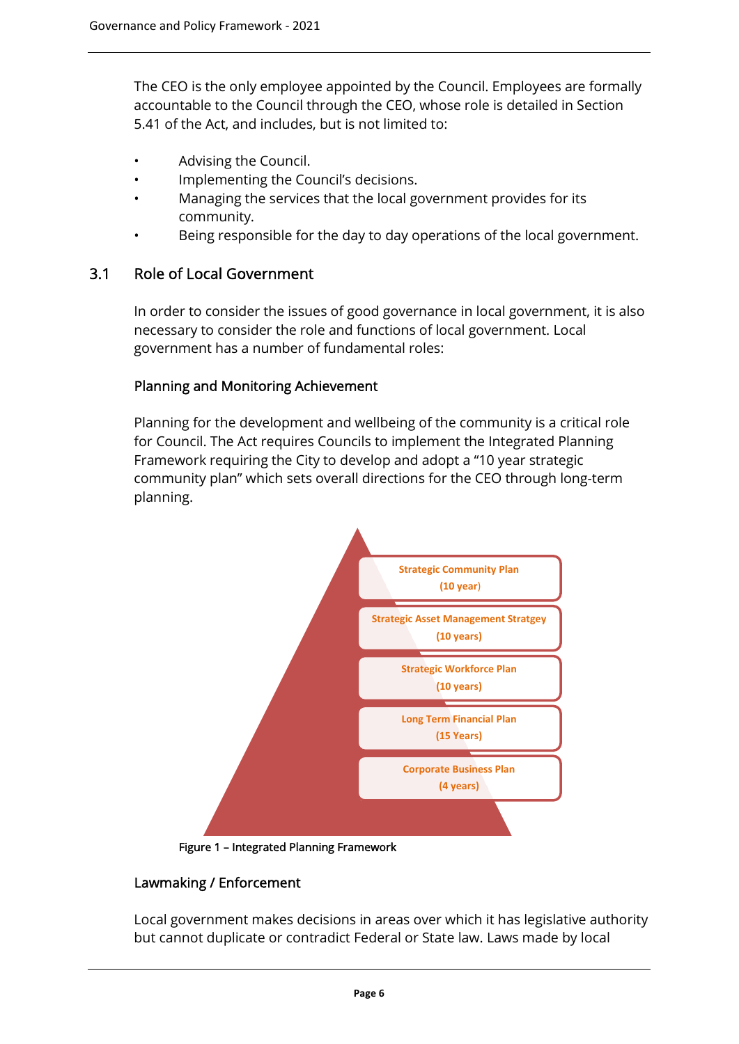The CEO is the only employee appointed by the Council. Employees are formally accountable to the Council through the CEO, whose role is detailed in Section 5.41 of the Act, and includes, but is not limited to:

- Advising the Council.
- Implementing the Council's decisions.
- Managing the services that the local government provides for its community.
- Being responsible for the day to day operations of the local government.

## 3.1 Role of Local Government

In order to consider the issues of good governance in local government, it is also necessary to consider the role and functions of local government. Local government has a number of fundamental roles:

### Planning and Monitoring Achievement

Planning for the development and wellbeing of the community is a critical role for Council. The Act requires Councils to implement the Integrated Planning Framework requiring the City to develop and adopt a "10 year strategic community plan" which sets overall directions for the CEO through long-term planning.

**Strategic Community Plan (10 year)**

**Strategic Asset Management Stratgey (10 years)**

**Strategic Workforce Plan (10 years)**

**Long Term Financial Plan (15 Years)**

**Corporate Business Plan (4 years)**

Figure 1 – Integrated Planning Framework

### Lawmaking / Enforcement

Local government makes decisions in areas over which it has legislative authority but cannot duplicate or contradict Federal or State law. Laws made by local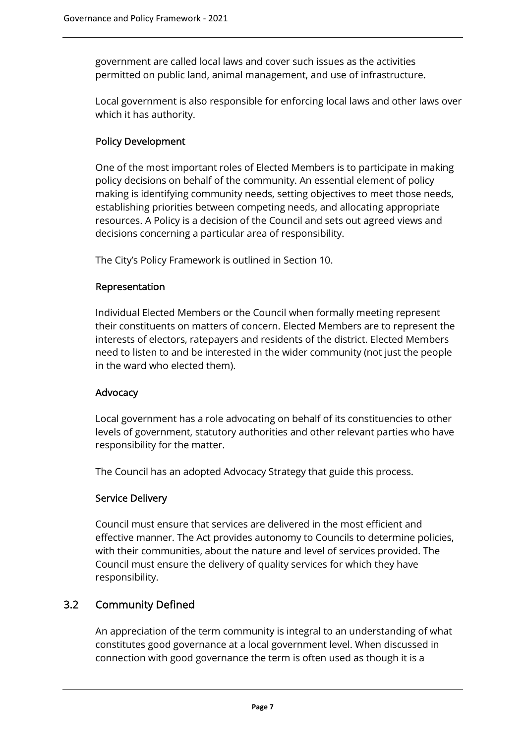government are called local laws and cover such issues as the activities permitted on public land, animal management, and use of infrastructure.

Local government is also responsible for enforcing local laws and other laws over which it has authority.

### Policy Development

One of the most important roles of Elected Members is to participate in making policy decisions on behalf of the community. An essential element of policy making is identifying community needs, setting objectives to meet those needs, establishing priorities between competing needs, and allocating appropriate resources. A Policy is a decision of the Council and sets out agreed views and decisions concerning a particular area of responsibility.

The City's Policy Framework is outlined in Section 10.

### Representation

Individual Elected Members or the Council when formally meeting represent their constituents on matters of concern. Elected Members are to represent the interests of electors, ratepayers and residents of the district. Elected Members need to listen to and be interested in the wider community (not just the people in the ward who elected them).

### Advocacy

Local government has a role advocating on behalf of its constituencies to other levels of government, statutory authorities and other relevant parties who have responsibility for the matter.

The Council has an adopted Advocacy Strategy that guide this process.

### Service Delivery

Council must ensure that services are delivered in the most efficient and effective manner. The Act provides autonomy to Councils to determine policies, with their communities, about the nature and level of services provided. The Council must ensure the delivery of quality services for which they have responsibility.

## 3.2 Community Defined

An appreciation of the term community is integral to an understanding of what constitutes good governance at a local government level. When discussed in connection with good governance the term is often used as though it is a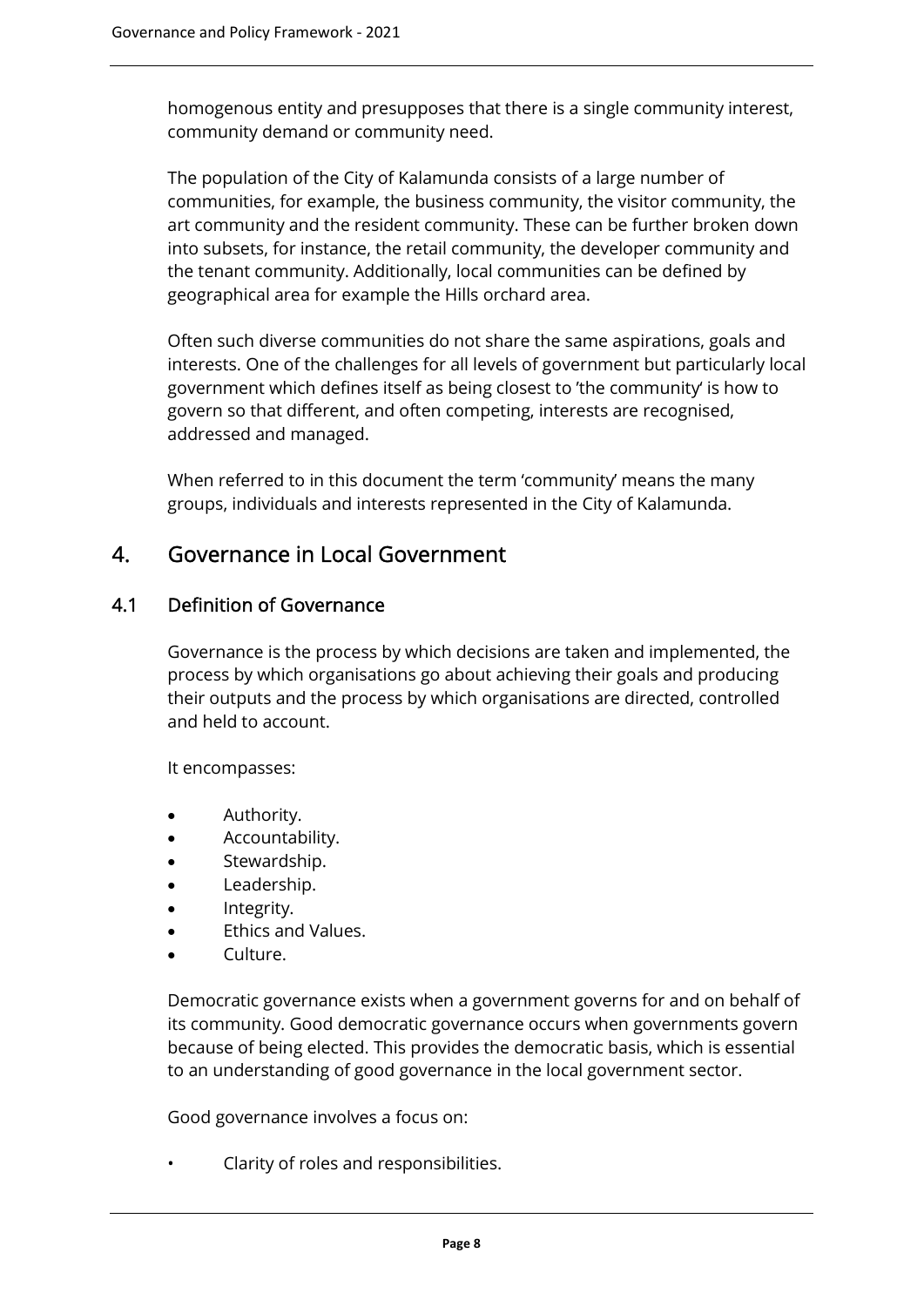homogenous entity and presupposes that there is a single community interest, community demand or community need.

The population of the City of Kalamunda consists of a large number of communities, for example, the business community, the visitor community, the art community and the resident community. These can be further broken down into subsets, for instance, the retail community, the developer community and the tenant community. Additionally, local communities can be defined by geographical area for example the Hills orchard area.

Often such diverse communities do not share the same aspirations, goals and interests. One of the challenges for all levels of government but particularly local government which defines itself as being closest to 'the community' is how to govern so that different, and often competing, interests are recognised, addressed and managed.

When referred to in this document the term 'community' means the many groups, individuals and interests represented in the City of Kalamunda.

## 4. Governance in Local Government

### 4.1 Definition of Governance

Governance is the process by which decisions are taken and implemented, the process by which organisations go about achieving their goals and producing their outputs and the process by which organisations are directed, controlled and held to account.

It encompasses:

- Authority.
- Accountability.
- Stewardship.
- Leadership.
- Integrity.
- Ethics and Values.
- Culture.

Democratic governance exists when a government governs for and on behalf of its community. Good democratic governance occurs when governments govern because of being elected. This provides the democratic basis, which is essential to an understanding of good governance in the local government sector.

Good governance involves a focus on:

- Clarity of roles and responsibilities.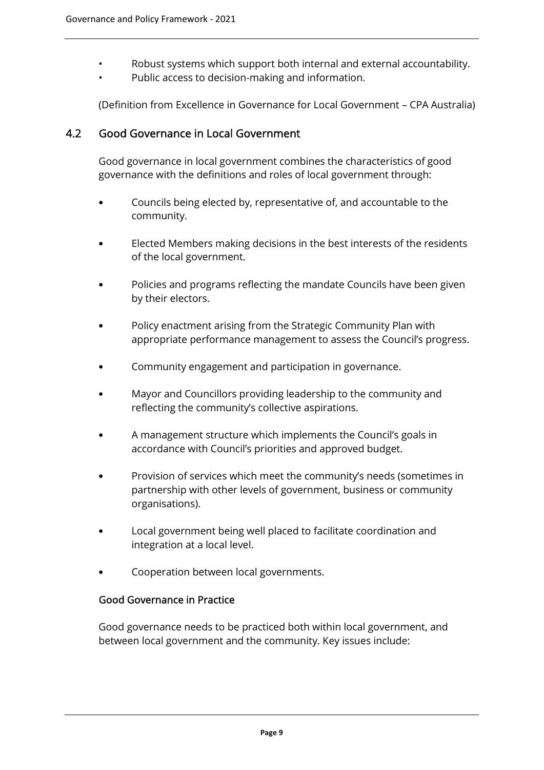- Robust systems which support both internal and external accountability.
- Public access to decision-making and information.

(Definition from Excellence in Governance for Local Government – CPA Australia)

## 4.2 Good Governance in Local Government

Good governance in local government combines the characteristics of good governance with the definitions and roles of local government through:

- Councils being elected by, representative of, and accountable to the community.
- Elected Members making decisions in the best interests of the residents of the local government.
- Policies and programs reflecting the mandate Councils have been given by their electors.
- Policy enactment arising from the Strategic Community Plan with appropriate performance management to assess the Council's progress.
- Community engagement and participation in governance.
- Mayor and Councillors providing leadership to the community and reflecting the community's collective aspirations.
- A management structure which implements the Council's goals in accordance with Council's priorities and approved budget.
- Provision of services which meet the community's needs (sometimes in partnership with other levels of government, business or community organisations).
- Local government being well placed to facilitate coordination and integration at a local level.
- Cooperation between local governments.

### Good Governance in Practice

Good governance needs to be practiced both within local government, and between local government and the community. Key issues include: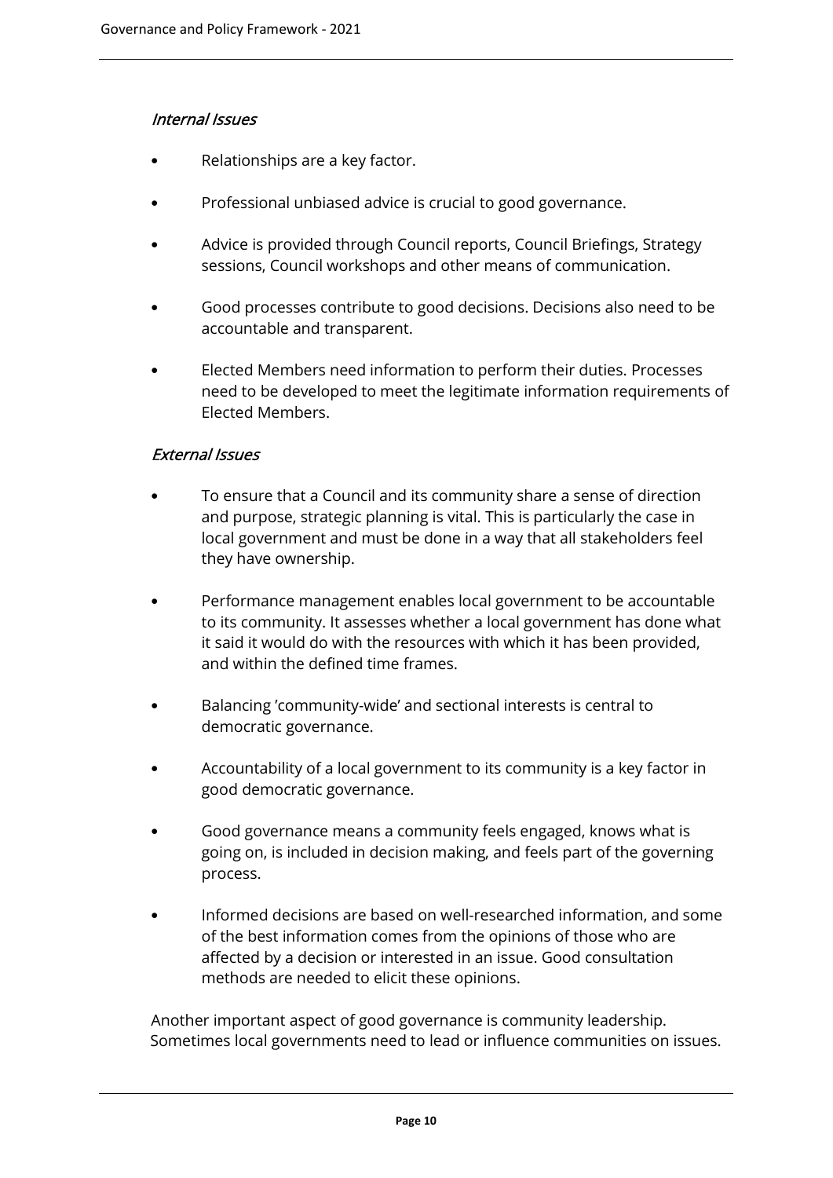*Internal Issues*

- Relationships are a key factor.
- Professional unbiased advice is crucial to good governance.
- Advice is provided through Council reports, Council Briefings, Strategy sessions, Council workshops and other means of communication.
- Good processes contribute to good decisions. Decisions also need to be accountable and transparent.
- Elected Members need information to perform their duties. Processes need to be developed to meet the legitimate information requirements of Elected Members.

*External Issues*

- To ensure that a Council and its community share a sense of direction and purpose, strategic planning is vital. This is particularly the case in local government and must be done in a way that all stakeholders feel they have ownership.
- Performance management enables local government to be accountable to its community. It assesses whether a local government has done what it said it would do with the resources with which it has been provided, and within the defined time frames.
- Balancing 'community-wide' and sectional interests is central to democratic governance.
- Accountability of a local government to its community is a key factor in good democratic governance.
- Good governance means a community feels engaged, knows what is going on, is included in decision making, and feels part of the governing process.
- Informed decisions are based on well-researched information, and some of the best information comes from the opinions of those who are affected by a decision or interested in an issue. Good consultation methods are needed to elicit these opinions.

Another important aspect of good governance is community leadership. Sometimes local governments need to lead or influence communities on issues.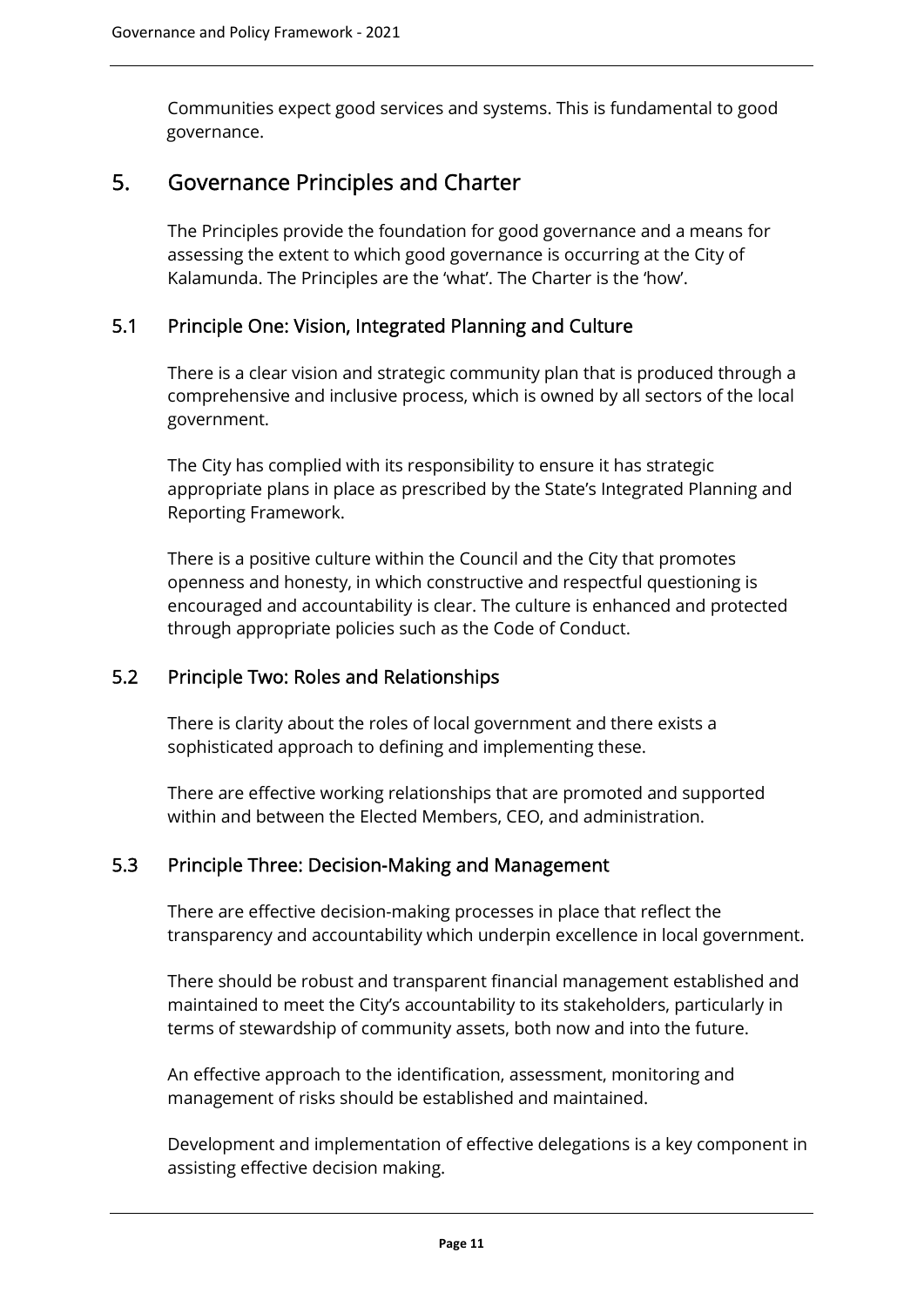Communities expect good services and systems. This is fundamental to good governance.

# 5. Governance Principles and Charter

The Principles provide the foundation for good governance and a means for assessing the extent to which good governance is occurring at the City of Kalamunda. The Principles are the 'what'. The Charter is the 'how'.

## 5.1 Principle One: Vision, Integrated Planning and Culture

There is a clear vision and strategic community plan that is produced through a comprehensive and inclusive process, which is owned by all sectors of the local government.

The City has complied with its responsibility to ensure it has strategic appropriate plans in place as prescribed by the State's Integrated Planning and Reporting Framework.

There is a positive culture within the Council and the City that promotes openness and honesty, in which constructive and respectful questioning is encouraged and accountability is clear. The culture is enhanced and protected through appropriate policies such as the Code of Conduct.

## 5.2 Principle Two: Roles and Relationships

There is clarity about the roles of local government and there exists a sophisticated approach to defining and implementing these.

There are effective working relationships that are promoted and supported within and between the Elected Members, CEO, and administration.

## 5.3 Principle Three: Decision-Making and Management

There are effective decision-making processes in place that reflect the transparency and accountability which underpin excellence in local government.

There should be robust and transparent financial management established and maintained to meet the City's accountability to its stakeholders, particularly in terms of stewardship of community assets, both now and into the future.

An effective approach to the identification, assessment, monitoring and management of risks should be established and maintained.

Development and implementation of effective delegations is a key component in assisting effective decision making.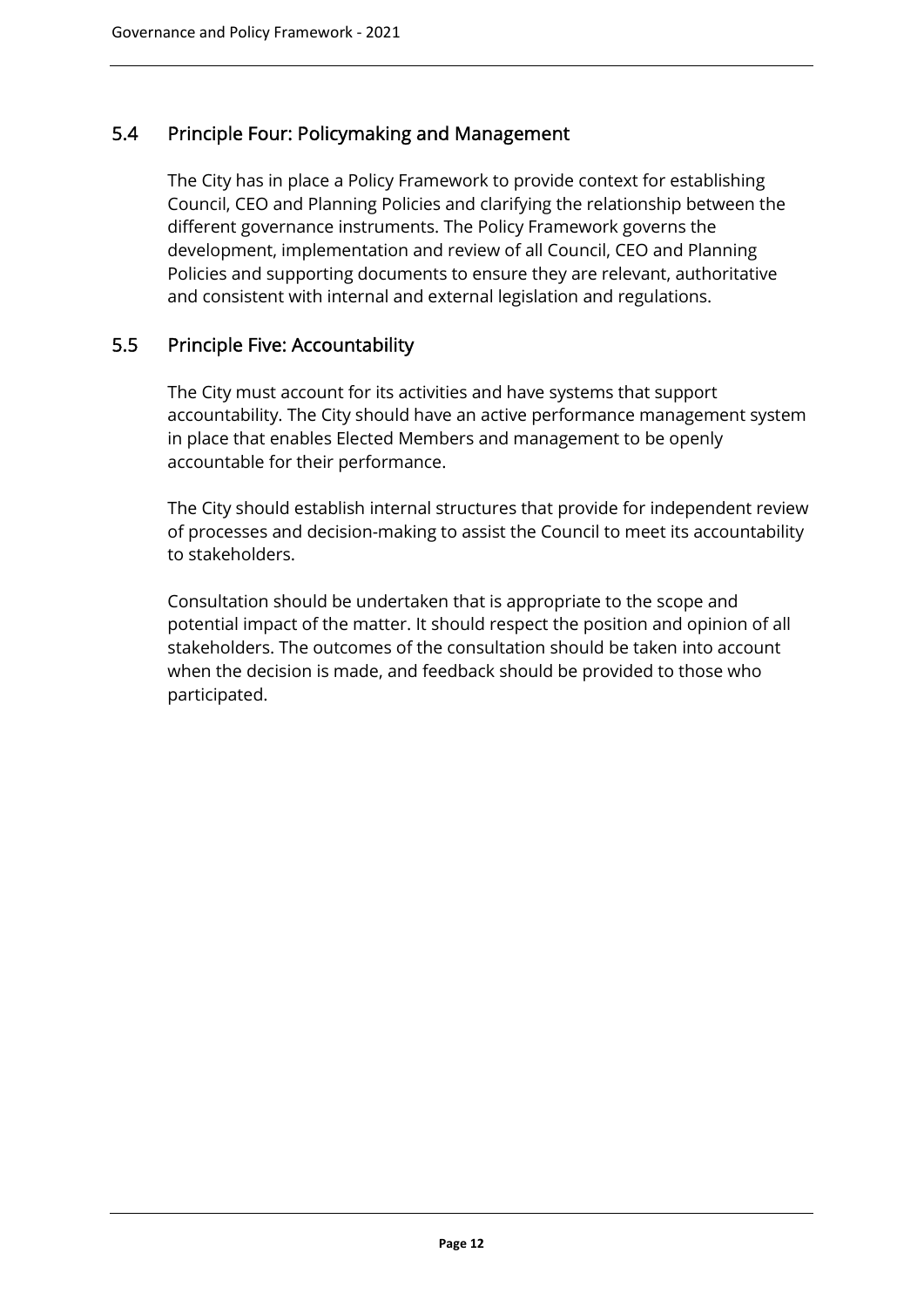## 5.4 Principle Four: Policymaking and Management

The City has in place a Policy Framework to provide context for establishing Council, CEO and Planning Policies and clarifying the relationship between the different governance instruments. The Policy Framework governs the development, implementation and review of all Council, CEO and Planning Policies and supporting documents to ensure they are relevant, authoritative and consistent with internal and external legislation and regulations.

## 5.5 Principle Five: Accountability

The City must account for its activities and have systems that support accountability. The City should have an active performance management system in place that enables Elected Members and management to be openly accountable for their performance.

The City should establish internal structures that provide for independent review of processes and decision-making to assist the Council to meet its accountability to stakeholders.

Consultation should be undertaken that is appropriate to the scope and potential impact of the matter. It should respect the position and opinion of all stakeholders. The outcomes of the consultation should be taken into account when the decision is made, and feedback should be provided to those who participated.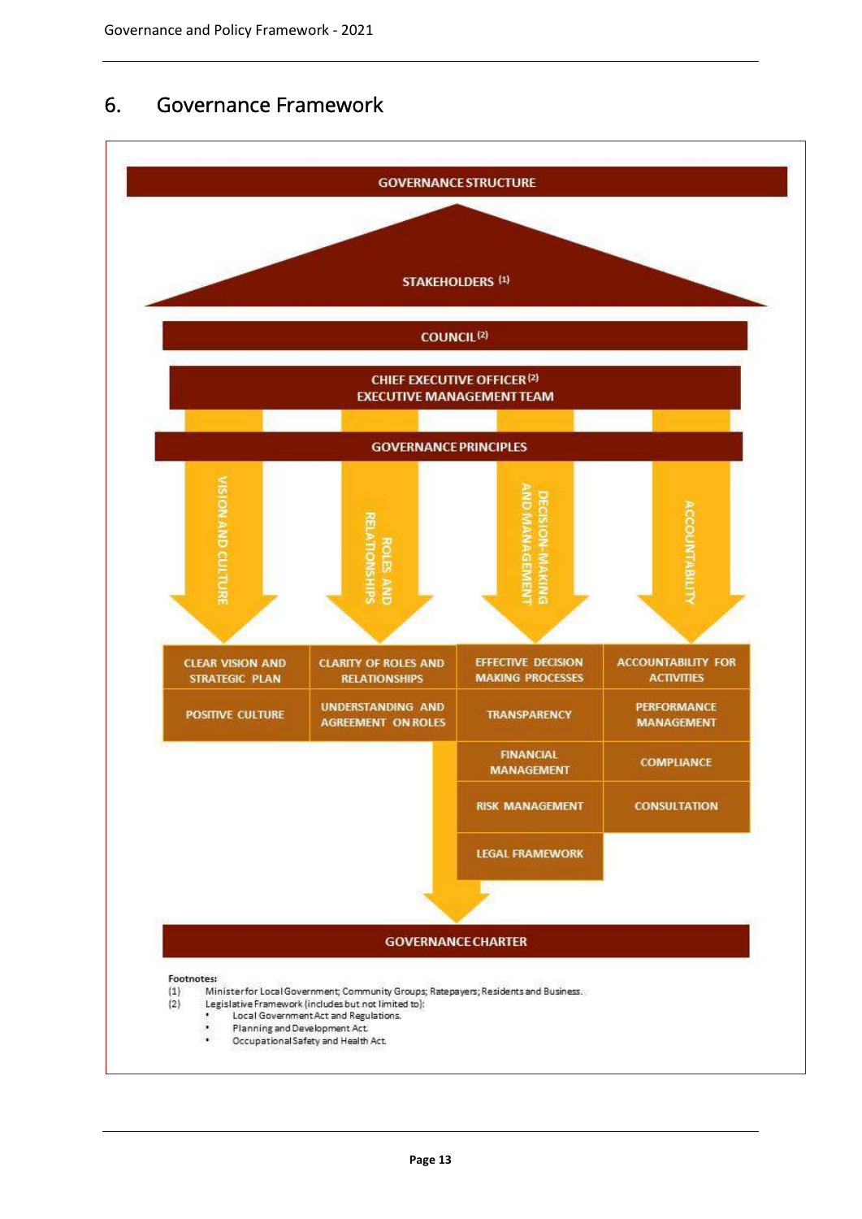# 6. Governance Framework

**GOVERNANCE STRUCTURE**

**STAKEHOLDERS** [1]

**COUNCIL** [2]

**CHIEF EXECUTIVE OFFICER** [2]
**EXECUTIVE MANAGEMENT TEAM**

**GOVERNANCE PRINCIPLES**

| VISION AND CULTURE | ROLES AND RELATIONSHIPS | DECISION-MAKING AND MANAGEMENT | ACCOUNTABILITY |
|---|---|---|---|
| CLEAR VISION AND STRATEGIC PLAN | CLARITY OF ROLES AND RELATIONSHIPS | EFFECTIVE DECISION MAKING PROCESSES | ACCOUNTABILITY FOR ACTIVITIES |
| POSITIVE CULTURE | UNDERSTANDING AND AGREEMENT ON ROLES | TRANSPARENCY | PERFORMANCE MANAGEMENT |
| | | FINANCIAL MANAGEMENT | COMPLIANCE |
| | | RISK MANAGEMENT | CONSULTATION |
| | | LEGAL FRAMEWORK | |

**GOVERNANCE CHARTER**

**Footnotes:**

(1) Minister for Local Government; Community Groups; Ratepayers; Residents and Business.

(2) Legislative Framework (includes but not limited to):

- Local Government Act and Regulations.
- Planning and Development Act.
- Occupational Safety and Health Act.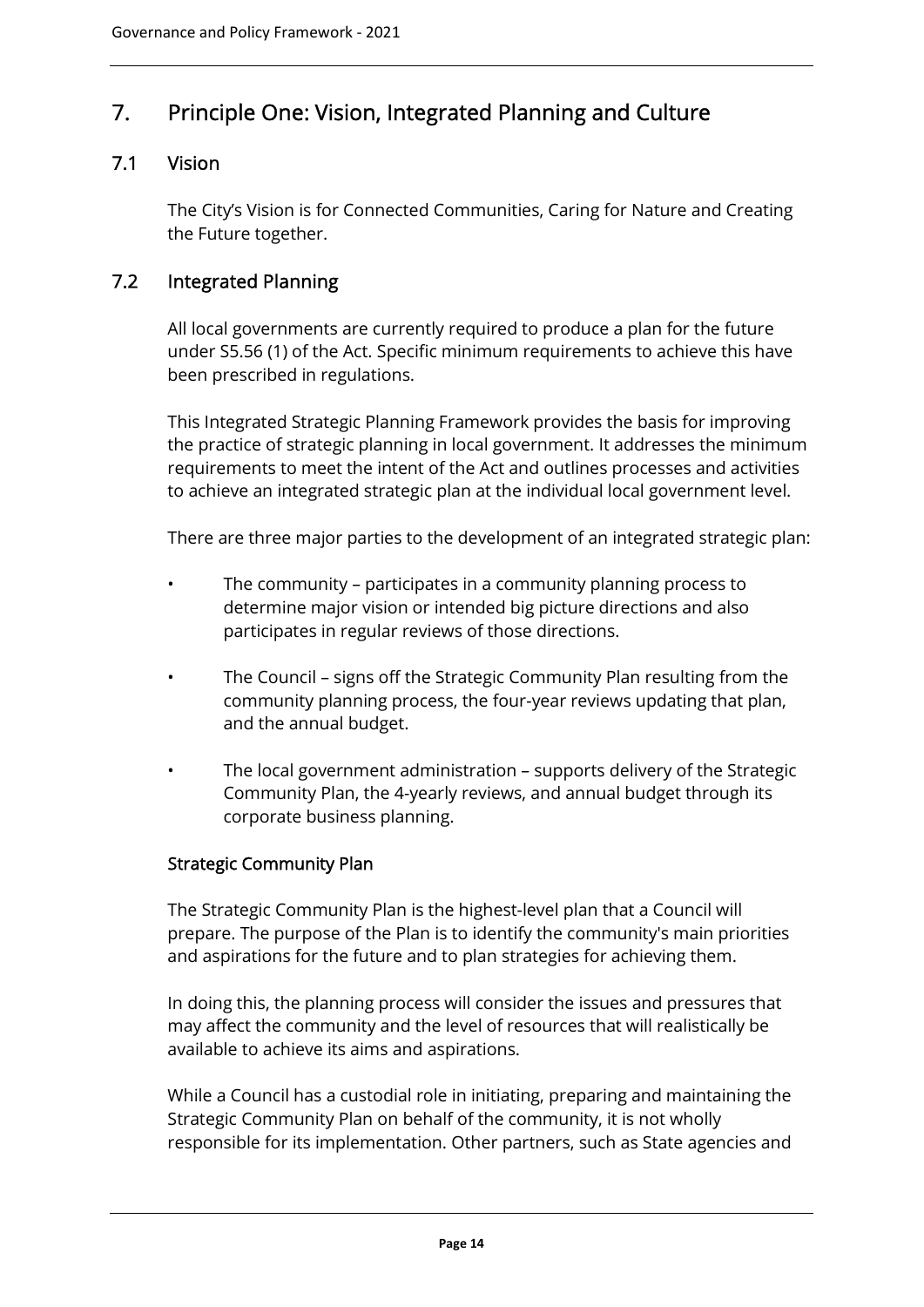# 7. Principle One: Vision, Integrated Planning and Culture

## 7.1 Vision

The City's Vision is for Connected Communities, Caring for Nature and Creating the Future together.

## 7.2 Integrated Planning

All local governments are currently required to produce a plan for the future under S5.56 (1) of the Act. Specific minimum requirements to achieve this have been prescribed in regulations.

This Integrated Strategic Planning Framework provides the basis for improving the practice of strategic planning in local government. It addresses the minimum requirements to meet the intent of the Act and outlines processes and activities to achieve an integrated strategic plan at the individual local government level.

There are three major parties to the development of an integrated strategic plan:

- The community – participates in a community planning process to determine major vision or intended big picture directions and also participates in regular reviews of those directions.
- The Council – signs off the Strategic Community Plan resulting from the community planning process, the four-year reviews updating that plan, and the annual budget.
- The local government administration – supports delivery of the Strategic Community Plan, the 4-yearly reviews, and annual budget through its corporate business planning.

### Strategic Community Plan

The Strategic Community Plan is the highest-level plan that a Council will prepare. The purpose of the Plan is to identify the community's main priorities and aspirations for the future and to plan strategies for achieving them.

In doing this, the planning process will consider the issues and pressures that may affect the community and the level of resources that will realistically be available to achieve its aims and aspirations.

While a Council has a custodial role in initiating, preparing and maintaining the Strategic Community Plan on behalf of the community, it is not wholly responsible for its implementation. Other partners, such as State agencies and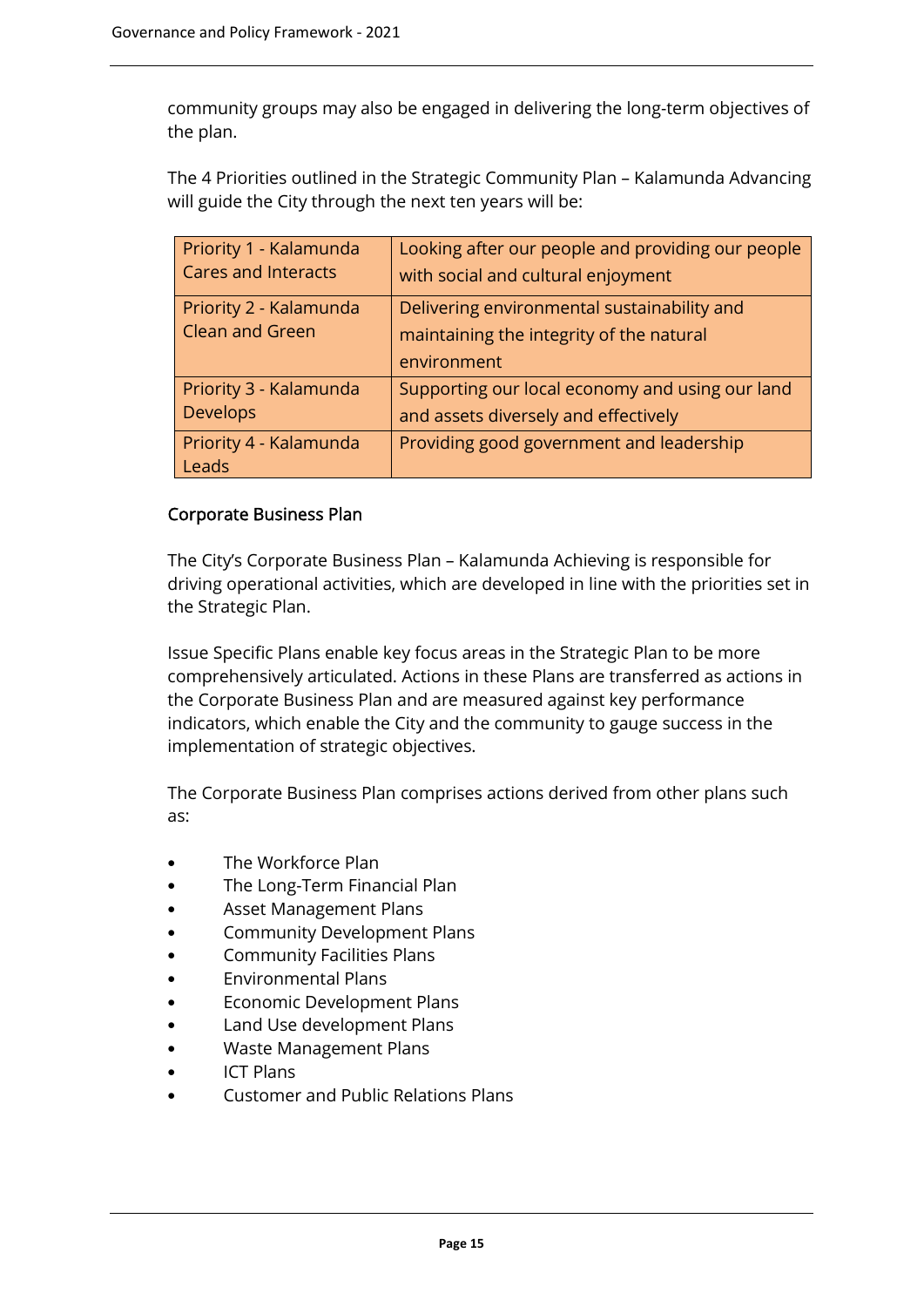community groups may also be engaged in delivering the long-term objectives of the plan.

The 4 Priorities outlined in the Strategic Community Plan – Kalamunda Advancing will guide the City through the next ten years will be:

| | |
|---|---|
| Priority 1 - Kalamunda Cares and Interacts | Looking after our people and providing our people with social and cultural enjoyment |
| Priority 2 - Kalamunda Clean and Green | Delivering environmental sustainability and maintaining the integrity of the natural environment |
| Priority 3 - Kalamunda Develops | Supporting our local economy and using our land and assets diversely and effectively |
| Priority 4 - Kalamunda Leads | Providing good government and leadership |

### Corporate Business Plan

The City's Corporate Business Plan – Kalamunda Achieving is responsible for driving operational activities, which are developed in line with the priorities set in the Strategic Plan.

Issue Specific Plans enable key focus areas in the Strategic Plan to be more comprehensively articulated. Actions in these Plans are transferred as actions in the Corporate Business Plan and are measured against key performance indicators, which enable the City and the community to gauge success in the implementation of strategic objectives.

The Corporate Business Plan comprises actions derived from other plans such as:

- The Workforce Plan
- The Long-Term Financial Plan
- Asset Management Plans
- Community Development Plans
- Community Facilities Plans
- Environmental Plans
- Economic Development Plans
- Land Use development Plans
- Waste Management Plans
- ICT Plans
- Customer and Public Relations Plans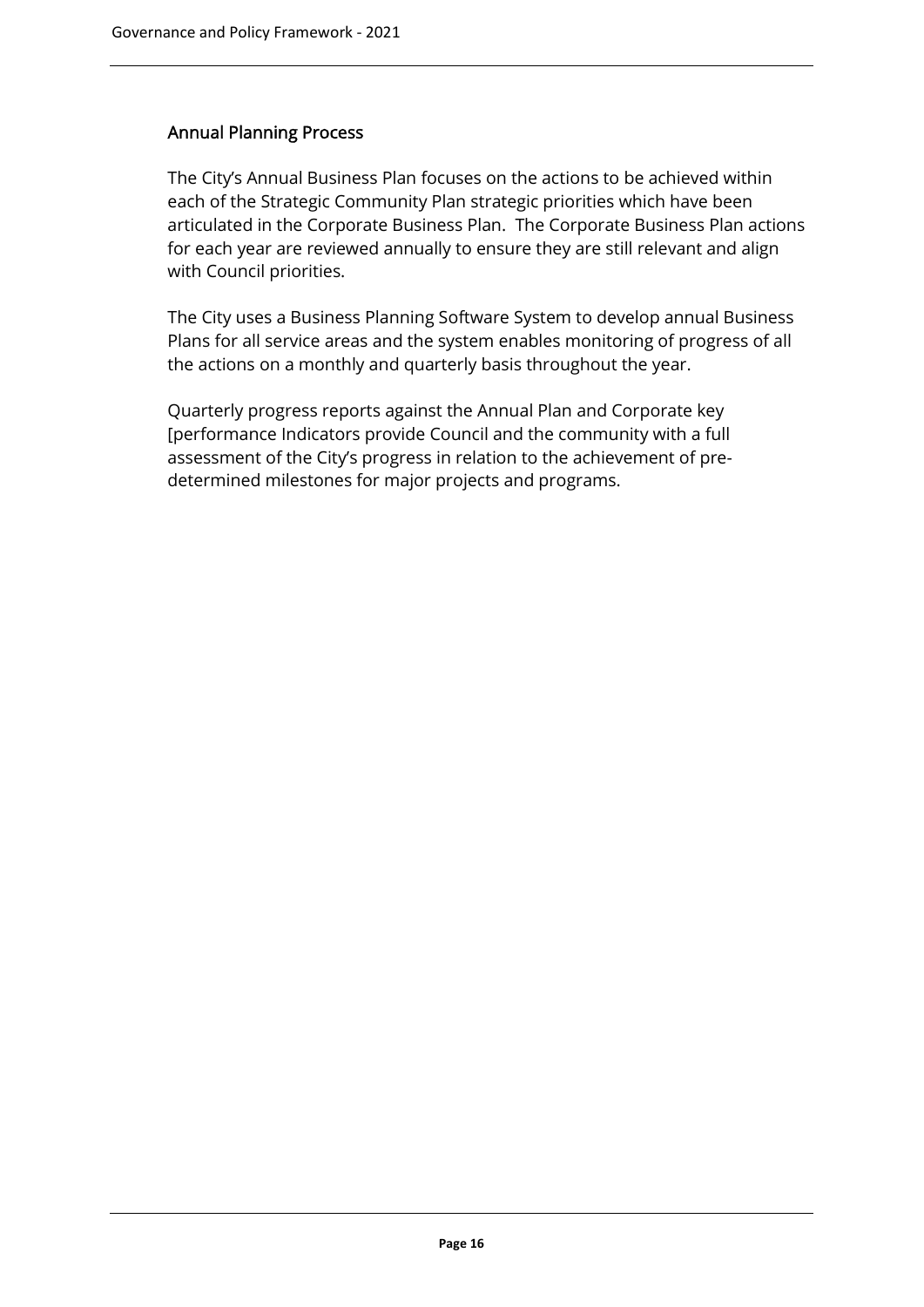## Annual Planning Process

The City's Annual Business Plan focuses on the actions to be achieved within each of the Strategic Community Plan strategic priorities which have been articulated in the Corporate Business Plan. The Corporate Business Plan actions for each year are reviewed annually to ensure they are still relevant and align with Council priorities.

The City uses a Business Planning Software System to develop annual Business Plans for all service areas and the system enables monitoring of progress of all the actions on a monthly and quarterly basis throughout the year.

Quarterly progress reports against the Annual Plan and Corporate key [performance Indicators provide Council and the community with a full assessment of the City's progress in relation to the achievement of pre-determined milestones for major projects and programs.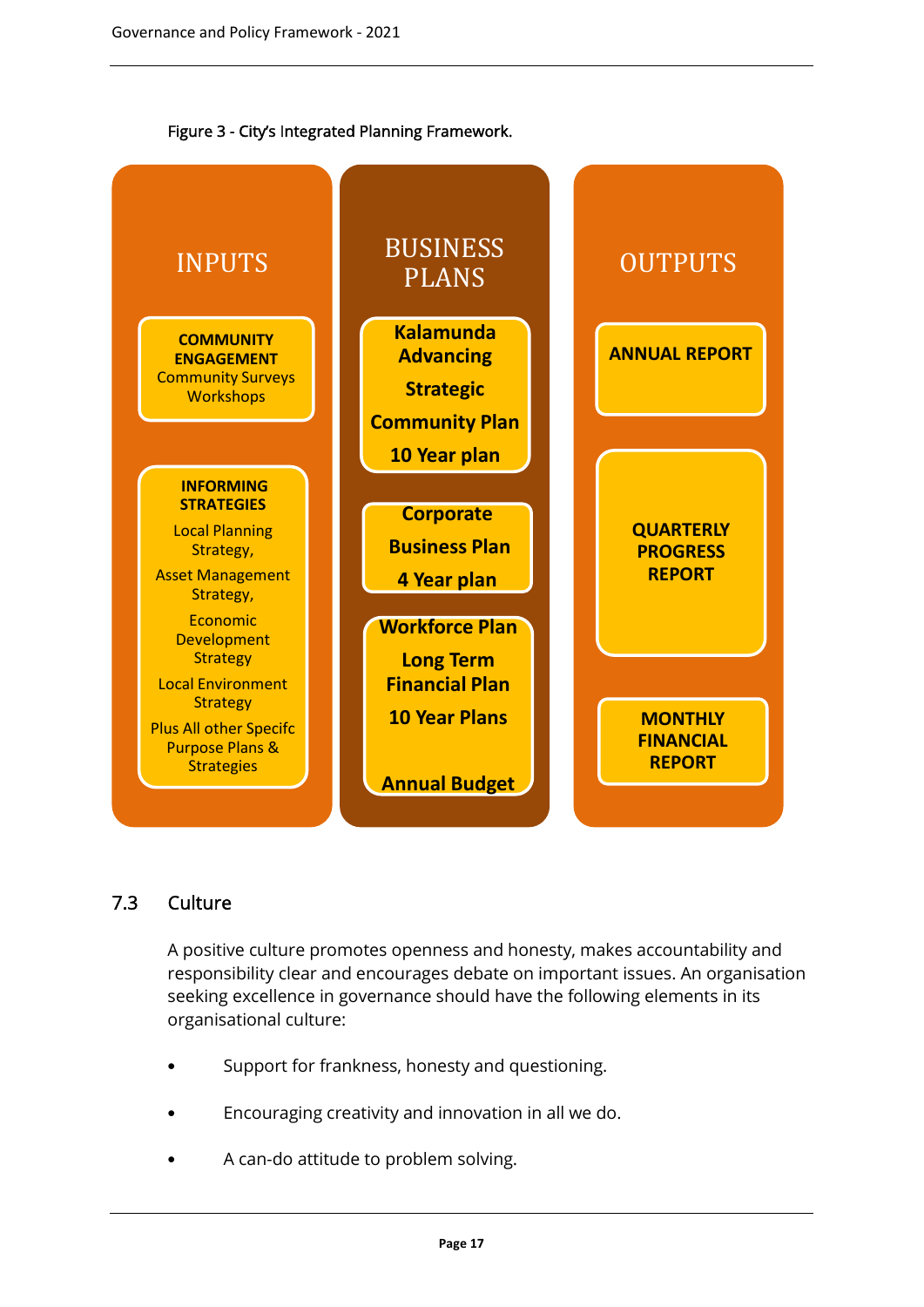Figure 3 - City's Integrated Planning Framework.

| INPUTS | BUSINESS PLANS | OUTPUTS |
| --- | --- | --- |
| **COMMUNITY ENGAGEMENT** Community Surveys Workshops | **Kalamunda Advancing Strategic Community Plan 10 Year plan** | **ANNUAL REPORT** |
| **INFORMING STRATEGIES** Local Planning Strategy, Asset Management Strategy, Economic Development Strategy Local Environment Strategy Plus All other Specifc Purpose Plans & Strategies | **Corporate Business Plan 4 Year plan** | **QUARTERLY PROGRESS REPORT** |
| | **Workforce Plan Long Term Financial Plan 10 Year Plans Annual Budget** | **MONTHLY FINANCIAL REPORT** |

## 7.3 Culture

A positive culture promotes openness and honesty, makes accountability and responsibility clear and encourages debate on important issues. An organisation seeking excellence in governance should have the following elements in its organisational culture:

- Support for frankness, honesty and questioning.
- Encouraging creativity and innovation in all we do.
- A can-do attitude to problem solving.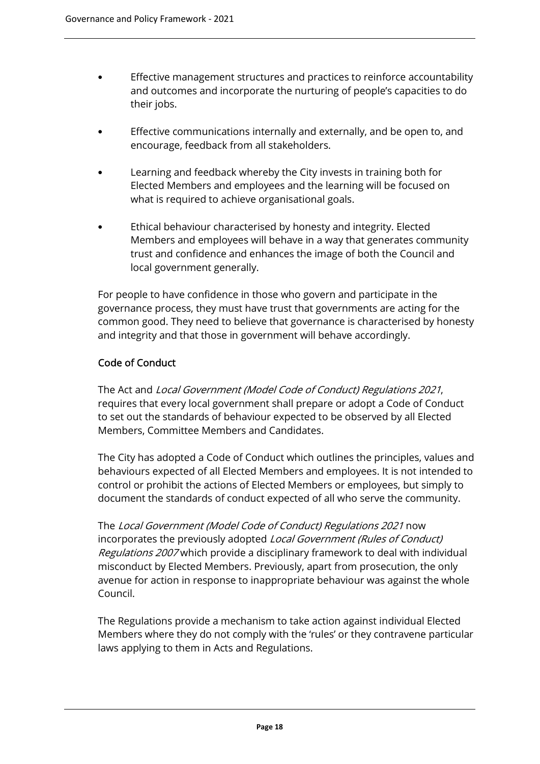- Effective management structures and practices to reinforce accountability and outcomes and incorporate the nurturing of people's capacities to do their jobs.

- Effective communications internally and externally, and be open to, and encourage, feedback from all stakeholders.

- Learning and feedback whereby the City invests in training both for Elected Members and employees and the learning will be focused on what is required to achieve organisational goals.

- Ethical behaviour characterised by honesty and integrity. Elected Members and employees will behave in a way that generates community trust and confidence and enhances the image of both the Council and local government generally.

For people to have confidence in those who govern and participate in the governance process, they must have trust that governments are acting for the common good. They need to believe that governance is characterised by honesty and integrity and that those in government will behave accordingly.

## Code of Conduct

The Act and *Local Government (Model Code of Conduct) Regulations 2021*, requires that every local government shall prepare or adopt a Code of Conduct to set out the standards of behaviour expected to be observed by all Elected Members, Committee Members and Candidates.

The City has adopted a Code of Conduct which outlines the principles, values and behaviours expected of all Elected Members and employees. It is not intended to control or prohibit the actions of Elected Members or employees, but simply to document the standards of conduct expected of all who serve the community.

The *Local Government (Model Code of Conduct) Regulations 2021* now incorporates the previously adopted *Local Government (Rules of Conduct) Regulations 2007* which provide a disciplinary framework to deal with individual misconduct by Elected Members. Previously, apart from prosecution, the only avenue for action in response to inappropriate behaviour was against the whole Council.

The Regulations provide a mechanism to take action against individual Elected Members where they do not comply with the 'rules' or they contravene particular laws applying to them in Acts and Regulations.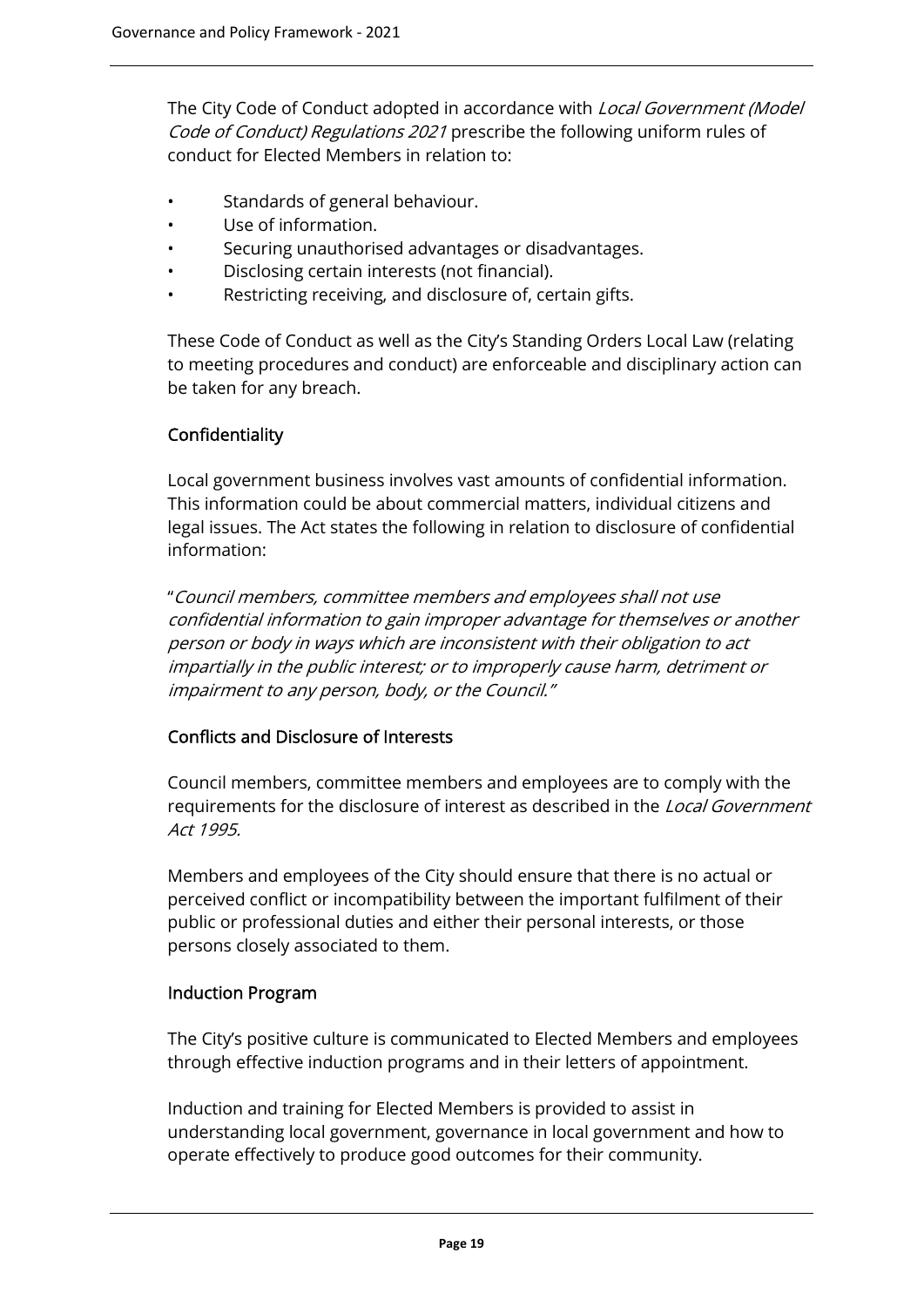The City Code of Conduct adopted in accordance with *Local Government (Model Code of Conduct) Regulations 2021* prescribe the following uniform rules of conduct for Elected Members in relation to:

- Standards of general behaviour.
- Use of information.
- Securing unauthorised advantages or disadvantages.
- Disclosing certain interests (not financial).
- Restricting receiving, and disclosure of, certain gifts.

These Code of Conduct as well as the City's Standing Orders Local Law (relating to meeting procedures and conduct) are enforceable and disciplinary action can be taken for any breach.

### Confidentiality

Local government business involves vast amounts of confidential information. This information could be about commercial matters, individual citizens and legal issues. The Act states the following in relation to disclosure of confidential information:

"*Council members, committee members and employees shall not use confidential information to gain improper advantage for themselves or another person or body in ways which are inconsistent with their obligation to act impartially in the public interest; or to improperly cause harm, detriment or impairment to any person, body, or the Council.*"

### Conflicts and Disclosure of Interests

Council members, committee members and employees are to comply with the requirements for the disclosure of interest as described in the *Local Government Act 1995.*

Members and employees of the City should ensure that there is no actual or perceived conflict or incompatibility between the important fulfilment of their public or professional duties and either their personal interests, or those persons closely associated to them.

### Induction Program

The City's positive culture is communicated to Elected Members and employees through effective induction programs and in their letters of appointment.

Induction and training for Elected Members is provided to assist in understanding local government, governance in local government and how to operate effectively to produce good outcomes for their community.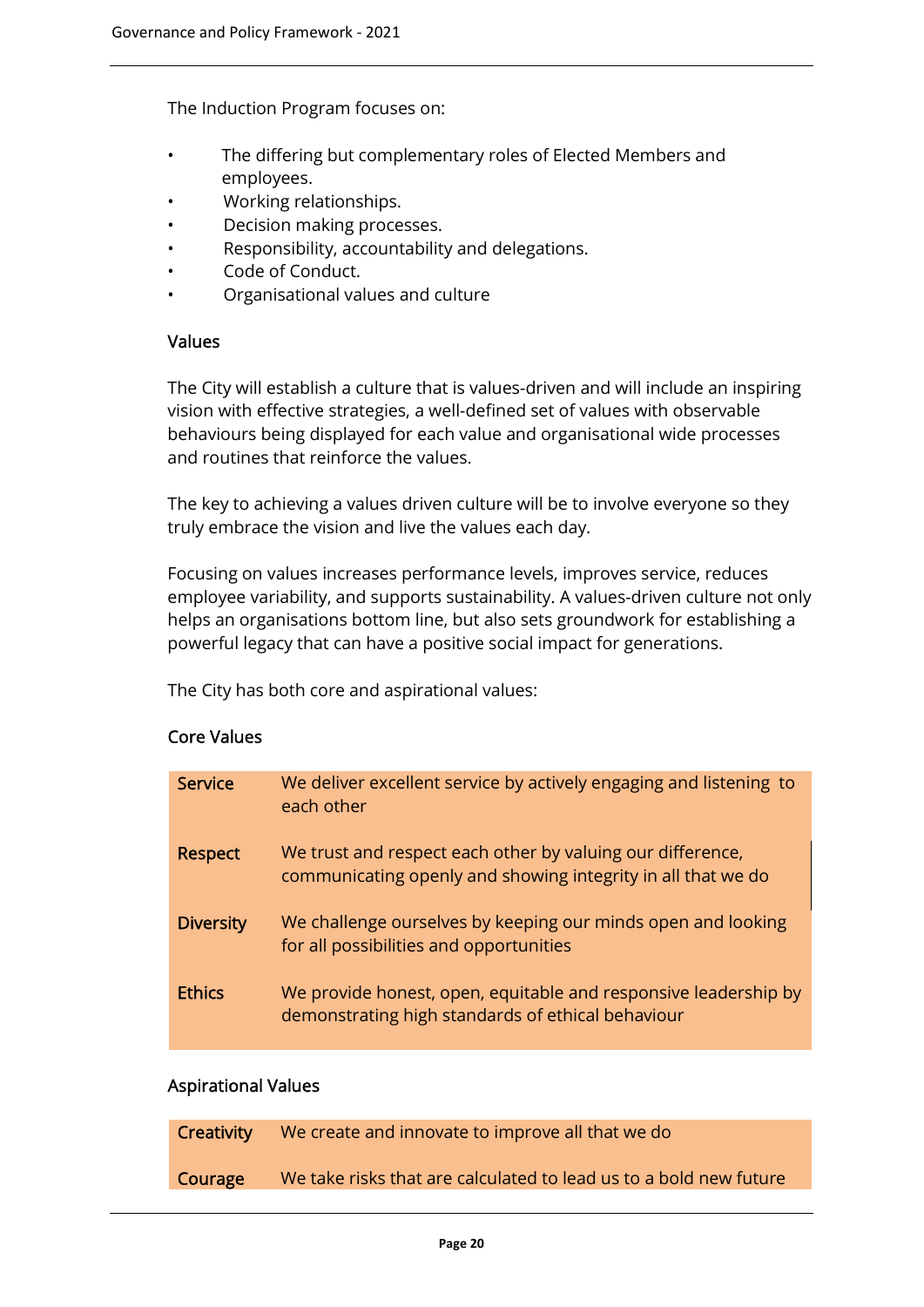The Induction Program focuses on:

- The differing but complementary roles of Elected Members and employees.
- Working relationships.
- Decision making processes.
- Responsibility, accountability and delegations.
- Code of Conduct.
- Organisational values and culture

### Values

The City will establish a culture that is values-driven and will include an inspiring vision with effective strategies, a well-defined set of values with observable behaviours being displayed for each value and organisational wide processes and routines that reinforce the values.

The key to achieving a values driven culture will be to involve everyone so they truly embrace the vision and live the values each day.

Focusing on values increases performance levels, improves service, reduces employee variability, and supports sustainability. A values-driven culture not only helps an organisations bottom line, but also sets groundwork for establishing a powerful legacy that can have a positive social impact for generations.

The City has both core and aspirational values:

### Core Values

| | |
|---|---|
| **Service** | We deliver excellent service by actively engaging and listening to each other |
| **Respect** | We trust and respect each other by valuing our difference, communicating openly and showing integrity in all that we do |
| **Diversity** | We challenge ourselves by keeping our minds open and looking for all possibilities and opportunities |
| **Ethics** | We provide honest, open, equitable and responsive leadership by demonstrating high standards of ethical behaviour |

### Aspirational Values

| | |
|---|---|
| **Creativity** | We create and innovate to improve all that we do |
| **Courage** | We take risks that are calculated to lead us to a bold new future |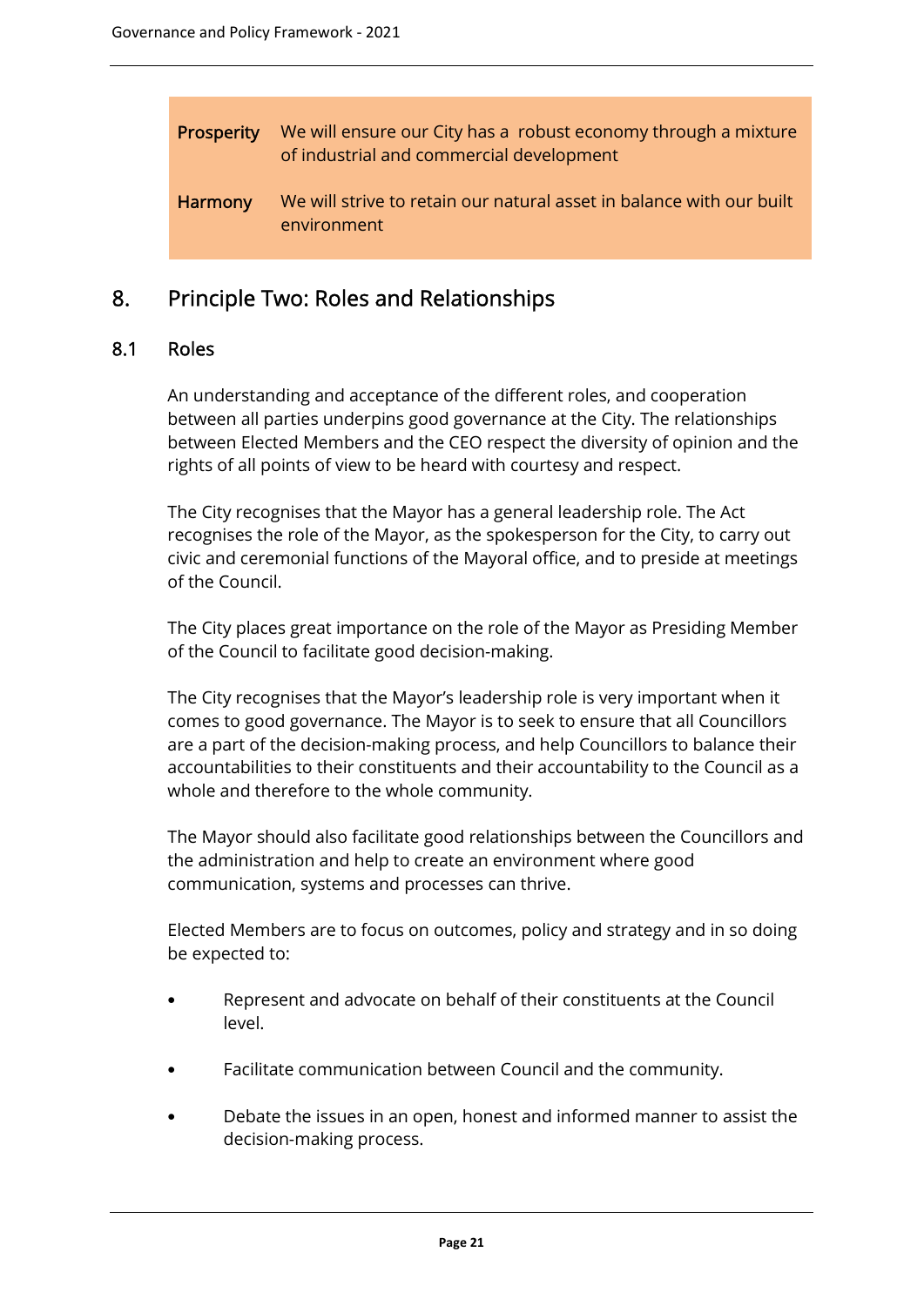| | |
|---|---|
| **Prosperity** | We will ensure our City has a robust economy through a mixture of industrial and commercial development |
| **Harmony** | We will strive to retain our natural asset in balance with our built environment |

## 8. Principle Two: Roles and Relationships

### 8.1 Roles

An understanding and acceptance of the different roles, and cooperation between all parties underpins good governance at the City. The relationships between Elected Members and the CEO respect the diversity of opinion and the rights of all points of view to be heard with courtesy and respect.

The City recognises that the Mayor has a general leadership role. The Act recognises the role of the Mayor, as the spokesperson for the City, to carry out civic and ceremonial functions of the Mayoral office, and to preside at meetings of the Council.

The City places great importance on the role of the Mayor as Presiding Member of the Council to facilitate good decision-making.

The City recognises that the Mayor's leadership role is very important when it comes to good governance. The Mayor is to seek to ensure that all Councillors are a part of the decision-making process, and help Councillors to balance their accountabilities to their constituents and their accountability to the Council as a whole and therefore to the whole community.

The Mayor should also facilitate good relationships between the Councillors and the administration and help to create an environment where good communication, systems and processes can thrive.

Elected Members are to focus on outcomes, policy and strategy and in so doing be expected to:

- Represent and advocate on behalf of their constituents at the Council level.
- Facilitate communication between Council and the community.
- Debate the issues in an open, honest and informed manner to assist the decision-making process.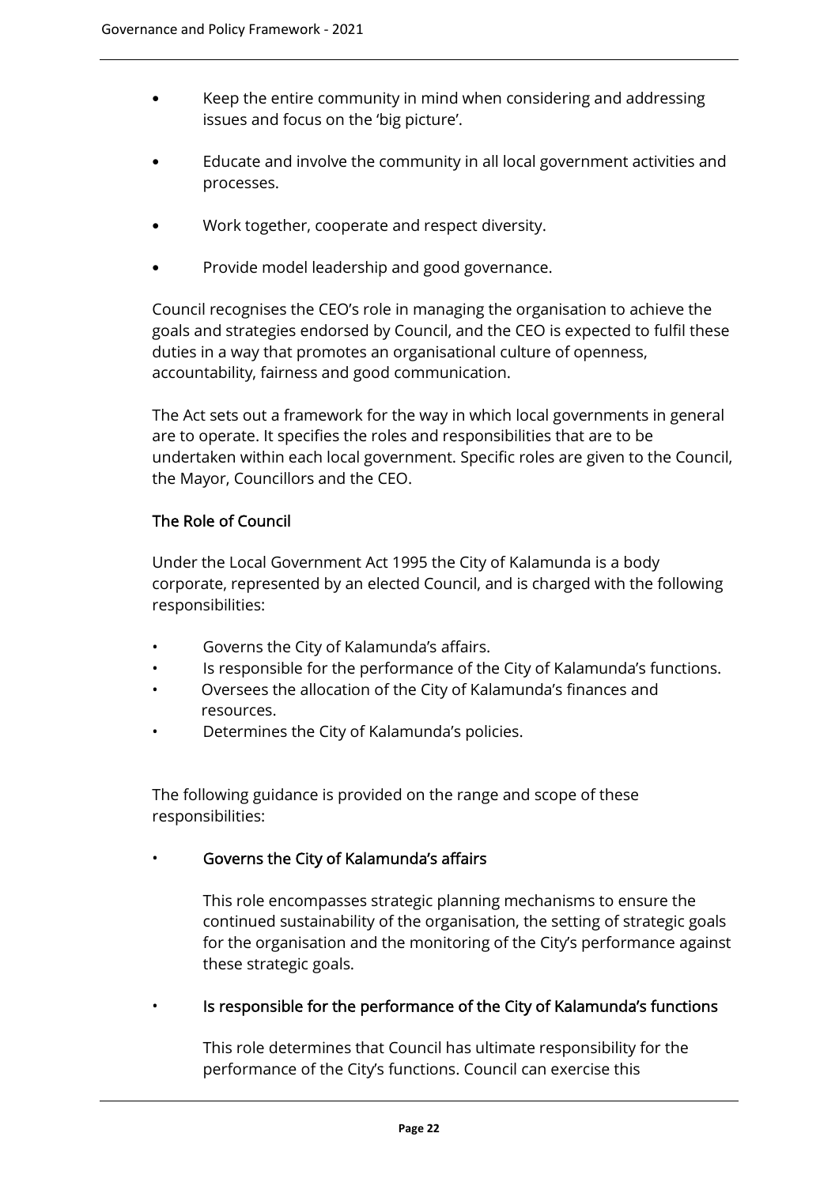- Keep the entire community in mind when considering and addressing issues and focus on the 'big picture'.
- Educate and involve the community in all local government activities and processes.
- Work together, cooperate and respect diversity.
- Provide model leadership and good governance.

Council recognises the CEO's role in managing the organisation to achieve the goals and strategies endorsed by Council, and the CEO is expected to fulfil these duties in a way that promotes an organisational culture of openness, accountability, fairness and good communication.

The Act sets out a framework for the way in which local governments in general are to operate. It specifies the roles and responsibilities that are to be undertaken within each local government. Specific roles are given to the Council, the Mayor, Councillors and the CEO.

## The Role of Council

Under the Local Government Act 1995 the City of Kalamunda is a body corporate, represented by an elected Council, and is charged with the following responsibilities:

- Governs the City of Kalamunda's affairs.
- Is responsible for the performance of the City of Kalamunda's functions.
- Oversees the allocation of the City of Kalamunda's finances and resources.
- Determines the City of Kalamunda's policies.

The following guidance is provided on the range and scope of these responsibilities:

- **Governs the City of Kalamunda's affairs**

  This role encompasses strategic planning mechanisms to ensure the continued sustainability of the organisation, the setting of strategic goals for the organisation and the monitoring of the City's performance against these strategic goals.

- **Is responsible for the performance of the City of Kalamunda's functions**

  This role determines that Council has ultimate responsibility for the performance of the City's functions. Council can exercise this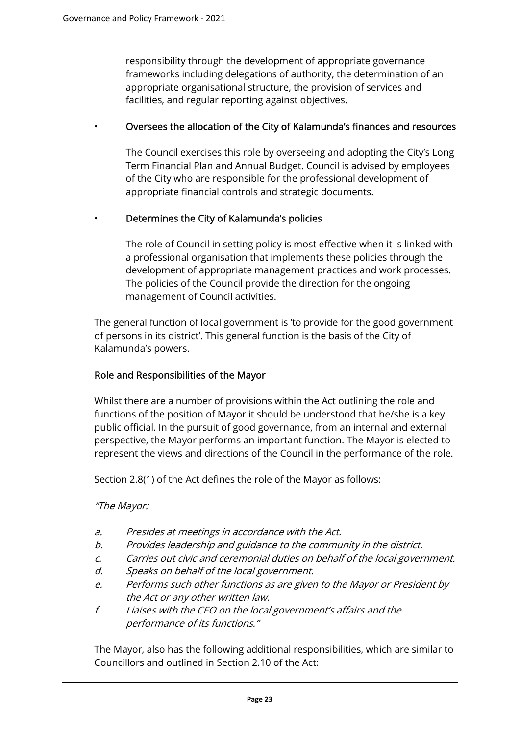responsibility through the development of appropriate governance frameworks including delegations of authority, the determination of an appropriate organisational structure, the provision of services and facilities, and regular reporting against objectives.

- **Oversees the allocation of the City of Kalamunda's finances and resources**

  The Council exercises this role by overseeing and adopting the City's Long Term Financial Plan and Annual Budget. Council is advised by employees of the City who are responsible for the professional development of appropriate financial controls and strategic documents.

- **Determines the City of Kalamunda's policies**

  The role of Council in setting policy is most effective when it is linked with a professional organisation that implements these policies through the development of appropriate management practices and work processes. The policies of the Council provide the direction for the ongoing management of Council activities.

The general function of local government is 'to provide for the good government of persons in its district'. This general function is the basis of the City of Kalamunda's powers.

### Role and Responsibilities of the Mayor

Whilst there are a number of provisions within the Act outlining the role and functions of the position of Mayor it should be understood that he/she is a key public official. In the pursuit of good governance, from an internal and external perspective, the Mayor performs an important function. The Mayor is elected to represent the views and directions of the Council in the performance of the role.

Section 2.8(1) of the Act defines the role of the Mayor as follows:

*"The Mayor:*

*a. Presides at meetings in accordance with the Act.*
*b. Provides leadership and guidance to the community in the district.*
*c. Carries out civic and ceremonial duties on behalf of the local government.*
*d. Speaks on behalf of the local government.*
*e. Performs such other functions as are given to the Mayor or President by the Act or any other written law.*
*f. Liaises with the CEO on the local government's affairs and the performance of its functions."*

The Mayor, also has the following additional responsibilities, which are similar to Councillors and outlined in Section 2.10 of the Act: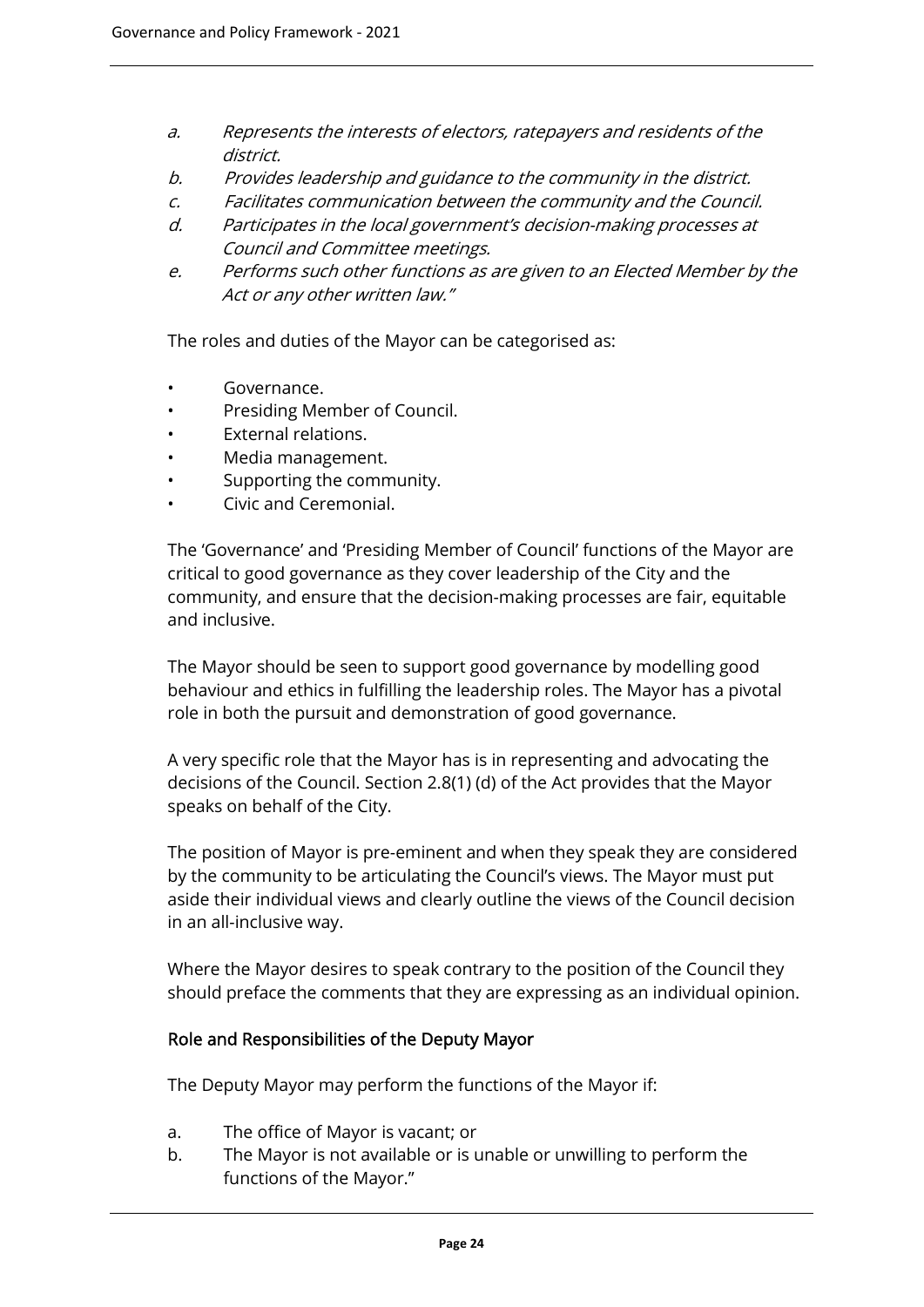*a. Represents the interests of electors, ratepayers and residents of the district.*
*b. Provides leadership and guidance to the community in the district.*
*c. Facilitates communication between the community and the Council.*
*d. Participates in the local government's decision-making processes at Council and Committee meetings.*
*e. Performs such other functions as are given to an Elected Member by the Act or any other written law."*

The roles and duties of the Mayor can be categorised as:

- Governance.
- Presiding Member of Council.
- External relations.
- Media management.
- Supporting the community.
- Civic and Ceremonial.

The 'Governance' and 'Presiding Member of Council' functions of the Mayor are critical to good governance as they cover leadership of the City and the community, and ensure that the decision-making processes are fair, equitable and inclusive.

The Mayor should be seen to support good governance by modelling good behaviour and ethics in fulfilling the leadership roles. The Mayor has a pivotal role in both the pursuit and demonstration of good governance.

A very specific role that the Mayor has is in representing and advocating the decisions of the Council. Section 2.8(1) (d) of the Act provides that the Mayor speaks on behalf of the City.

The position of Mayor is pre-eminent and when they speak they are considered by the community to be articulating the Council's views. The Mayor must put aside their individual views and clearly outline the views of the Council decision in an all-inclusive way.

Where the Mayor desires to speak contrary to the position of the Council they should preface the comments that they are expressing as an individual opinion.

### Role and Responsibilities of the Deputy Mayor

The Deputy Mayor may perform the functions of the Mayor if:

a. The office of Mayor is vacant; or
b. The Mayor is not available or is unable or unwilling to perform the functions of the Mayor."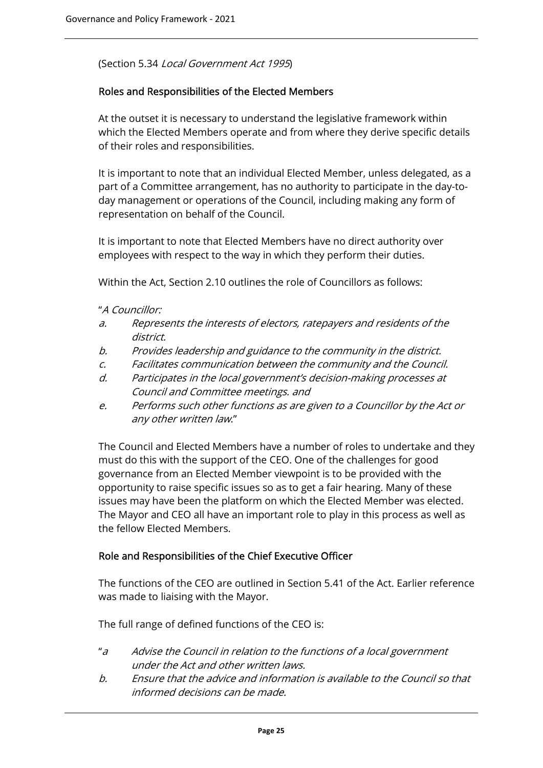(Section 5.34 *Local Government Act 1995*)

## Roles and Responsibilities of the Elected Members

At the outset it is necessary to understand the legislative framework within which the Elected Members operate and from where they derive specific details of their roles and responsibilities.

It is important to note that an individual Elected Member, unless delegated, as a part of a Committee arrangement, has no authority to participate in the day-to-day management or operations of the Council, including making any form of representation on behalf of the Council.

It is important to note that Elected Members have no direct authority over employees with respect to the way in which they perform their duties.

Within the Act, Section 2.10 outlines the role of Councillors as follows:

"*A Councillor:*

*a. Represents the interests of electors, ratepayers and residents of the district.*

*b. Provides leadership and guidance to the community in the district.*

*c. Facilitates communication between the community and the Council.*

*d. Participates in the local government's decision-making processes at Council and Committee meetings. and*

*e. Performs such other functions as are given to a Councillor by the Act or any other written law.*"

The Council and Elected Members have a number of roles to undertake and they must do this with the support of the CEO. One of the challenges for good governance from an Elected Member viewpoint is to be provided with the opportunity to raise specific issues so as to get a fair hearing. Many of these issues may have been the platform on which the Elected Member was elected. The Mayor and CEO all have an important role to play in this process as well as the fellow Elected Members.

## Role and Responsibilities of the Chief Executive Officer

The functions of the CEO are outlined in Section 5.41 of the Act. Earlier reference was made to liaising with the Mayor.

The full range of defined functions of the CEO is:

"*a Advise the Council in relation to the functions of a local government under the Act and other written laws.*

*b. Ensure that the advice and information is available to the Council so that informed decisions can be made.*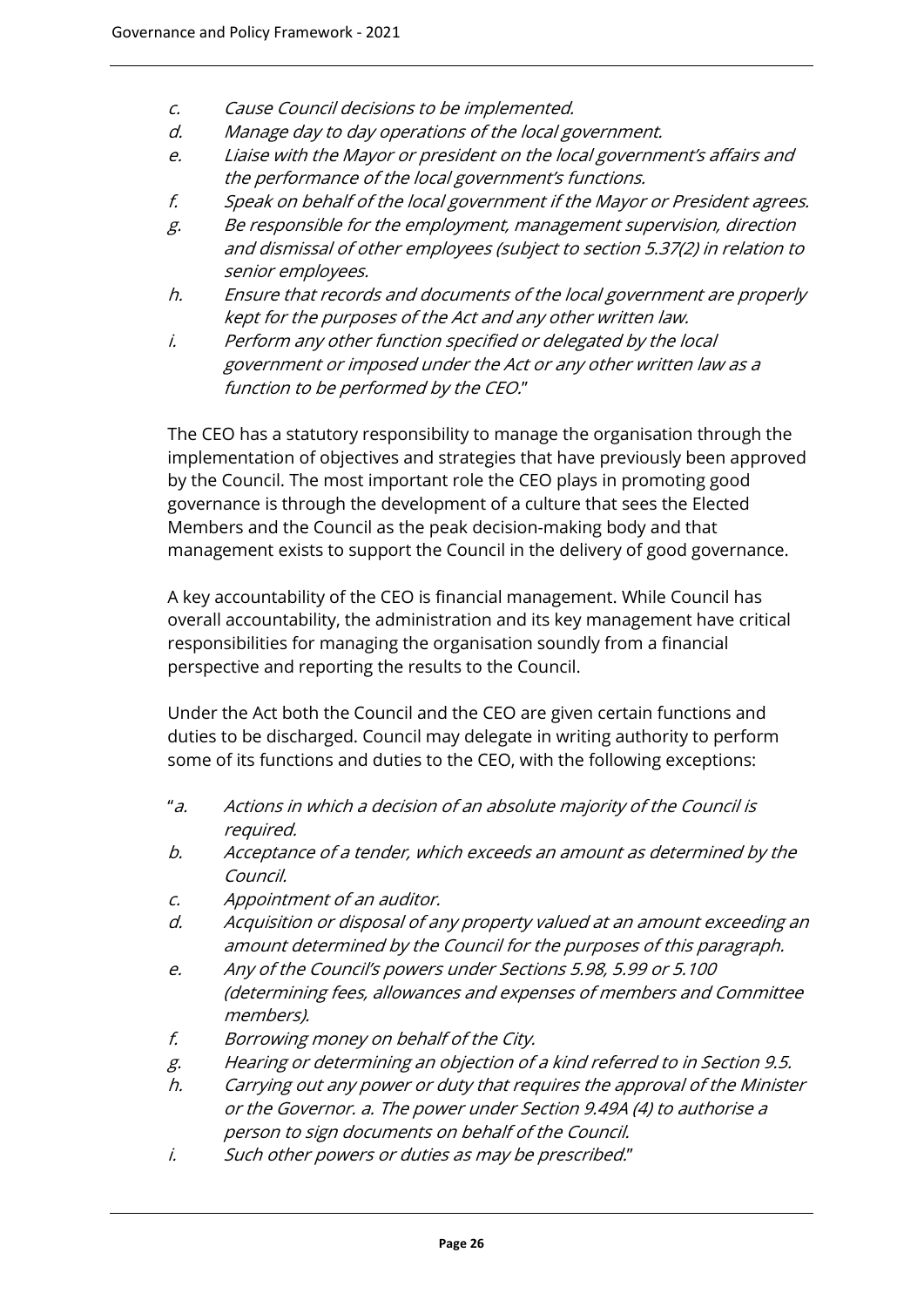- *c. Cause Council decisions to be implemented.*
- *d. Manage day to day operations of the local government.*
- *e. Liaise with the Mayor or president on the local government's affairs and the performance of the local government's functions.*
- *f. Speak on behalf of the local government if the Mayor or President agrees.*
- *g. Be responsible for the employment, management supervision, direction and dismissal of other employees (subject to section 5.37(2) in relation to senior employees.*
- *h. Ensure that records and documents of the local government are properly kept for the purposes of the Act and any other written law.*
- *i. Perform any other function specified or delegated by the local government or imposed under the Act or any other written law as a function to be performed by the CEO.*"

The CEO has a statutory responsibility to manage the organisation through the implementation of objectives and strategies that have previously been approved by the Council. The most important role the CEO plays in promoting good governance is through the development of a culture that sees the Elected Members and the Council as the peak decision-making body and that management exists to support the Council in the delivery of good governance.

A key accountability of the CEO is financial management. While Council has overall accountability, the administration and its key management have critical responsibilities for managing the organisation soundly from a financial perspective and reporting the results to the Council.

Under the Act both the Council and the CEO are given certain functions and duties to be discharged. Council may delegate in writing authority to perform some of its functions and duties to the CEO, with the following exceptions:

- "*a. Actions in which a decision of an absolute majority of the Council is required.*
- *b. Acceptance of a tender, which exceeds an amount as determined by the Council.*
- *c. Appointment of an auditor.*
- *d. Acquisition or disposal of any property valued at an amount exceeding an amount determined by the Council for the purposes of this paragraph.*
- *e. Any of the Council's powers under Sections 5.98, 5.99 or 5.100 (determining fees, allowances and expenses of members and Committee members).*
- *f. Borrowing money on behalf of the City.*
- *g. Hearing or determining an objection of a kind referred to in Section 9.5.*
- *h. Carrying out any power or duty that requires the approval of the Minister or the Governor. a. The power under Section 9.49A (4) to authorise a person to sign documents on behalf of the Council.*
- *i. Such other powers or duties as may be prescribed.*"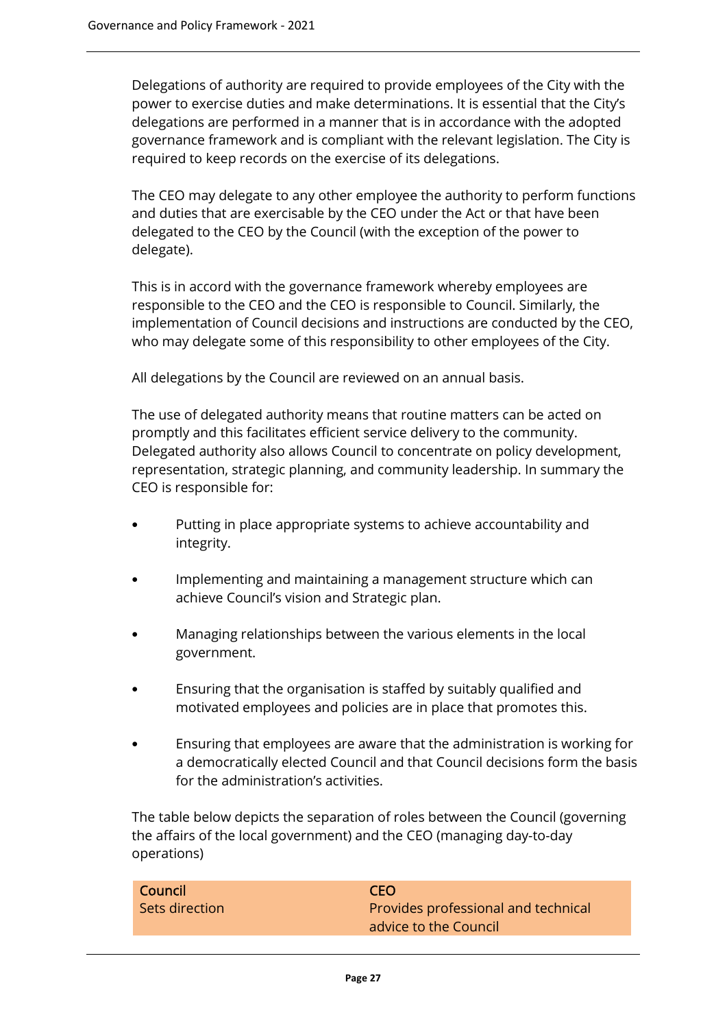Delegations of authority are required to provide employees of the City with the power to exercise duties and make determinations. It is essential that the City's delegations are performed in a manner that is in accordance with the adopted governance framework and is compliant with the relevant legislation. The City is required to keep records on the exercise of its delegations.

The CEO may delegate to any other employee the authority to perform functions and duties that are exercisable by the CEO under the Act or that have been delegated to the CEO by the Council (with the exception of the power to delegate).

This is in accord with the governance framework whereby employees are responsible to the CEO and the CEO is responsible to Council. Similarly, the implementation of Council decisions and instructions are conducted by the CEO, who may delegate some of this responsibility to other employees of the City.

All delegations by the Council are reviewed on an annual basis.

The use of delegated authority means that routine matters can be acted on promptly and this facilitates efficient service delivery to the community. Delegated authority also allows Council to concentrate on policy development, representation, strategic planning, and community leadership. In summary the CEO is responsible for:

- Putting in place appropriate systems to achieve accountability and integrity.
- Implementing and maintaining a management structure which can achieve Council's vision and Strategic plan.
- Managing relationships between the various elements in the local government.
- Ensuring that the organisation is staffed by suitably qualified and motivated employees and policies are in place that promotes this.
- Ensuring that employees are aware that the administration is working for a democratically elected Council and that Council decisions form the basis for the administration's activities.

The table below depicts the separation of roles between the Council (governing the affairs of the local government) and the CEO (managing day-to-day operations)

| Council | CEO |
|---|---|
| Sets direction | Provides professional and technical advice to the Council |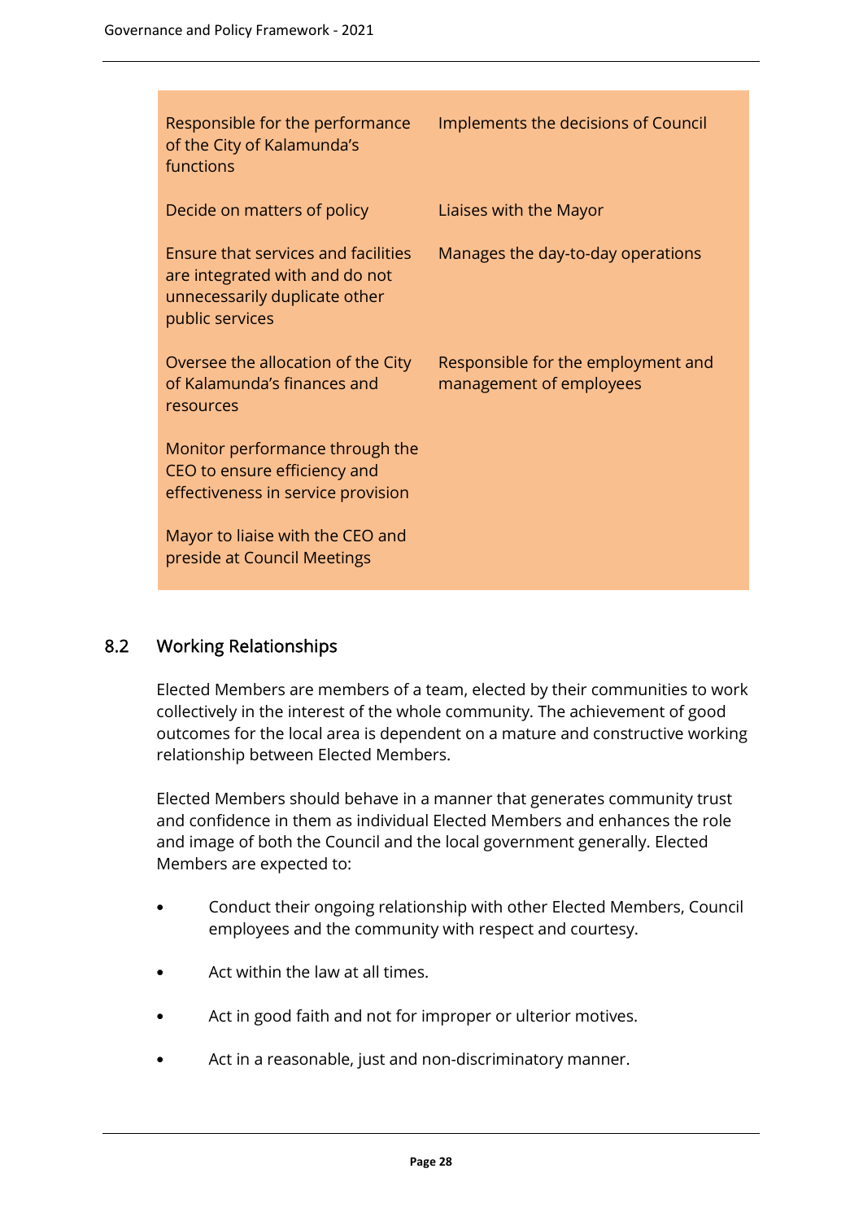| | |
|---|---|
| Responsible for the performance of the City of Kalamunda's functions | Implements the decisions of Council |
| Decide on matters of policy | Liaises with the Mayor |
| Ensure that services and facilities are integrated with and do not unnecessarily duplicate other public services | Manages the day-to-day operations |
| Oversee the allocation of the City of Kalamunda's finances and resources | Responsible for the employment and management of employees |
| Monitor performance through the CEO to ensure efficiency and effectiveness in service provision | |
| Mayor to liaise with the CEO and preside at Council Meetings | |

## 8.2 Working Relationships

Elected Members are members of a team, elected by their communities to work collectively in the interest of the whole community. The achievement of good outcomes for the local area is dependent on a mature and constructive working relationship between Elected Members.

Elected Members should behave in a manner that generates community trust and confidence in them as individual Elected Members and enhances the role and image of both the Council and the local government generally. Elected Members are expected to:

- Conduct their ongoing relationship with other Elected Members, Council employees and the community with respect and courtesy.
- Act within the law at all times.
- Act in good faith and not for improper or ulterior motives.
- Act in a reasonable, just and non-discriminatory manner.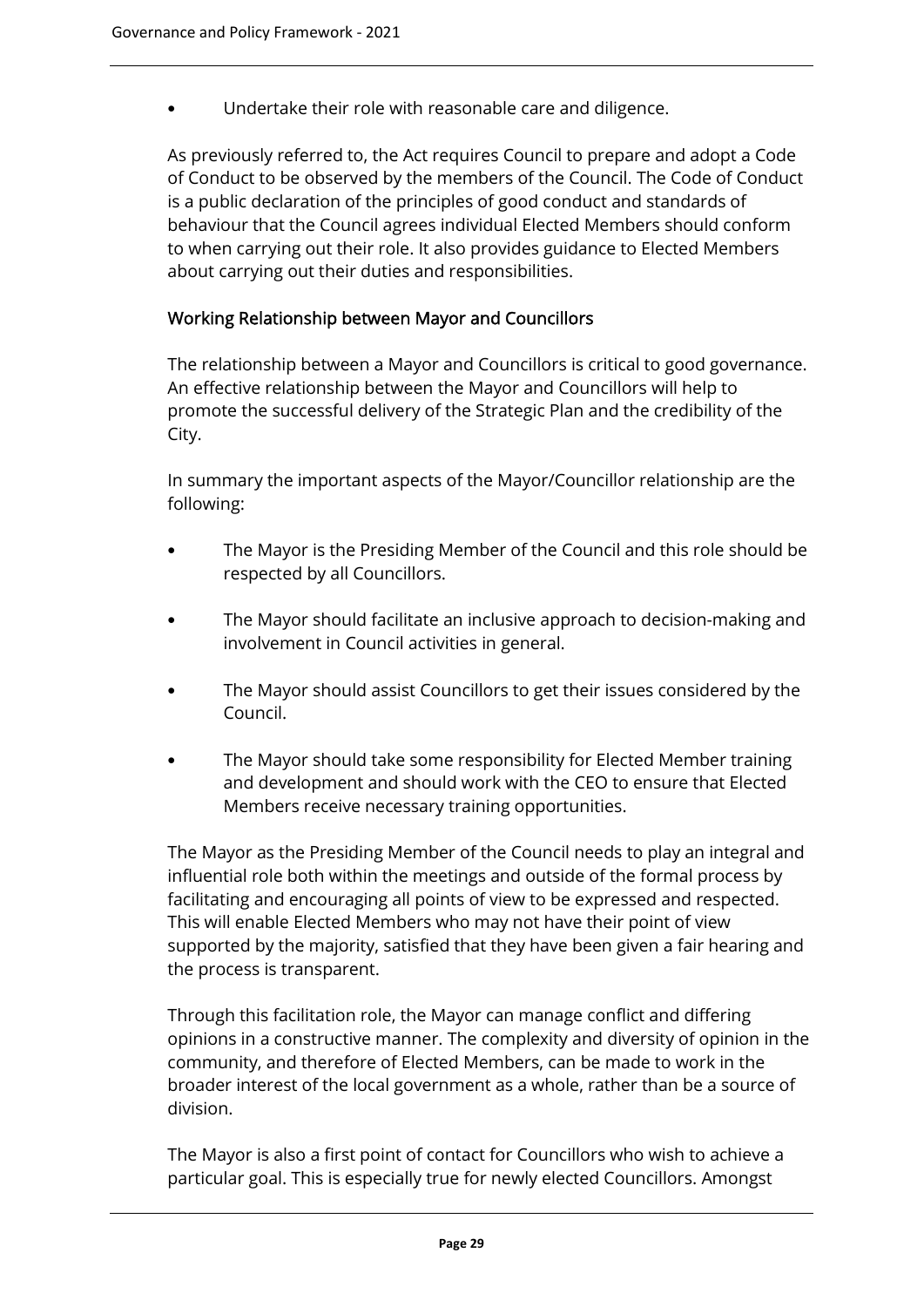- Undertake their role with reasonable care and diligence.

As previously referred to, the Act requires Council to prepare and adopt a Code of Conduct to be observed by the members of the Council. The Code of Conduct is a public declaration of the principles of good conduct and standards of behaviour that the Council agrees individual Elected Members should conform to when carrying out their role. It also provides guidance to Elected Members about carrying out their duties and responsibilities.

### Working Relationship between Mayor and Councillors

The relationship between a Mayor and Councillors is critical to good governance. An effective relationship between the Mayor and Councillors will help to promote the successful delivery of the Strategic Plan and the credibility of the City.

In summary the important aspects of the Mayor/Councillor relationship are the following:

- The Mayor is the Presiding Member of the Council and this role should be respected by all Councillors.
- The Mayor should facilitate an inclusive approach to decision-making and involvement in Council activities in general.
- The Mayor should assist Councillors to get their issues considered by the Council.
- The Mayor should take some responsibility for Elected Member training and development and should work with the CEO to ensure that Elected Members receive necessary training opportunities.

The Mayor as the Presiding Member of the Council needs to play an integral and influential role both within the meetings and outside of the formal process by facilitating and encouraging all points of view to be expressed and respected. This will enable Elected Members who may not have their point of view supported by the majority, satisfied that they have been given a fair hearing and the process is transparent.

Through this facilitation role, the Mayor can manage conflict and differing opinions in a constructive manner. The complexity and diversity of opinion in the community, and therefore of Elected Members, can be made to work in the broader interest of the local government as a whole, rather than be a source of division.

The Mayor is also a first point of contact for Councillors who wish to achieve a particular goal. This is especially true for newly elected Councillors. Amongst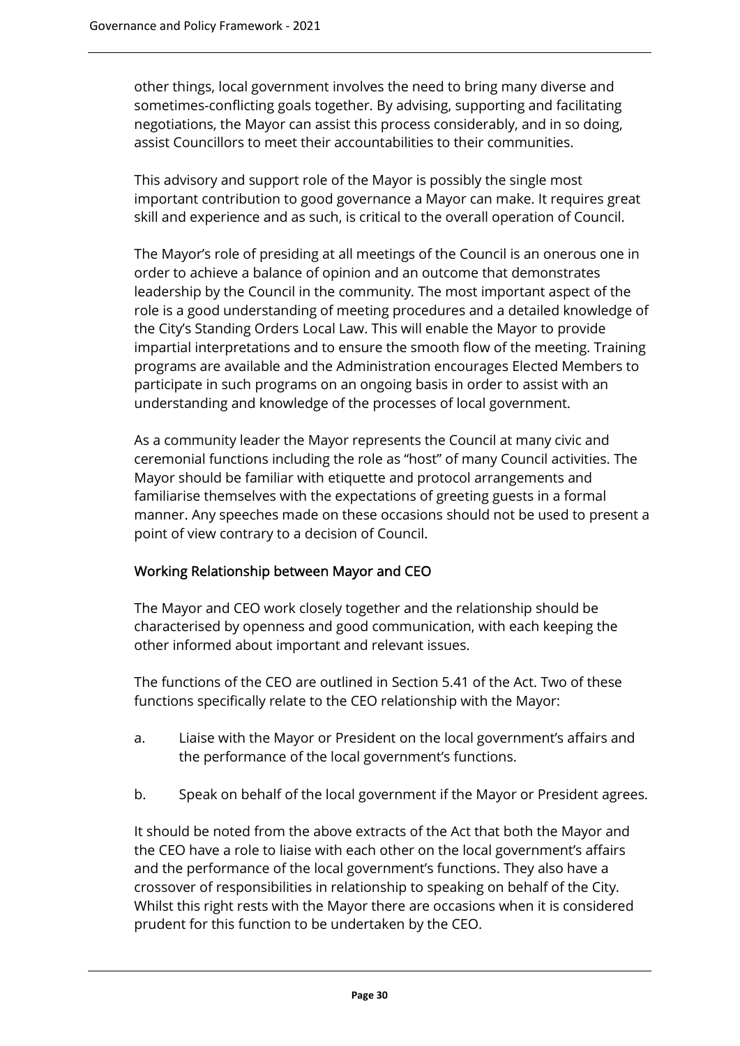other things, local government involves the need to bring many diverse and sometimes-conflicting goals together. By advising, supporting and facilitating negotiations, the Mayor can assist this process considerably, and in so doing, assist Councillors to meet their accountabilities to their communities.

This advisory and support role of the Mayor is possibly the single most important contribution to good governance a Mayor can make. It requires great skill and experience and as such, is critical to the overall operation of Council.

The Mayor's role of presiding at all meetings of the Council is an onerous one in order to achieve a balance of opinion and an outcome that demonstrates leadership by the Council in the community. The most important aspect of the role is a good understanding of meeting procedures and a detailed knowledge of the City's Standing Orders Local Law. This will enable the Mayor to provide impartial interpretations and to ensure the smooth flow of the meeting. Training programs are available and the Administration encourages Elected Members to participate in such programs on an ongoing basis in order to assist with an understanding and knowledge of the processes of local government.

As a community leader the Mayor represents the Council at many civic and ceremonial functions including the role as "host" of many Council activities. The Mayor should be familiar with etiquette and protocol arrangements and familiarise themselves with the expectations of greeting guests in a formal manner. Any speeches made on these occasions should not be used to present a point of view contrary to a decision of Council.

### Working Relationship between Mayor and CEO

The Mayor and CEO work closely together and the relationship should be characterised by openness and good communication, with each keeping the other informed about important and relevant issues.

The functions of the CEO are outlined in Section 5.41 of the Act. Two of these functions specifically relate to the CEO relationship with the Mayor:

a. Liaise with the Mayor or President on the local government's affairs and the performance of the local government's functions.

b. Speak on behalf of the local government if the Mayor or President agrees.

It should be noted from the above extracts of the Act that both the Mayor and the CEO have a role to liaise with each other on the local government's affairs and the performance of the local government's functions. They also have a crossover of responsibilities in relationship to speaking on behalf of the City. Whilst this right rests with the Mayor there are occasions when it is considered prudent for this function to be undertaken by the CEO.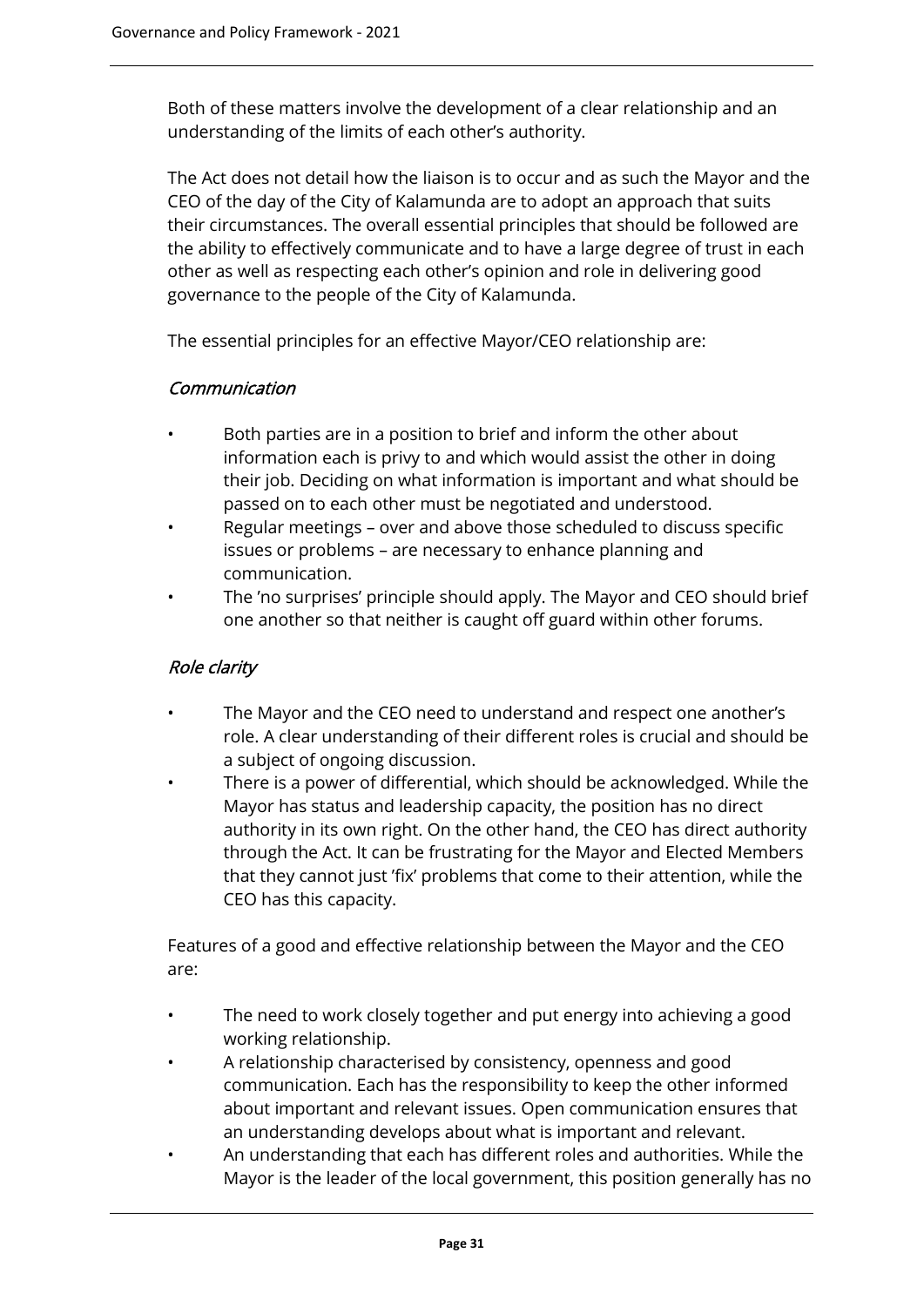Both of these matters involve the development of a clear relationship and an understanding of the limits of each other's authority.

The Act does not detail how the liaison is to occur and as such the Mayor and the CEO of the day of the City of Kalamunda are to adopt an approach that suits their circumstances. The overall essential principles that should be followed are the ability to effectively communicate and to have a large degree of trust in each other as well as respecting each other's opinion and role in delivering good governance to the people of the City of Kalamunda.

The essential principles for an effective Mayor/CEO relationship are:

*Communication*

- Both parties are in a position to brief and inform the other about information each is privy to and which would assist the other in doing their job. Deciding on what information is important and what should be passed on to each other must be negotiated and understood.
- Regular meetings – over and above those scheduled to discuss specific issues or problems – are necessary to enhance planning and communication.
- The 'no surprises' principle should apply. The Mayor and CEO should brief one another so that neither is caught off guard within other forums.

*Role clarity*

- The Mayor and the CEO need to understand and respect one another's role. A clear understanding of their different roles is crucial and should be a subject of ongoing discussion.
- There is a power of differential, which should be acknowledged. While the Mayor has status and leadership capacity, the position has no direct authority in its own right. On the other hand, the CEO has direct authority through the Act. It can be frustrating for the Mayor and Elected Members that they cannot just 'fix' problems that come to their attention, while the CEO has this capacity.

Features of a good and effective relationship between the Mayor and the CEO are:

- The need to work closely together and put energy into achieving a good working relationship.
- A relationship characterised by consistency, openness and good communication. Each has the responsibility to keep the other informed about important and relevant issues. Open communication ensures that an understanding develops about what is important and relevant.
- An understanding that each has different roles and authorities. While the Mayor is the leader of the local government, this position generally has no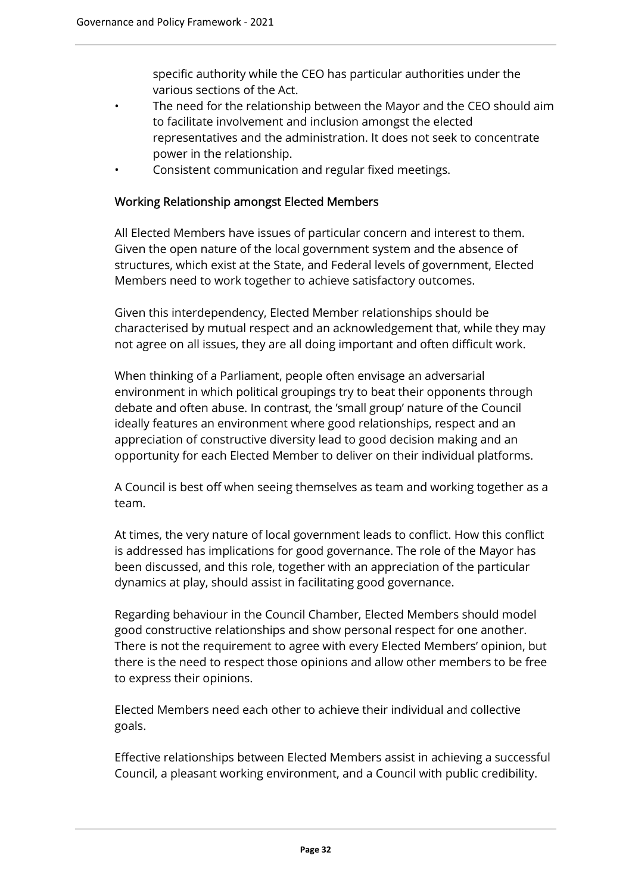specific authority while the CEO has particular authorities under the various sections of the Act.

- The need for the relationship between the Mayor and the CEO should aim to facilitate involvement and inclusion amongst the elected representatives and the administration. It does not seek to concentrate power in the relationship.
- Consistent communication and regular fixed meetings.

## Working Relationship amongst Elected Members

All Elected Members have issues of particular concern and interest to them. Given the open nature of the local government system and the absence of structures, which exist at the State, and Federal levels of government, Elected Members need to work together to achieve satisfactory outcomes.

Given this interdependency, Elected Member relationships should be characterised by mutual respect and an acknowledgement that, while they may not agree on all issues, they are all doing important and often difficult work.

When thinking of a Parliament, people often envisage an adversarial environment in which political groupings try to beat their opponents through debate and often abuse. In contrast, the 'small group' nature of the Council ideally features an environment where good relationships, respect and an appreciation of constructive diversity lead to good decision making and an opportunity for each Elected Member to deliver on their individual platforms.

A Council is best off when seeing themselves as team and working together as a team.

At times, the very nature of local government leads to conflict. How this conflict is addressed has implications for good governance. The role of the Mayor has been discussed, and this role, together with an appreciation of the particular dynamics at play, should assist in facilitating good governance.

Regarding behaviour in the Council Chamber, Elected Members should model good constructive relationships and show personal respect for one another. There is not the requirement to agree with every Elected Members' opinion, but there is the need to respect those opinions and allow other members to be free to express their opinions.

Elected Members need each other to achieve their individual and collective goals.

Effective relationships between Elected Members assist in achieving a successful Council, a pleasant working environment, and a Council with public credibility.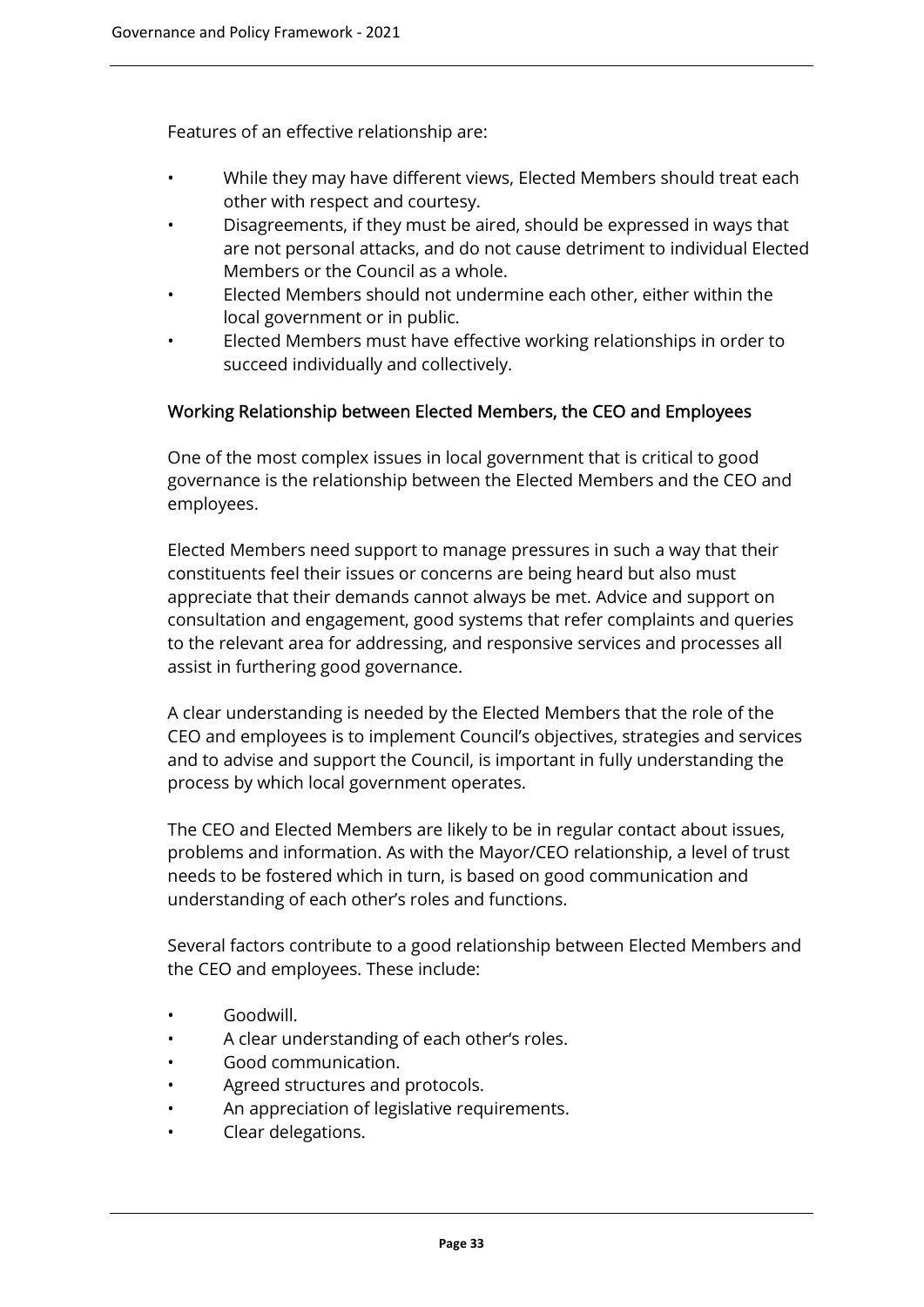Features of an effective relationship are:

- While they may have different views, Elected Members should treat each other with respect and courtesy.
- Disagreements, if they must be aired, should be expressed in ways that are not personal attacks, and do not cause detriment to individual Elected Members or the Council as a whole.
- Elected Members should not undermine each other, either within the local government or in public.
- Elected Members must have effective working relationships in order to succeed individually and collectively.

## Working Relationship between Elected Members, the CEO and Employees

One of the most complex issues in local government that is critical to good governance is the relationship between the Elected Members and the CEO and employees.

Elected Members need support to manage pressures in such a way that their constituents feel their issues or concerns are being heard but also must appreciate that their demands cannot always be met. Advice and support on consultation and engagement, good systems that refer complaints and queries to the relevant area for addressing, and responsive services and processes all assist in furthering good governance.

A clear understanding is needed by the Elected Members that the role of the CEO and employees is to implement Council's objectives, strategies and services and to advise and support the Council, is important in fully understanding the process by which local government operates.

The CEO and Elected Members are likely to be in regular contact about issues, problems and information. As with the Mayor/CEO relationship, a level of trust needs to be fostered which in turn, is based on good communication and understanding of each other's roles and functions.

Several factors contribute to a good relationship between Elected Members and the CEO and employees. These include:

- Goodwill.
- A clear understanding of each other's roles.
- Good communication.
- Agreed structures and protocols.
- An appreciation of legislative requirements.
- Clear delegations.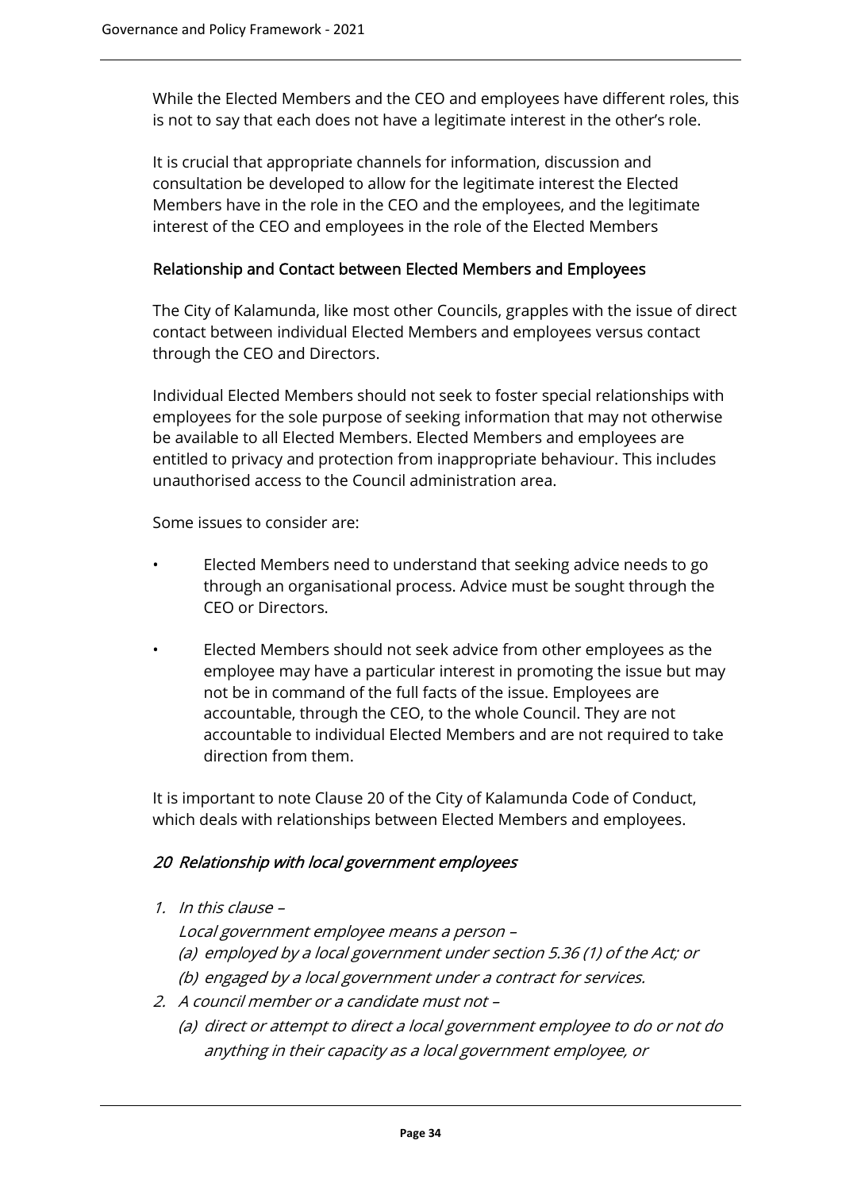While the Elected Members and the CEO and employees have different roles, this is not to say that each does not have a legitimate interest in the other's role.

It is crucial that appropriate channels for information, discussion and consultation be developed to allow for the legitimate interest the Elected Members have in the role in the CEO and the employees, and the legitimate interest of the CEO and employees in the role of the Elected Members

### Relationship and Contact between Elected Members and Employees

The City of Kalamunda, like most other Councils, grapples with the issue of direct contact between individual Elected Members and employees versus contact through the CEO and Directors.

Individual Elected Members should not seek to foster special relationships with employees for the sole purpose of seeking information that may not otherwise be available to all Elected Members. Elected Members and employees are entitled to privacy and protection from inappropriate behaviour. This includes unauthorised access to the Council administration area.

Some issues to consider are:

- Elected Members need to understand that seeking advice needs to go through an organisational process. Advice must be sought through the CEO or Directors.
- Elected Members should not seek advice from other employees as the employee may have a particular interest in promoting the issue but may not be in command of the full facts of the issue. Employees are accountable, through the CEO, to the whole Council. They are not accountable to individual Elected Members and are not required to take direction from them.

It is important to note Clause 20 of the City of Kalamunda Code of Conduct, which deals with relationships between Elected Members and employees.

#### *20 Relationship with local government employees*

1. *In this clause –*

   *Local government employee means a person –*

   *(a) employed by a local government under section 5.36 (1) of the Act; or*

   *(b) engaged by a local government under a contract for services.*

2. *A council member or a candidate must not –*

   *(a) direct or attempt to direct a local government employee to do or not do anything in their capacity as a local government employee, or*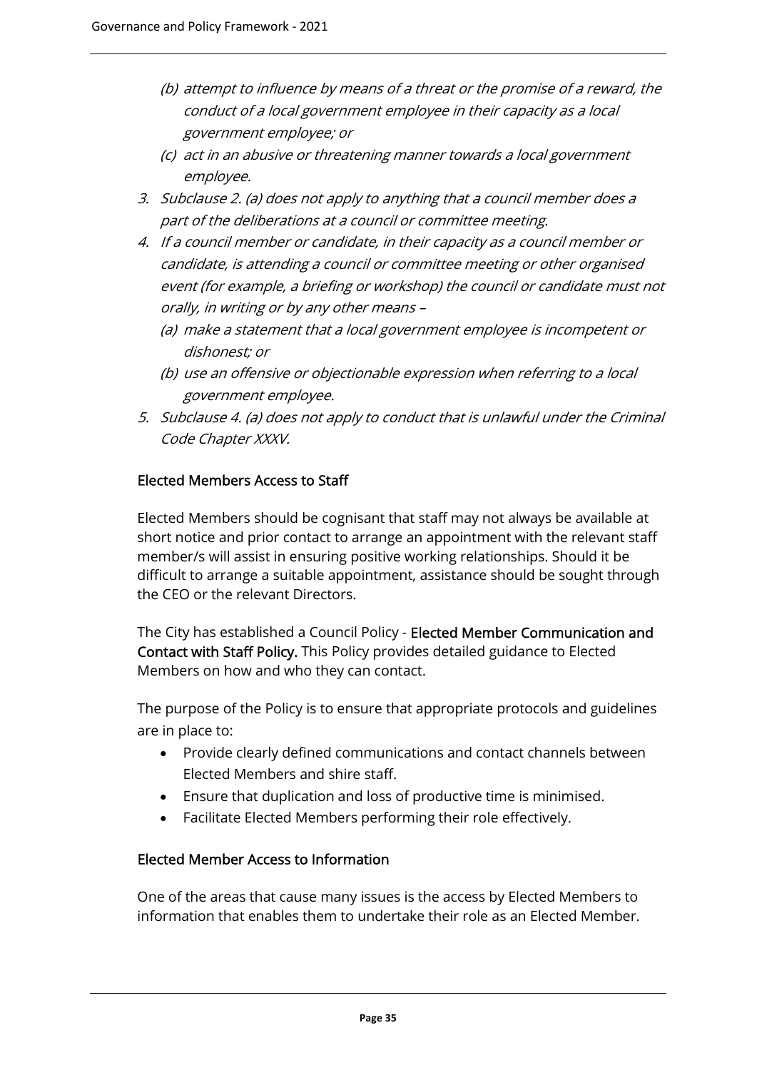(b) *attempt to influence by means of a threat or the promise of a reward, the conduct of a local government employee in their capacity as a local government employee; or*

   (c) *act in an abusive or threatening manner towards a local government employee.*

3. *Subclause 2. (a) does not apply to anything that a council member does a part of the deliberations at a council or committee meeting.*
4. *If a council member or candidate, in their capacity as a council member or candidate, is attending a council or committee meeting or other organised event (for example, a briefing or workshop) the council or candidate must not orally, in writing or by any other means –*

   (a) *make a statement that a local government employee is incompetent or dishonest; or*

   (b) *use an offensive or objectionable expression when referring to a local government employee.*

5. *Subclause 4. (a) does not apply to conduct that is unlawful under the Criminal Code Chapter XXXV.*

## Elected Members Access to Staff

Elected Members should be cognisant that staff may not always be available at short notice and prior contact to arrange an appointment with the relevant staff member/s will assist in ensuring positive working relationships. Should it be difficult to arrange a suitable appointment, assistance should be sought through the CEO or the relevant Directors.

The City has established a Council Policy - **Elected Member Communication and Contact with Staff Policy.** This Policy provides detailed guidance to Elected Members on how and who they can contact.

The purpose of the Policy is to ensure that appropriate protocols and guidelines are in place to:

- Provide clearly defined communications and contact channels between Elected Members and shire staff.
- Ensure that duplication and loss of productive time is minimised.
- Facilitate Elected Members performing their role effectively.

## Elected Member Access to Information

One of the areas that cause many issues is the access by Elected Members to information that enables them to undertake their role as an Elected Member.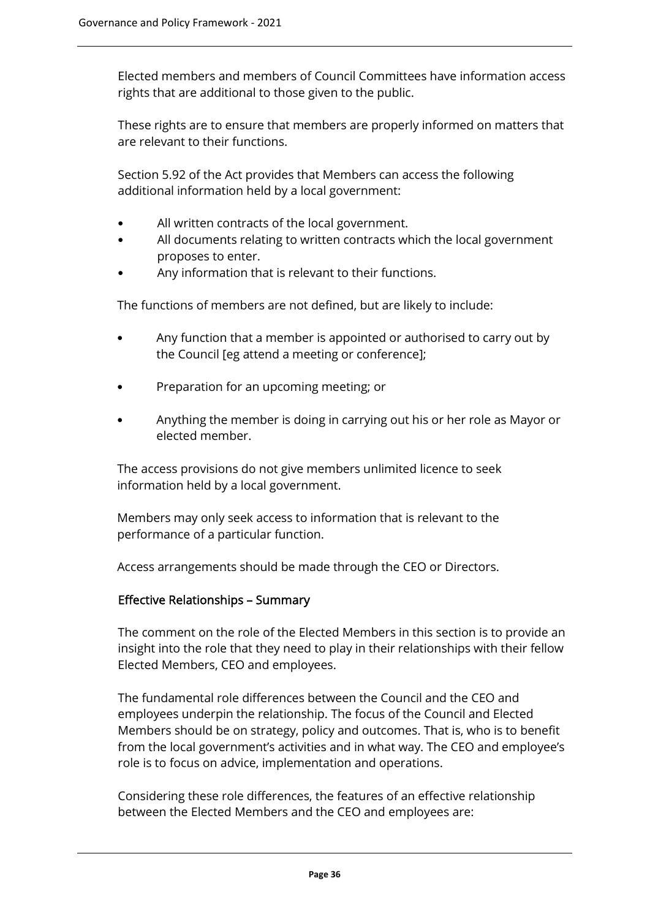Elected members and members of Council Committees have information access rights that are additional to those given to the public.

These rights are to ensure that members are properly informed on matters that are relevant to their functions.

Section 5.92 of the Act provides that Members can access the following additional information held by a local government:

- All written contracts of the local government.
- All documents relating to written contracts which the local government proposes to enter.
- Any information that is relevant to their functions.

The functions of members are not defined, but are likely to include:

- Any function that a member is appointed or authorised to carry out by the Council [eg attend a meeting or conference];
- Preparation for an upcoming meeting; or
- Anything the member is doing in carrying out his or her role as Mayor or elected member.

The access provisions do not give members unlimited licence to seek information held by a local government.

Members may only seek access to information that is relevant to the performance of a particular function.

Access arrangements should be made through the CEO or Directors.

### Effective Relationships – Summary

The comment on the role of the Elected Members in this section is to provide an insight into the role that they need to play in their relationships with their fellow Elected Members, CEO and employees.

The fundamental role differences between the Council and the CEO and employees underpin the relationship. The focus of the Council and Elected Members should be on strategy, policy and outcomes. That is, who is to benefit from the local government's activities and in what way. The CEO and employee's role is to focus on advice, implementation and operations.

Considering these role differences, the features of an effective relationship between the Elected Members and the CEO and employees are: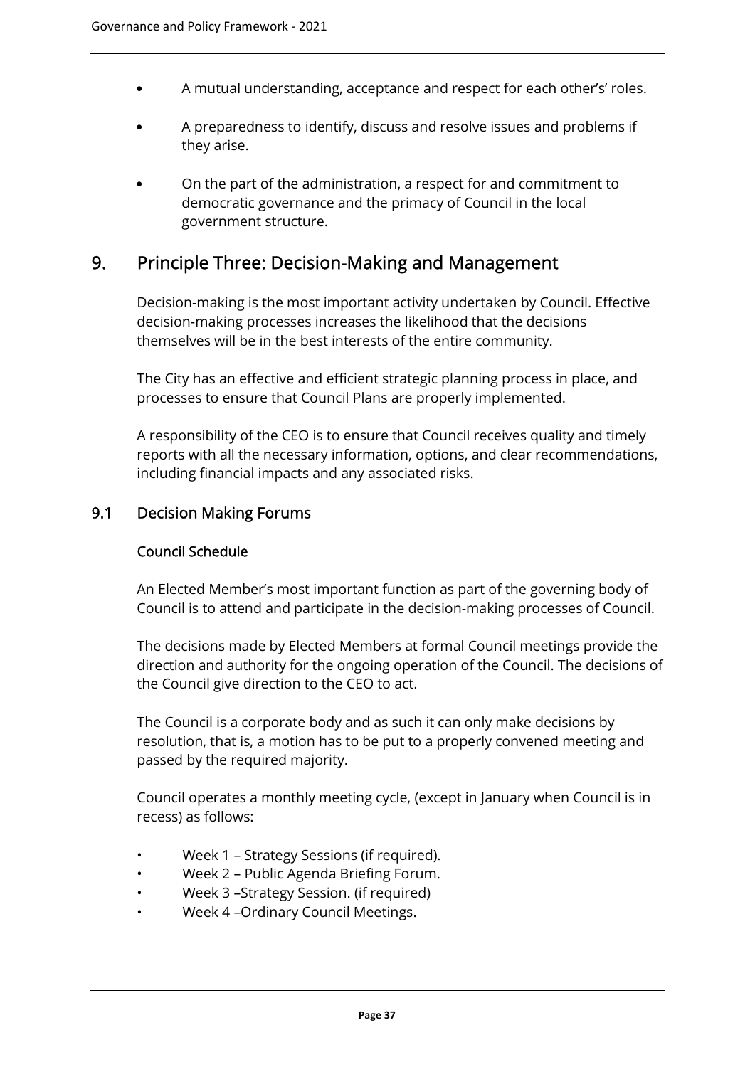- A mutual understanding, acceptance and respect for each other's' roles.
- A preparedness to identify, discuss and resolve issues and problems if they arise.
- On the part of the administration, a respect for and commitment to democratic governance and the primacy of Council in the local government structure.

# 9. Principle Three: Decision-Making and Management

Decision-making is the most important activity undertaken by Council. Effective decision-making processes increases the likelihood that the decisions themselves will be in the best interests of the entire community.

The City has an effective and efficient strategic planning process in place, and processes to ensure that Council Plans are properly implemented.

A responsibility of the CEO is to ensure that Council receives quality and timely reports with all the necessary information, options, and clear recommendations, including financial impacts and any associated risks.

## 9.1 Decision Making Forums

### Council Schedule

An Elected Member's most important function as part of the governing body of Council is to attend and participate in the decision-making processes of Council.

The decisions made by Elected Members at formal Council meetings provide the direction and authority for the ongoing operation of the Council. The decisions of the Council give direction to the CEO to act.

The Council is a corporate body and as such it can only make decisions by resolution, that is, a motion has to be put to a properly convened meeting and passed by the required majority.

Council operates a monthly meeting cycle, (except in January when Council is in recess) as follows:

- Week 1 – Strategy Sessions (if required).
- Week 2 – Public Agenda Briefing Forum.
- Week 3 –Strategy Session. (if required)
- Week 4 –Ordinary Council Meetings.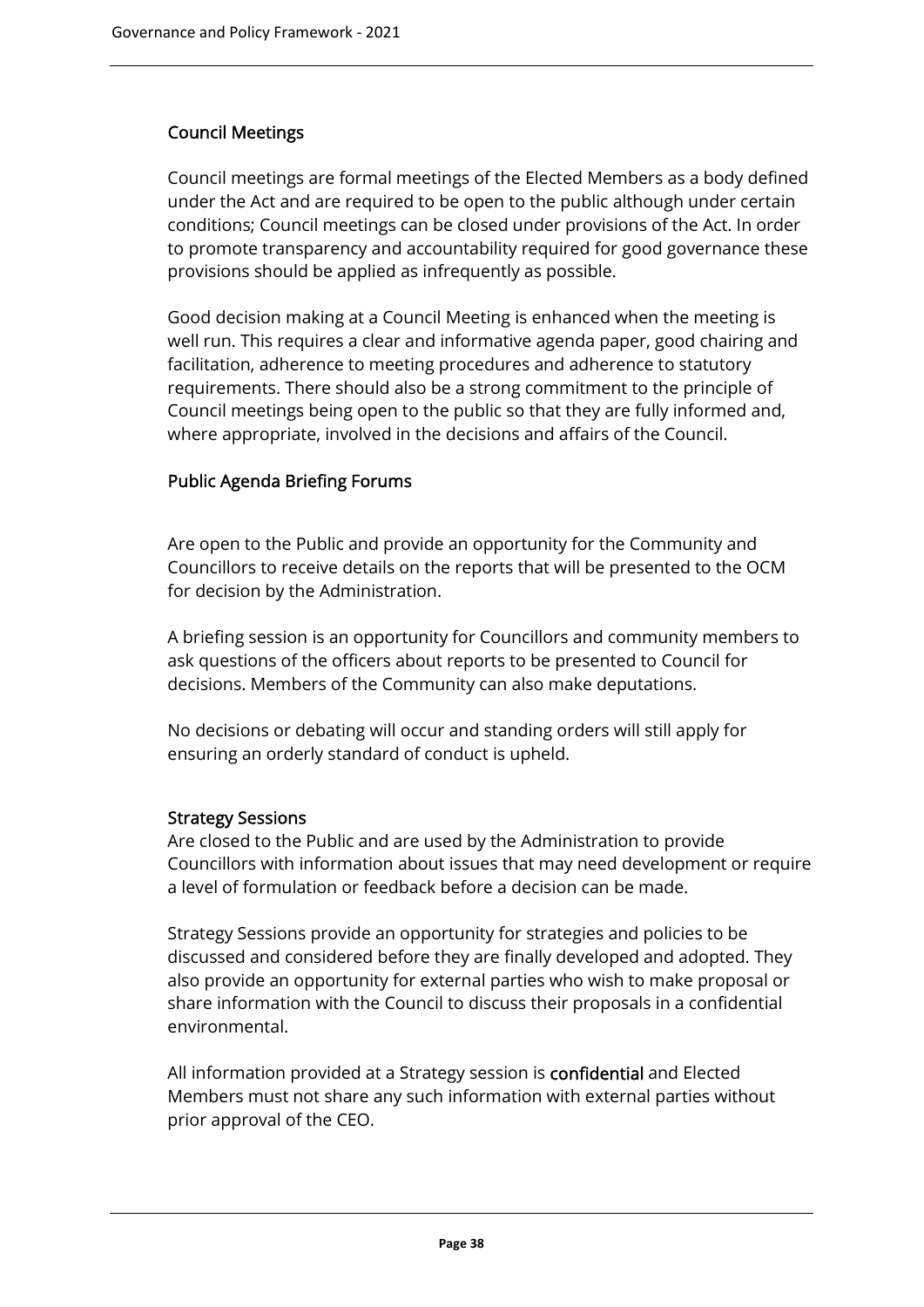## Council Meetings

Council meetings are formal meetings of the Elected Members as a body defined under the Act and are required to be open to the public although under certain conditions; Council meetings can be closed under provisions of the Act. In order to promote transparency and accountability required for good governance these provisions should be applied as infrequently as possible.

Good decision making at a Council Meeting is enhanced when the meeting is well run. This requires a clear and informative agenda paper, good chairing and facilitation, adherence to meeting procedures and adherence to statutory requirements. There should also be a strong commitment to the principle of Council meetings being open to the public so that they are fully informed and, where appropriate, involved in the decisions and affairs of the Council.

## Public Agenda Briefing Forums

Are open to the Public and provide an opportunity for the Community and Councillors to receive details on the reports that will be presented to the OCM for decision by the Administration.

A briefing session is an opportunity for Councillors and community members to ask questions of the officers about reports to be presented to Council for decisions. Members of the Community can also make deputations.

No decisions or debating will occur and standing orders will still apply for ensuring an orderly standard of conduct is upheld.

## Strategy Sessions

Are closed to the Public and are used by the Administration to provide Councillors with information about issues that may need development or require a level of formulation or feedback before a decision can be made.

Strategy Sessions provide an opportunity for strategies and policies to be discussed and considered before they are finally developed and adopted. They also provide an opportunity for external parties who wish to make proposal or share information with the Council to discuss their proposals in a confidential environmental.

All information provided at a Strategy session is **confidential** and Elected Members must not share any such information with external parties without prior approval of the CEO.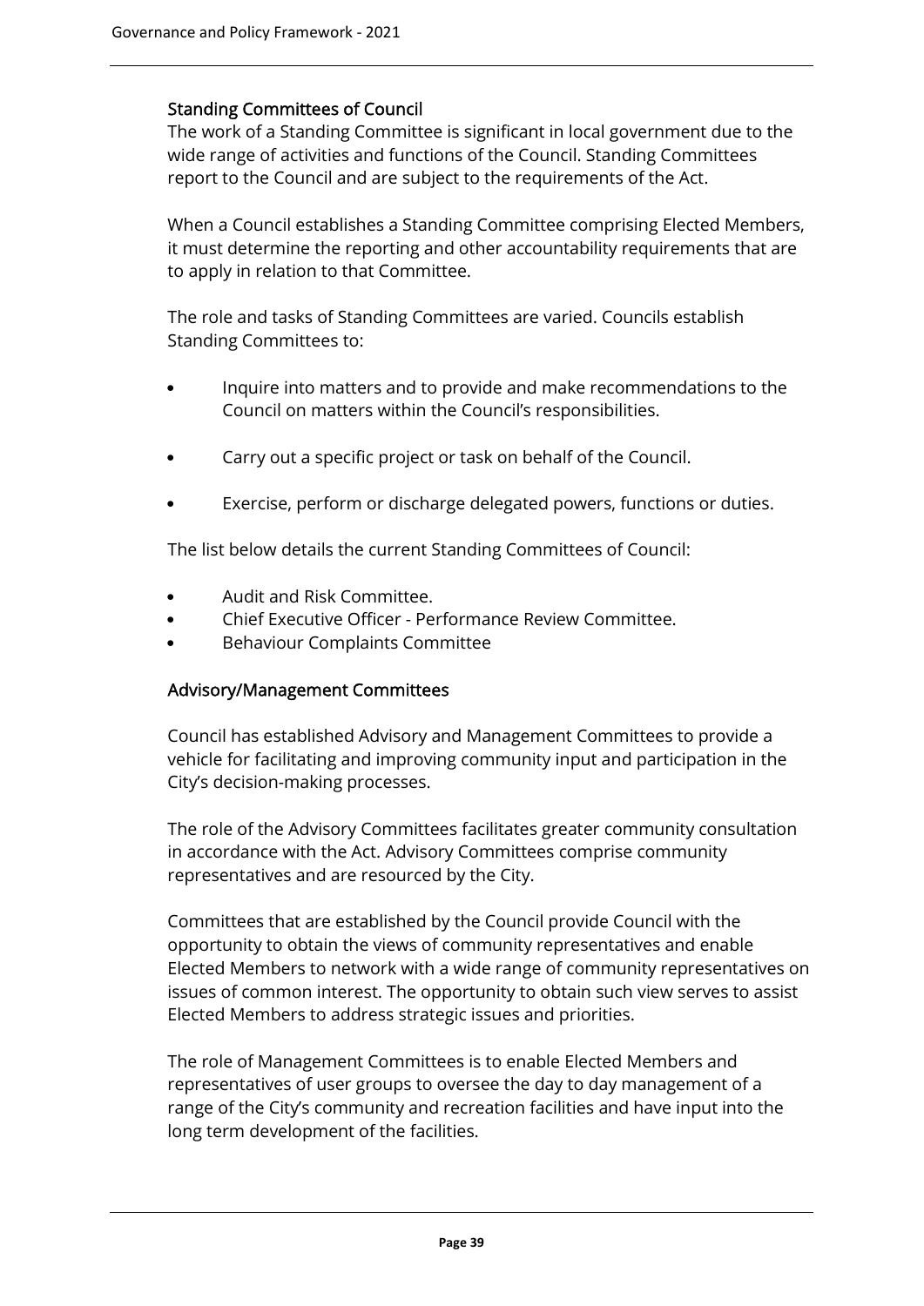## Standing Committees of Council

The work of a Standing Committee is significant in local government due to the wide range of activities and functions of the Council. Standing Committees report to the Council and are subject to the requirements of the Act.

When a Council establishes a Standing Committee comprising Elected Members, it must determine the reporting and other accountability requirements that are to apply in relation to that Committee.

The role and tasks of Standing Committees are varied. Councils establish Standing Committees to:

- Inquire into matters and to provide and make recommendations to the Council on matters within the Council's responsibilities.
- Carry out a specific project or task on behalf of the Council.
- Exercise, perform or discharge delegated powers, functions or duties.

The list below details the current Standing Committees of Council:

- Audit and Risk Committee.
- Chief Executive Officer - Performance Review Committee.
- Behaviour Complaints Committee

## Advisory/Management Committees

Council has established Advisory and Management Committees to provide a vehicle for facilitating and improving community input and participation in the City's decision-making processes.

The role of the Advisory Committees facilitates greater community consultation in accordance with the Act. Advisory Committees comprise community representatives and are resourced by the City.

Committees that are established by the Council provide Council with the opportunity to obtain the views of community representatives and enable Elected Members to network with a wide range of community representatives on issues of common interest. The opportunity to obtain such view serves to assist Elected Members to address strategic issues and priorities.

The role of Management Committees is to enable Elected Members and representatives of user groups to oversee the day to day management of a range of the City's community and recreation facilities and have input into the long term development of the facilities.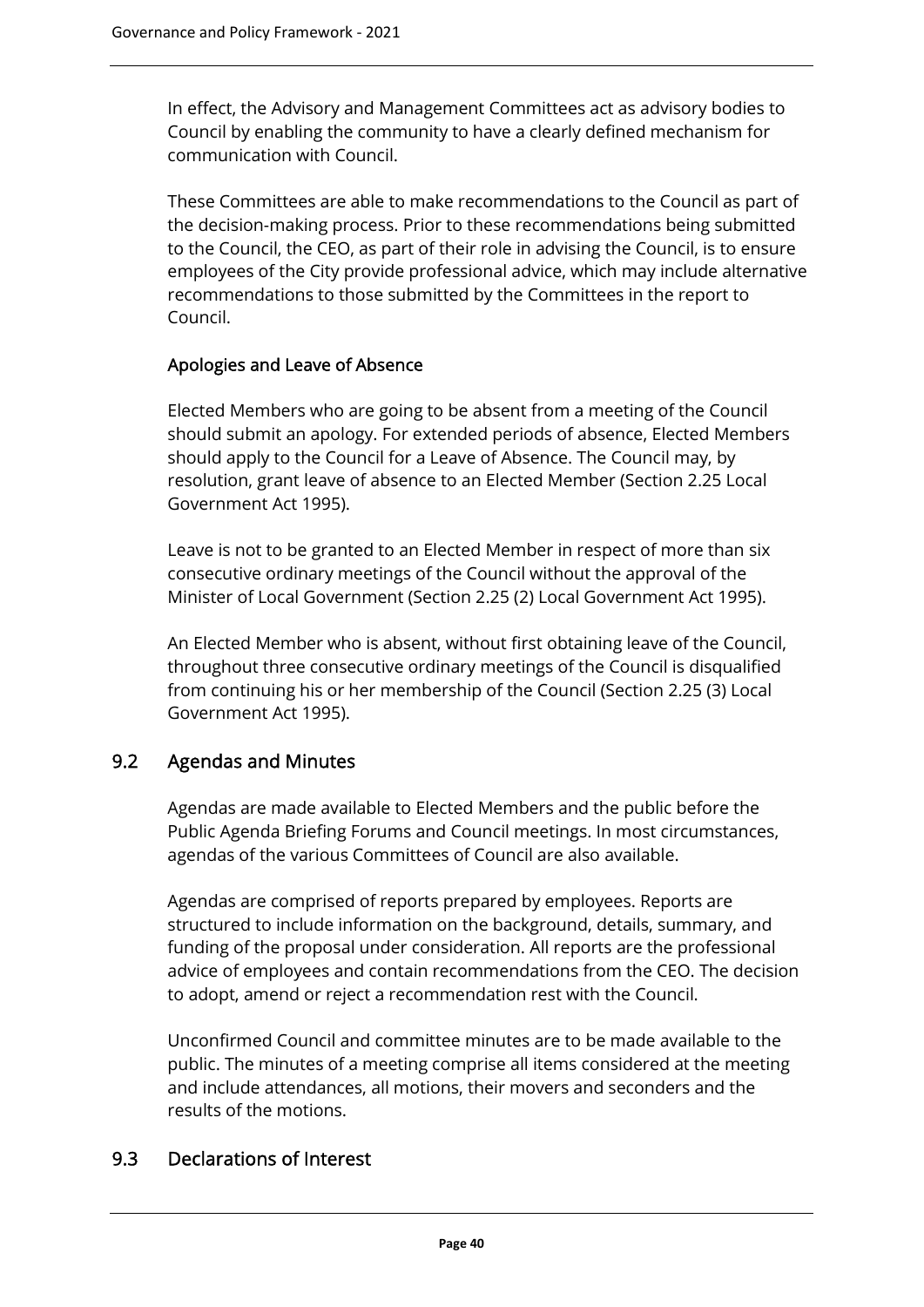In effect, the Advisory and Management Committees act as advisory bodies to Council by enabling the community to have a clearly defined mechanism for communication with Council.

These Committees are able to make recommendations to the Council as part of the decision-making process. Prior to these recommendations being submitted to the Council, the CEO, as part of their role in advising the Council, is to ensure employees of the City provide professional advice, which may include alternative recommendations to those submitted by the Committees in the report to Council.

### Apologies and Leave of Absence

Elected Members who are going to be absent from a meeting of the Council should submit an apology. For extended periods of absence, Elected Members should apply to the Council for a Leave of Absence. The Council may, by resolution, grant leave of absence to an Elected Member (Section 2.25 Local Government Act 1995).

Leave is not to be granted to an Elected Member in respect of more than six consecutive ordinary meetings of the Council without the approval of the Minister of Local Government (Section 2.25 (2) Local Government Act 1995).

An Elected Member who is absent, without first obtaining leave of the Council, throughout three consecutive ordinary meetings of the Council is disqualified from continuing his or her membership of the Council (Section 2.25 (3) Local Government Act 1995).

## 9.2 Agendas and Minutes

Agendas are made available to Elected Members and the public before the Public Agenda Briefing Forums and Council meetings. In most circumstances, agendas of the various Committees of Council are also available.

Agendas are comprised of reports prepared by employees. Reports are structured to include information on the background, details, summary, and funding of the proposal under consideration. All reports are the professional advice of employees and contain recommendations from the CEO. The decision to adopt, amend or reject a recommendation rest with the Council.

Unconfirmed Council and committee minutes are to be made available to the public. The minutes of a meeting comprise all items considered at the meeting and include attendances, all motions, their movers and seconders and the results of the motions.

## 9.3 Declarations of Interest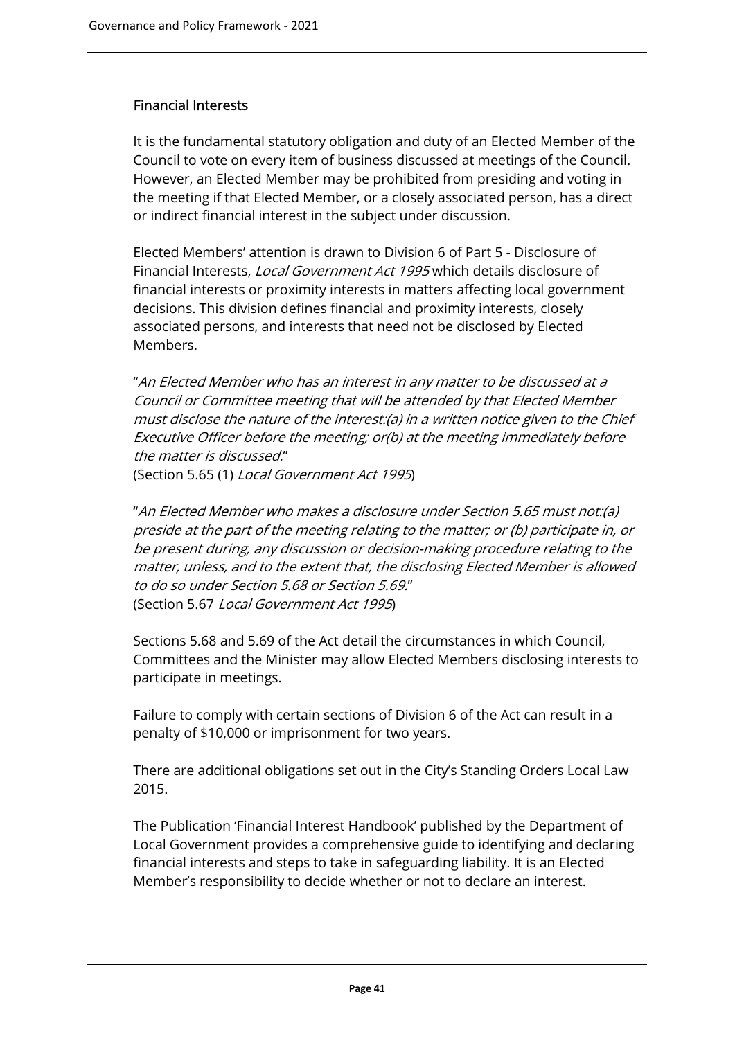## Financial Interests

It is the fundamental statutory obligation and duty of an Elected Member of the Council to vote on every item of business discussed at meetings of the Council. However, an Elected Member may be prohibited from presiding and voting in the meeting if that Elected Member, or a closely associated person, has a direct or indirect financial interest in the subject under discussion.

Elected Members' attention is drawn to Division 6 of Part 5 - Disclosure of Financial Interests, *Local Government Act 1995* which details disclosure of financial interests or proximity interests in matters affecting local government decisions. This division defines financial and proximity interests, closely associated persons, and interests that need not be disclosed by Elected Members.

"*An Elected Member who has an interest in any matter to be discussed at a Council or Committee meeting that will be attended by that Elected Member must disclose the nature of the interest:(a) in a written notice given to the Chief Executive Officer before the meeting; or(b) at the meeting immediately before the matter is discussed.*"
(Section 5.65 (1) *Local Government Act 1995*)

"*An Elected Member who makes a disclosure under Section 5.65 must not:(a) preside at the part of the meeting relating to the matter; or (b) participate in, or be present during, any discussion or decision-making procedure relating to the matter, unless, and to the extent that, the disclosing Elected Member is allowed to do so under Section 5.68 or Section 5.69.*"
(Section 5.67 *Local Government Act 1995*)

Sections 5.68 and 5.69 of the Act detail the circumstances in which Council, Committees and the Minister may allow Elected Members disclosing interests to participate in meetings.

Failure to comply with certain sections of Division 6 of the Act can result in a penalty of $10,000 or imprisonment for two years.

There are additional obligations set out in the City's Standing Orders Local Law 2015.

The Publication 'Financial Interest Handbook' published by the Department of Local Government provides a comprehensive guide to identifying and declaring financial interests and steps to take in safeguarding liability. It is an Elected Member's responsibility to decide whether or not to declare an interest.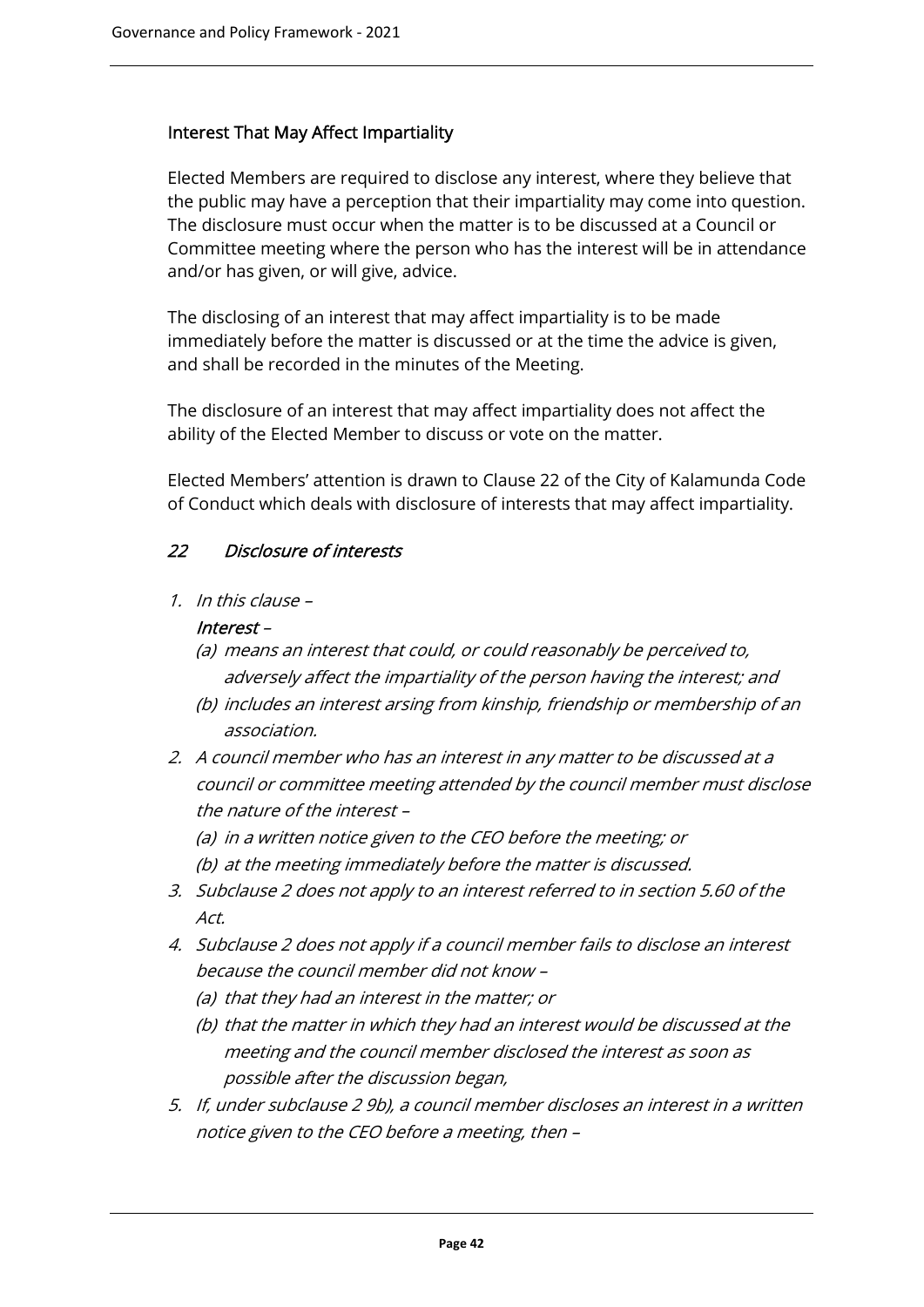### Interest That May Affect Impartiality

Elected Members are required to disclose any interest, where they believe that the public may have a perception that their impartiality may come into question. The disclosure must occur when the matter is to be discussed at a Council or Committee meeting where the person who has the interest will be in attendance and/or has given, or will give, advice.

The disclosing of an interest that may affect impartiality is to be made immediately before the matter is discussed or at the time the advice is given, and shall be recorded in the minutes of the Meeting.

The disclosure of an interest that may affect impartiality does not affect the ability of the Elected Member to discuss or vote on the matter.

Elected Members' attention is drawn to Clause 22 of the City of Kalamunda Code of Conduct which deals with disclosure of interests that may affect impartiality.

#### *22 Disclosure of interests*

1. *In this clause –*

   ***Interest*** *–*

   *(a) means an interest that could, or could reasonably be perceived to, adversely affect the impartiality of the person having the interest; and*

   *(b) includes an interest arsing from kinship, friendship or membership of an association.*

2. *A council member who has an interest in any matter to be discussed at a council or committee meeting attended by the council member must disclose the nature of the interest –*

   *(a) in a written notice given to the CEO before the meeting; or*

   *(b) at the meeting immediately before the matter is discussed.*

3. *Subclause 2 does not apply to an interest referred to in section 5.60 of the Act.*

4. *Subclause 2 does not apply if a council member fails to disclose an interest because the council member did not know –*

   *(a) that they had an interest in the matter; or*

   *(b) that the matter in which they had an interest would be discussed at the meeting and the council member disclosed the interest as soon as possible after the discussion began,*

5. *If, under subclause 2 9b), a council member discloses an interest in a written notice given to the CEO before a meeting, then –*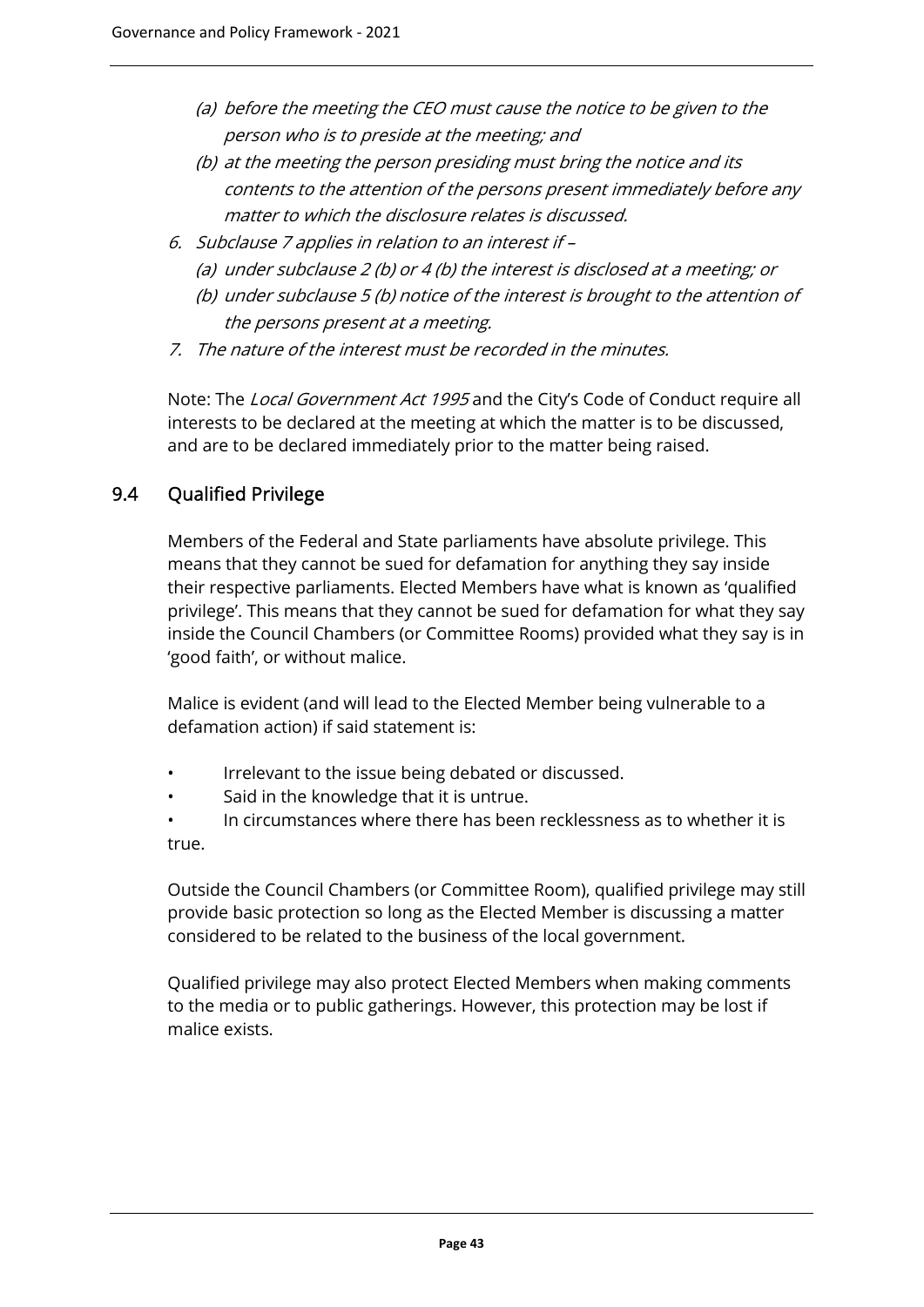*(a) before the meeting the CEO must cause the notice to be given to the person who is to preside at the meeting; and*

*(b) at the meeting the person presiding must bring the notice and its contents to the attention of the persons present immediately before any matter to which the disclosure relates is discussed.*

*6. Subclause 7 applies in relation to an interest if –*

*(a) under subclause 2 (b) or 4 (b) the interest is disclosed at a meeting; or*

*(b) under subclause 5 (b) notice of the interest is brought to the attention of the persons present at a meeting.*

*7. The nature of the interest must be recorded in the minutes.*

Note: The *Local Government Act 1995* and the City's Code of Conduct require all interests to be declared at the meeting at which the matter is to be discussed, and are to be declared immediately prior to the matter being raised.

## 9.4 Qualified Privilege

Members of the Federal and State parliaments have absolute privilege. This means that they cannot be sued for defamation for anything they say inside their respective parliaments. Elected Members have what is known as 'qualified privilege'. This means that they cannot be sued for defamation for what they say inside the Council Chambers (or Committee Rooms) provided what they say is in 'good faith', or without malice.

Malice is evident (and will lead to the Elected Member being vulnerable to a defamation action) if said statement is:

- Irrelevant to the issue being debated or discussed.
- Said in the knowledge that it is untrue.
- In circumstances where there has been recklessness as to whether it is true.

Outside the Council Chambers (or Committee Room), qualified privilege may still provide basic protection so long as the Elected Member is discussing a matter considered to be related to the business of the local government.

Qualified privilege may also protect Elected Members when making comments to the media or to public gatherings. However, this protection may be lost if malice exists.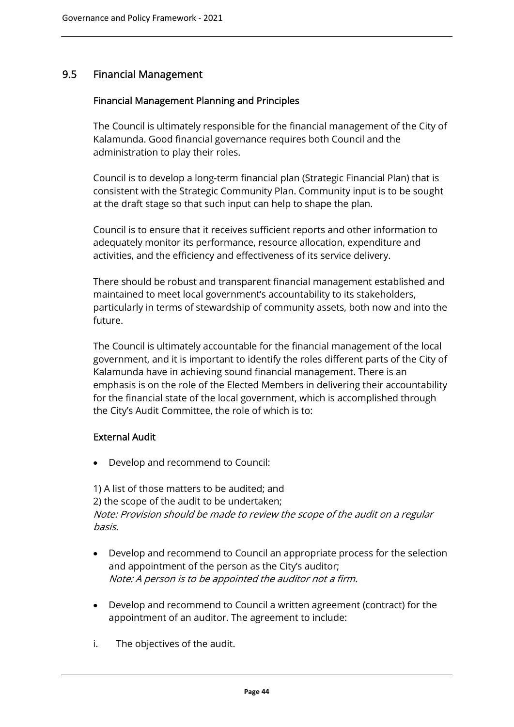## 9.5 Financial Management

### Financial Management Planning and Principles

The Council is ultimately responsible for the financial management of the City of Kalamunda. Good financial governance requires both Council and the administration to play their roles.

Council is to develop a long-term financial plan (Strategic Financial Plan) that is consistent with the Strategic Community Plan. Community input is to be sought at the draft stage so that such input can help to shape the plan.

Council is to ensure that it receives sufficient reports and other information to adequately monitor its performance, resource allocation, expenditure and activities, and the efficiency and effectiveness of its service delivery.

There should be robust and transparent financial management established and maintained to meet local government's accountability to its stakeholders, particularly in terms of stewardship of community assets, both now and into the future.

The Council is ultimately accountable for the financial management of the local government, and it is important to identify the roles different parts of the City of Kalamunda have in achieving sound financial management. There is an emphasis is on the role of the Elected Members in delivering their accountability for the financial state of the local government, which is accomplished through the City's Audit Committee, the role of which is to:

### External Audit

- Develop and recommend to Council:

1) A list of those matters to be audited; and
2) the scope of the audit to be undertaken;
*Note: Provision should be made to review the scope of the audit on a regular basis.*

- Develop and recommend to Council an appropriate process for the selection and appointment of the person as the City's auditor;
  *Note: A person is to be appointed the auditor not a firm.*

- Develop and recommend to Council a written agreement (contract) for the appointment of an auditor. The agreement to include:

i. The objectives of the audit.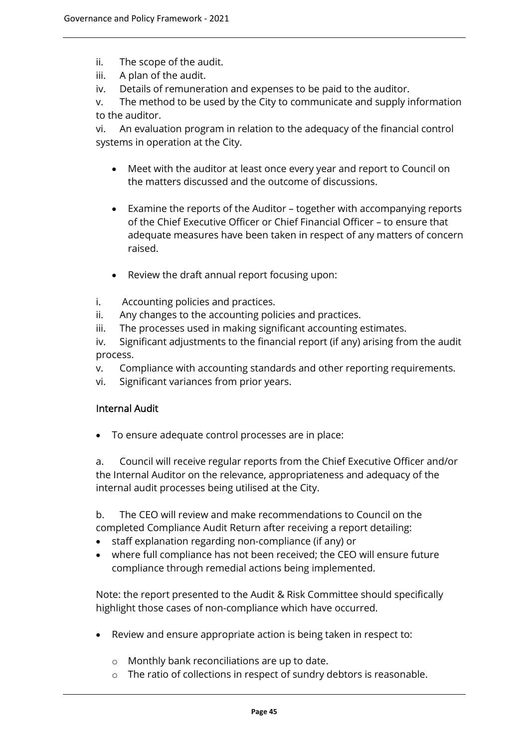ii. The scope of the audit.
iii. A plan of the audit.
iv. Details of remuneration and expenses to be paid to the auditor.
v. The method to be used by the City to communicate and supply information to the auditor.
vi. An evaluation program in relation to the adequacy of the financial control systems in operation at the City.

- Meet with the auditor at least once every year and report to Council on the matters discussed and the outcome of discussions.

- Examine the reports of the Auditor – together with accompanying reports of the Chief Executive Officer or Chief Financial Officer – to ensure that adequate measures have been taken in respect of any matters of concern raised.

- Review the draft annual report focusing upon:

i. Accounting policies and practices.
ii. Any changes to the accounting policies and practices.
iii. The processes used in making significant accounting estimates.
iv. Significant adjustments to the financial report (if any) arising from the audit process.
v. Compliance with accounting standards and other reporting requirements.
vi. Significant variances from prior years.

### Internal Audit

- To ensure adequate control processes are in place:

a. Council will receive regular reports from the Chief Executive Officer and/or the Internal Auditor on the relevance, appropriateness and adequacy of the internal audit processes being utilised at the City.

b. The CEO will review and make recommendations to Council on the completed Compliance Audit Return after receiving a report detailing:

- staff explanation regarding non-compliance (if any) or
- where full compliance has not been received; the CEO will ensure future compliance through remedial actions being implemented.

Note: the report presented to the Audit & Risk Committee should specifically highlight those cases of non-compliance which have occurred.

- Review and ensure appropriate action is being taken in respect to:
  - Monthly bank reconciliations are up to date.
  - The ratio of collections in respect of sundry debtors is reasonable.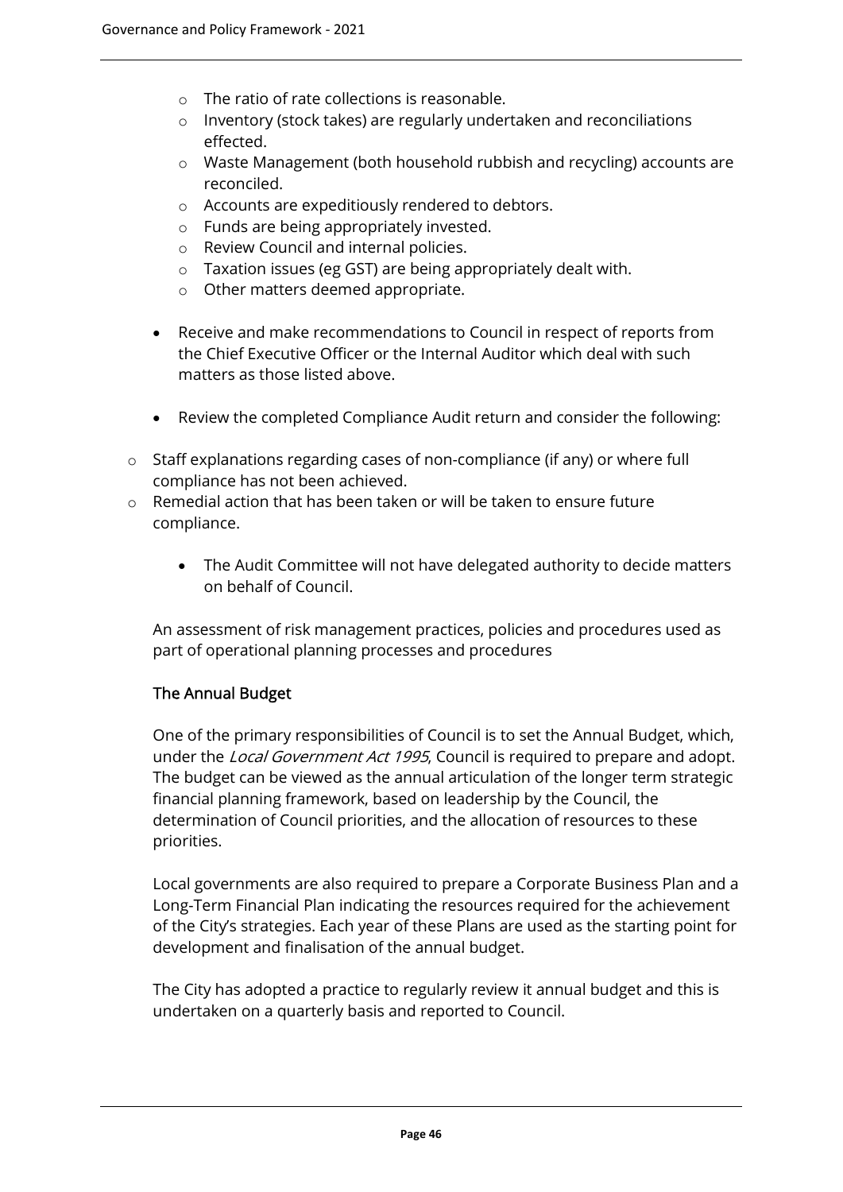- The ratio of rate collections is reasonable.
  - Inventory (stock takes) are regularly undertaken and reconciliations effected.
  - Waste Management (both household rubbish and recycling) accounts are reconciled.
  - Accounts are expeditiously rendered to debtors.
  - Funds are being appropriately invested.
  - Review Council and internal policies.
  - Taxation issues (eg GST) are being appropriately dealt with.
  - Other matters deemed appropriate.

- Receive and make recommendations to Council in respect of reports from the Chief Executive Officer or the Internal Auditor which deal with such matters as those listed above.

- Review the completed Compliance Audit return and consider the following:

  - Staff explanations regarding cases of non-compliance (if any) or where full compliance has not been achieved.
  - Remedial action that has been taken or will be taken to ensure future compliance.

- The Audit Committee will not have delegated authority to decide matters on behalf of Council.

An assessment of risk management practices, policies and procedures used as part of operational planning processes and procedures

## The Annual Budget

One of the primary responsibilities of Council is to set the Annual Budget, which, under the *Local Government Act 1995*, Council is required to prepare and adopt. The budget can be viewed as the annual articulation of the longer term strategic financial planning framework, based on leadership by the Council, the determination of Council priorities, and the allocation of resources to these priorities.

Local governments are also required to prepare a Corporate Business Plan and a Long-Term Financial Plan indicating the resources required for the achievement of the City's strategies. Each year of these Plans are used as the starting point for development and finalisation of the annual budget.

The City has adopted a practice to regularly review it annual budget and this is undertaken on a quarterly basis and reported to Council.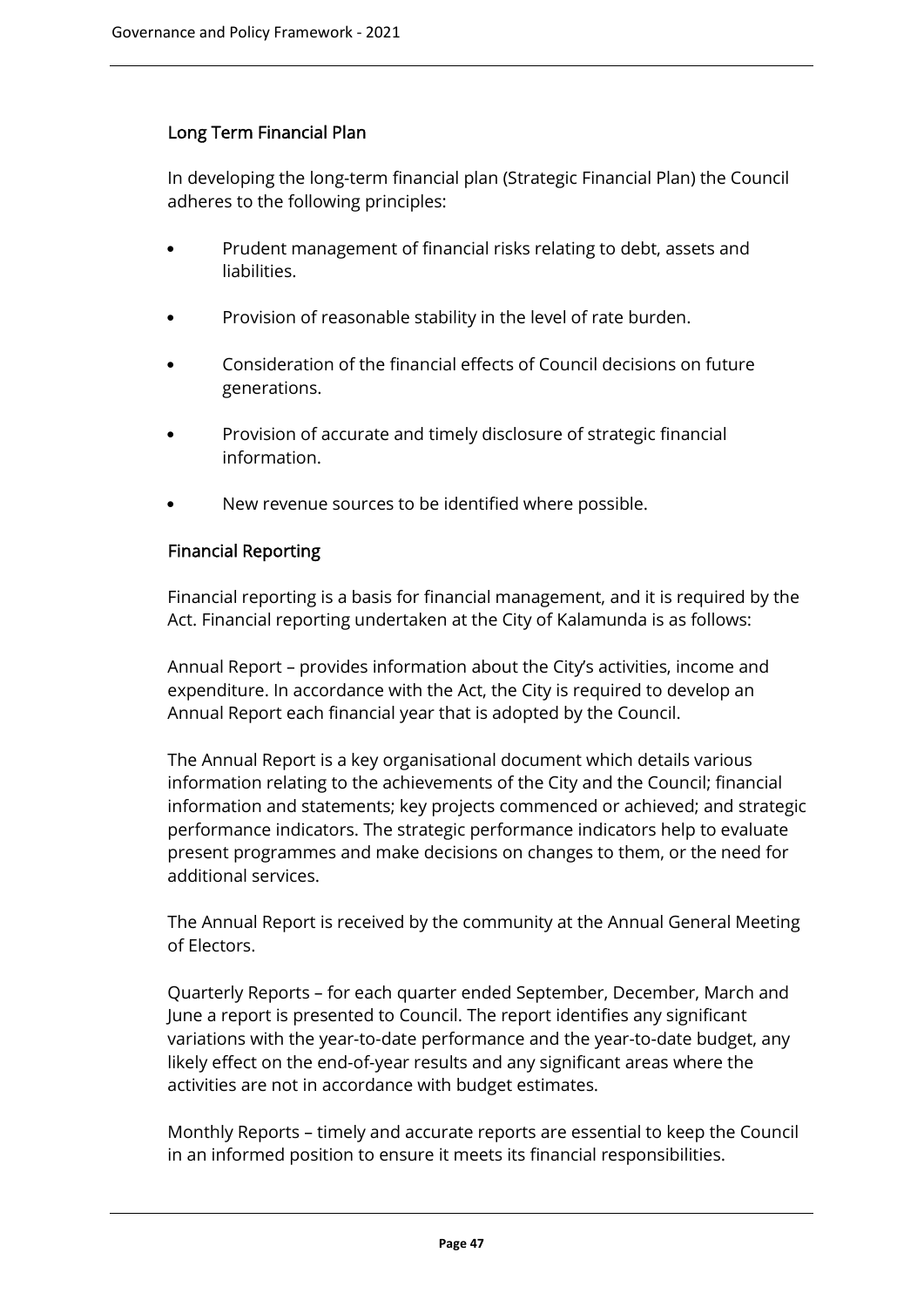## Long Term Financial Plan

In developing the long-term financial plan (Strategic Financial Plan) the Council adheres to the following principles:

- Prudent management of financial risks relating to debt, assets and liabilities.
- Provision of reasonable stability in the level of rate burden.
- Consideration of the financial effects of Council decisions on future generations.
- Provision of accurate and timely disclosure of strategic financial information.
- New revenue sources to be identified where possible.

## Financial Reporting

Financial reporting is a basis for financial management, and it is required by the Act. Financial reporting undertaken at the City of Kalamunda is as follows:

Annual Report – provides information about the City's activities, income and expenditure. In accordance with the Act, the City is required to develop an Annual Report each financial year that is adopted by the Council.

The Annual Report is a key organisational document which details various information relating to the achievements of the City and the Council; financial information and statements; key projects commenced or achieved; and strategic performance indicators. The strategic performance indicators help to evaluate present programmes and make decisions on changes to them, or the need for additional services.

The Annual Report is received by the community at the Annual General Meeting of Electors.

Quarterly Reports – for each quarter ended September, December, March and June a report is presented to Council. The report identifies any significant variations with the year-to-date performance and the year-to-date budget, any likely effect on the end-of-year results and any significant areas where the activities are not in accordance with budget estimates.

Monthly Reports – timely and accurate reports are essential to keep the Council in an informed position to ensure it meets its financial responsibilities.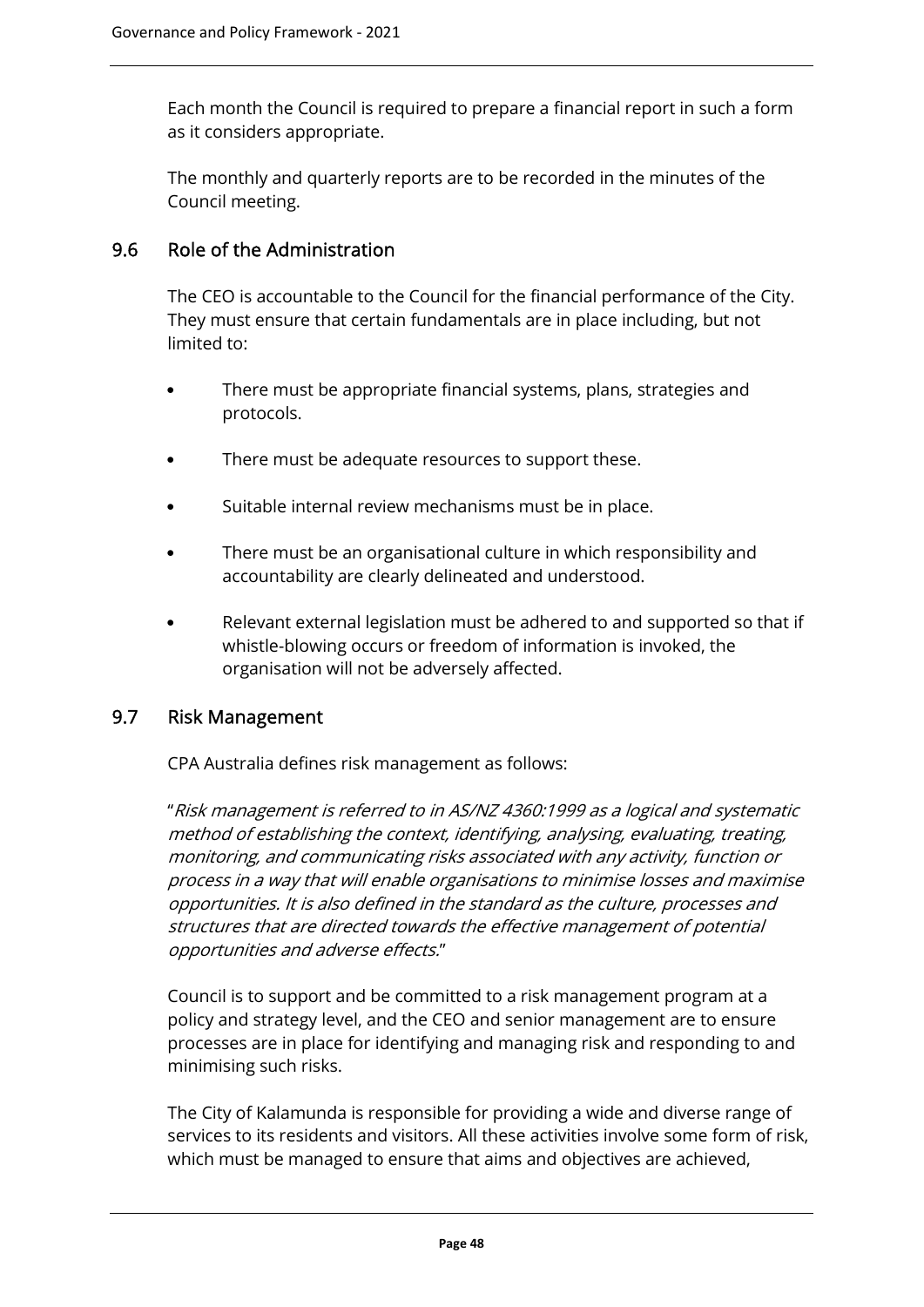Each month the Council is required to prepare a financial report in such a form as it considers appropriate.

The monthly and quarterly reports are to be recorded in the minutes of the Council meeting.

## 9.6 Role of the Administration

The CEO is accountable to the Council for the financial performance of the City. They must ensure that certain fundamentals are in place including, but not limited to:

- There must be appropriate financial systems, plans, strategies and protocols.
- There must be adequate resources to support these.
- Suitable internal review mechanisms must be in place.
- There must be an organisational culture in which responsibility and accountability are clearly delineated and understood.
- Relevant external legislation must be adhered to and supported so that if whistle-blowing occurs or freedom of information is invoked, the organisation will not be adversely affected.

## 9.7 Risk Management

CPA Australia defines risk management as follows:

"*Risk management is referred to in AS/NZ 4360:1999 as a logical and systematic method of establishing the context, identifying, analysing, evaluating, treating, monitoring, and communicating risks associated with any activity, function or process in a way that will enable organisations to minimise losses and maximise opportunities. It is also defined in the standard as the culture, processes and structures that are directed towards the effective management of potential opportunities and adverse effects.*"

Council is to support and be committed to a risk management program at a policy and strategy level, and the CEO and senior management are to ensure processes are in place for identifying and managing risk and responding to and minimising such risks.

The City of Kalamunda is responsible for providing a wide and diverse range of services to its residents and visitors. All these activities involve some form of risk, which must be managed to ensure that aims and objectives are achieved,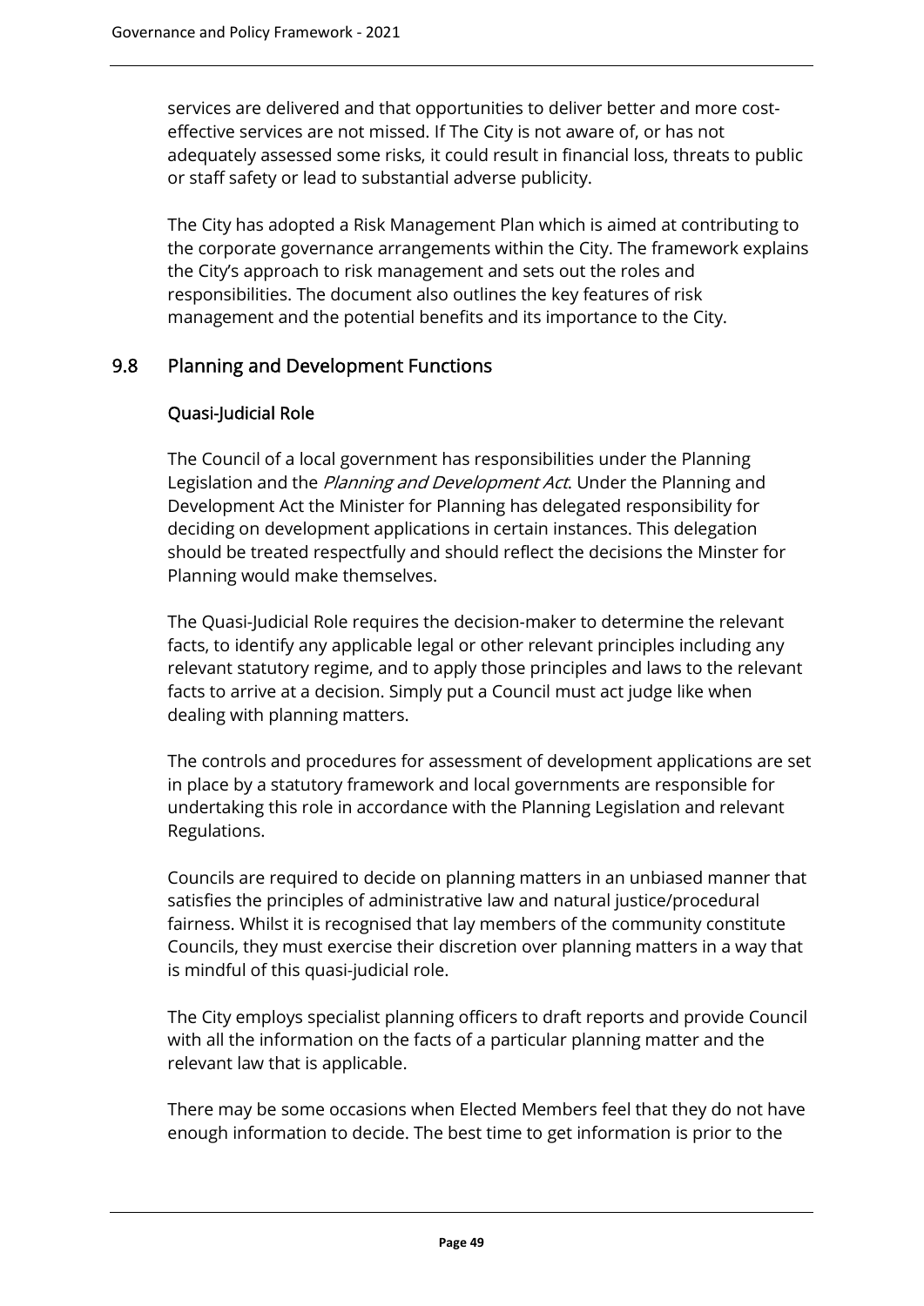services are delivered and that opportunities to deliver better and more cost-effective services are not missed. If The City is not aware of, or has not adequately assessed some risks, it could result in financial loss, threats to public or staff safety or lead to substantial adverse publicity.

The City has adopted a Risk Management Plan which is aimed at contributing to the corporate governance arrangements within the City. The framework explains the City's approach to risk management and sets out the roles and responsibilities. The document also outlines the key features of risk management and the potential benefits and its importance to the City.

## 9.8 Planning and Development Functions

### Quasi-Judicial Role

The Council of a local government has responsibilities under the Planning Legislation and the *Planning and Development Act*. Under the Planning and Development Act the Minister for Planning has delegated responsibility for deciding on development applications in certain instances. This delegation should be treated respectfully and should reflect the decisions the Minster for Planning would make themselves.

The Quasi-Judicial Role requires the decision-maker to determine the relevant facts, to identify any applicable legal or other relevant principles including any relevant statutory regime, and to apply those principles and laws to the relevant facts to arrive at a decision. Simply put a Council must act judge like when dealing with planning matters.

The controls and procedures for assessment of development applications are set in place by a statutory framework and local governments are responsible for undertaking this role in accordance with the Planning Legislation and relevant Regulations.

Councils are required to decide on planning matters in an unbiased manner that satisfies the principles of administrative law and natural justice/procedural fairness. Whilst it is recognised that lay members of the community constitute Councils, they must exercise their discretion over planning matters in a way that is mindful of this quasi-judicial role.

The City employs specialist planning officers to draft reports and provide Council with all the information on the facts of a particular planning matter and the relevant law that is applicable.

There may be some occasions when Elected Members feel that they do not have enough information to decide. The best time to get information is prior to the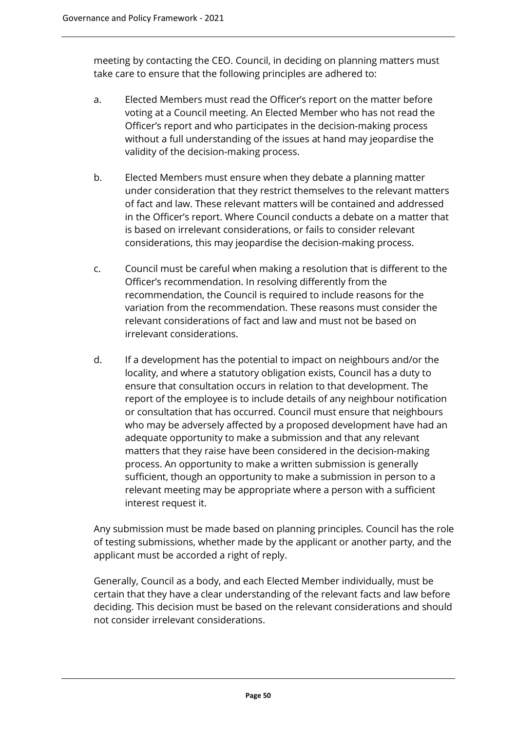meeting by contacting the CEO. Council, in deciding on planning matters must take care to ensure that the following principles are adhered to:

a. Elected Members must read the Officer's report on the matter before voting at a Council meeting. An Elected Member who has not read the Officer's report and who participates in the decision-making process without a full understanding of the issues at hand may jeopardise the validity of the decision-making process.

b. Elected Members must ensure when they debate a planning matter under consideration that they restrict themselves to the relevant matters of fact and law. These relevant matters will be contained and addressed in the Officer's report. Where Council conducts a debate on a matter that is based on irrelevant considerations, or fails to consider relevant considerations, this may jeopardise the decision-making process.

c. Council must be careful when making a resolution that is different to the Officer's recommendation. In resolving differently from the recommendation, the Council is required to include reasons for the variation from the recommendation. These reasons must consider the relevant considerations of fact and law and must not be based on irrelevant considerations.

d. If a development has the potential to impact on neighbours and/or the locality, and where a statutory obligation exists, Council has a duty to ensure that consultation occurs in relation to that development. The report of the employee is to include details of any neighbour notification or consultation that has occurred. Council must ensure that neighbours who may be adversely affected by a proposed development have had an adequate opportunity to make a submission and that any relevant matters that they raise have been considered in the decision-making process. An opportunity to make a written submission is generally sufficient, though an opportunity to make a submission in person to a relevant meeting may be appropriate where a person with a sufficient interest request it.

Any submission must be made based on planning principles. Council has the role of testing submissions, whether made by the applicant or another party, and the applicant must be accorded a right of reply.

Generally, Council as a body, and each Elected Member individually, must be certain that they have a clear understanding of the relevant facts and law before deciding. This decision must be based on the relevant considerations and should not consider irrelevant considerations.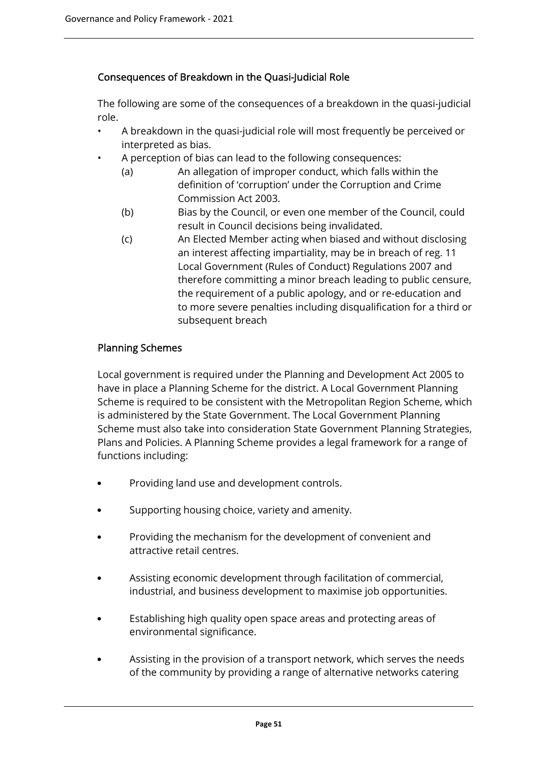## Consequences of Breakdown in the Quasi-Judicial Role

The following are some of the consequences of a breakdown in the quasi-judicial role.

- A breakdown in the quasi-judicial role will most frequently be perceived or interpreted as bias.
- A perception of bias can lead to the following consequences:
  - (a) An allegation of improper conduct, which falls within the definition of 'corruption' under the Corruption and Crime Commission Act 2003.
  - (b) Bias by the Council, or even one member of the Council, could result in Council decisions being invalidated.
  - (c) An Elected Member acting when biased and without disclosing an interest affecting impartiality, may be in breach of reg. 11 Local Government (Rules of Conduct) Regulations 2007 and therefore committing a minor breach leading to public censure, the requirement of a public apology, and or re-education and to more severe penalties including disqualification for a third or subsequent breach

## Planning Schemes

Local government is required under the Planning and Development Act 2005 to have in place a Planning Scheme for the district. A Local Government Planning Scheme is required to be consistent with the Metropolitan Region Scheme, which is administered by the State Government. The Local Government Planning Scheme must also take into consideration State Government Planning Strategies, Plans and Policies. A Planning Scheme provides a legal framework for a range of functions including:

- Providing land use and development controls.
- Supporting housing choice, variety and amenity.
- Providing the mechanism for the development of convenient and attractive retail centres.
- Assisting economic development through facilitation of commercial, industrial, and business development to maximise job opportunities.
- Establishing high quality open space areas and protecting areas of environmental significance.
- Assisting in the provision of a transport network, which serves the needs of the community by providing a range of alternative networks catering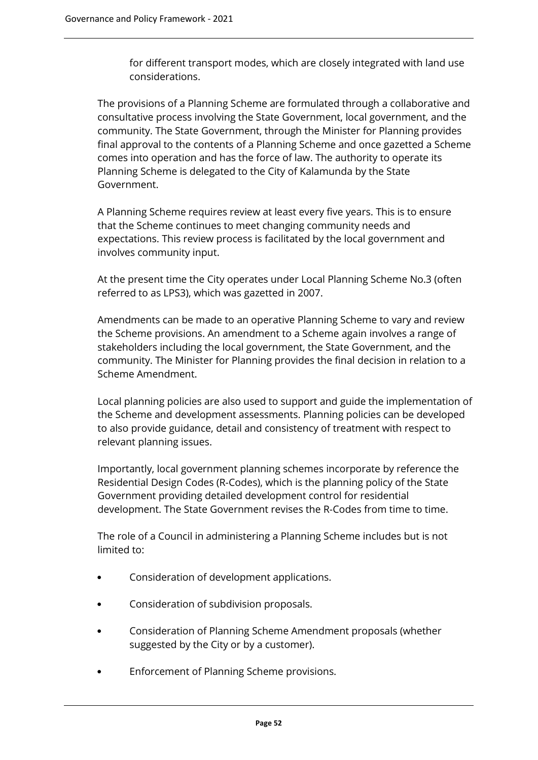for different transport modes, which are closely integrated with land use considerations.

The provisions of a Planning Scheme are formulated through a collaborative and consultative process involving the State Government, local government, and the community. The State Government, through the Minister for Planning provides final approval to the contents of a Planning Scheme and once gazetted a Scheme comes into operation and has the force of law. The authority to operate its Planning Scheme is delegated to the City of Kalamunda by the State Government.

A Planning Scheme requires review at least every five years. This is to ensure that the Scheme continues to meet changing community needs and expectations. This review process is facilitated by the local government and involves community input.

At the present time the City operates under Local Planning Scheme No.3 (often referred to as LPS3), which was gazetted in 2007.

Amendments can be made to an operative Planning Scheme to vary and review the Scheme provisions. An amendment to a Scheme again involves a range of stakeholders including the local government, the State Government, and the community. The Minister for Planning provides the final decision in relation to a Scheme Amendment.

Local planning policies are also used to support and guide the implementation of the Scheme and development assessments. Planning policies can be developed to also provide guidance, detail and consistency of treatment with respect to relevant planning issues.

Importantly, local government planning schemes incorporate by reference the Residential Design Codes (R-Codes), which is the planning policy of the State Government providing detailed development control for residential development. The State Government revises the R-Codes from time to time.

The role of a Council in administering a Planning Scheme includes but is not limited to:

- Consideration of development applications.
- Consideration of subdivision proposals.
- Consideration of Planning Scheme Amendment proposals (whether suggested by the City or by a customer).
- Enforcement of Planning Scheme provisions.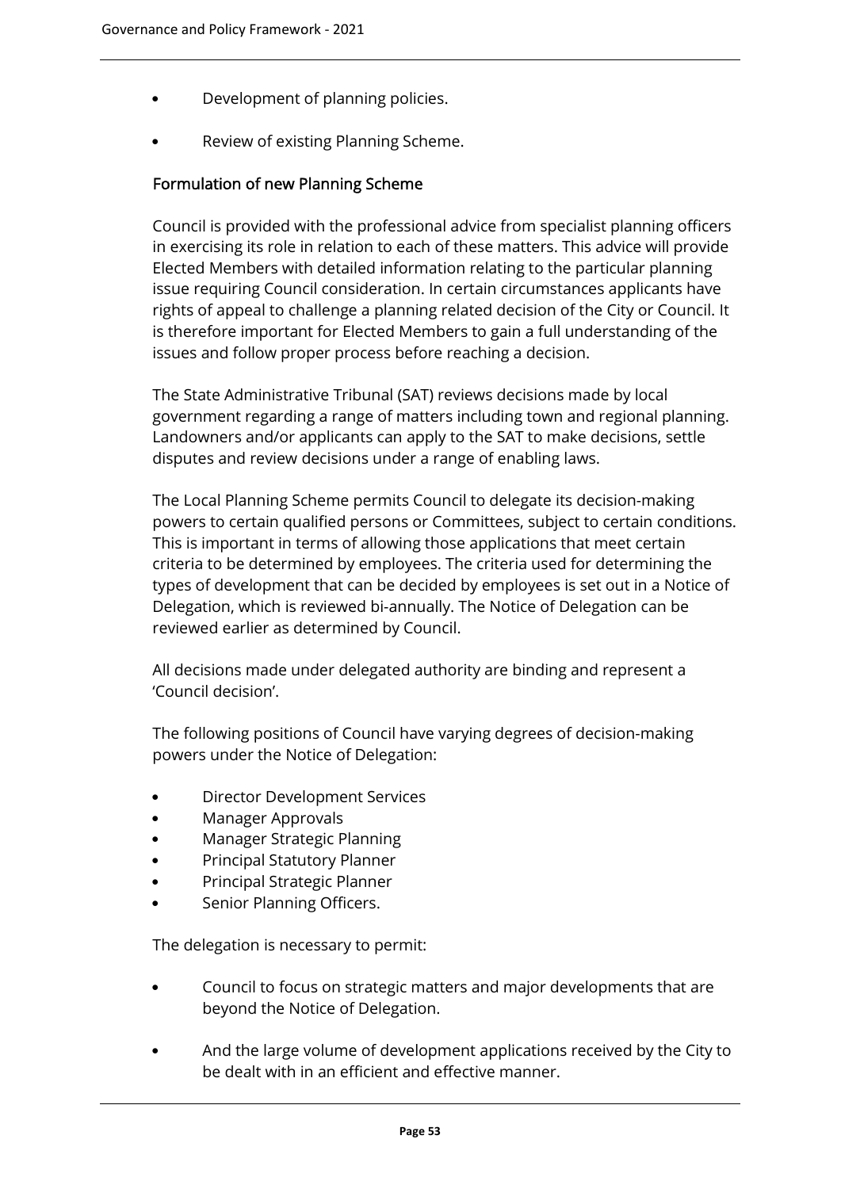- Development of planning policies.
- Review of existing Planning Scheme.

**Formulation of new Planning Scheme**

Council is provided with the professional advice from specialist planning officers in exercising its role in relation to each of these matters. This advice will provide Elected Members with detailed information relating to the particular planning issue requiring Council consideration. In certain circumstances applicants have rights of appeal to challenge a planning related decision of the City or Council. It is therefore important for Elected Members to gain a full understanding of the issues and follow proper process before reaching a decision.

The State Administrative Tribunal (SAT) reviews decisions made by local government regarding a range of matters including town and regional planning. Landowners and/or applicants can apply to the SAT to make decisions, settle disputes and review decisions under a range of enabling laws.

The Local Planning Scheme permits Council to delegate its decision-making powers to certain qualified persons or Committees, subject to certain conditions. This is important in terms of allowing those applications that meet certain criteria to be determined by employees. The criteria used for determining the types of development that can be decided by employees is set out in a Notice of Delegation, which is reviewed bi-annually. The Notice of Delegation can be reviewed earlier as determined by Council.

All decisions made under delegated authority are binding and represent a 'Council decision'.

The following positions of Council have varying degrees of decision-making powers under the Notice of Delegation:

- Director Development Services
- Manager Approvals
- Manager Strategic Planning
- Principal Statutory Planner
- Principal Strategic Planner
- Senior Planning Officers.

The delegation is necessary to permit:

- Council to focus on strategic matters and major developments that are beyond the Notice of Delegation.
- And the large volume of development applications received by the City to be dealt with in an efficient and effective manner.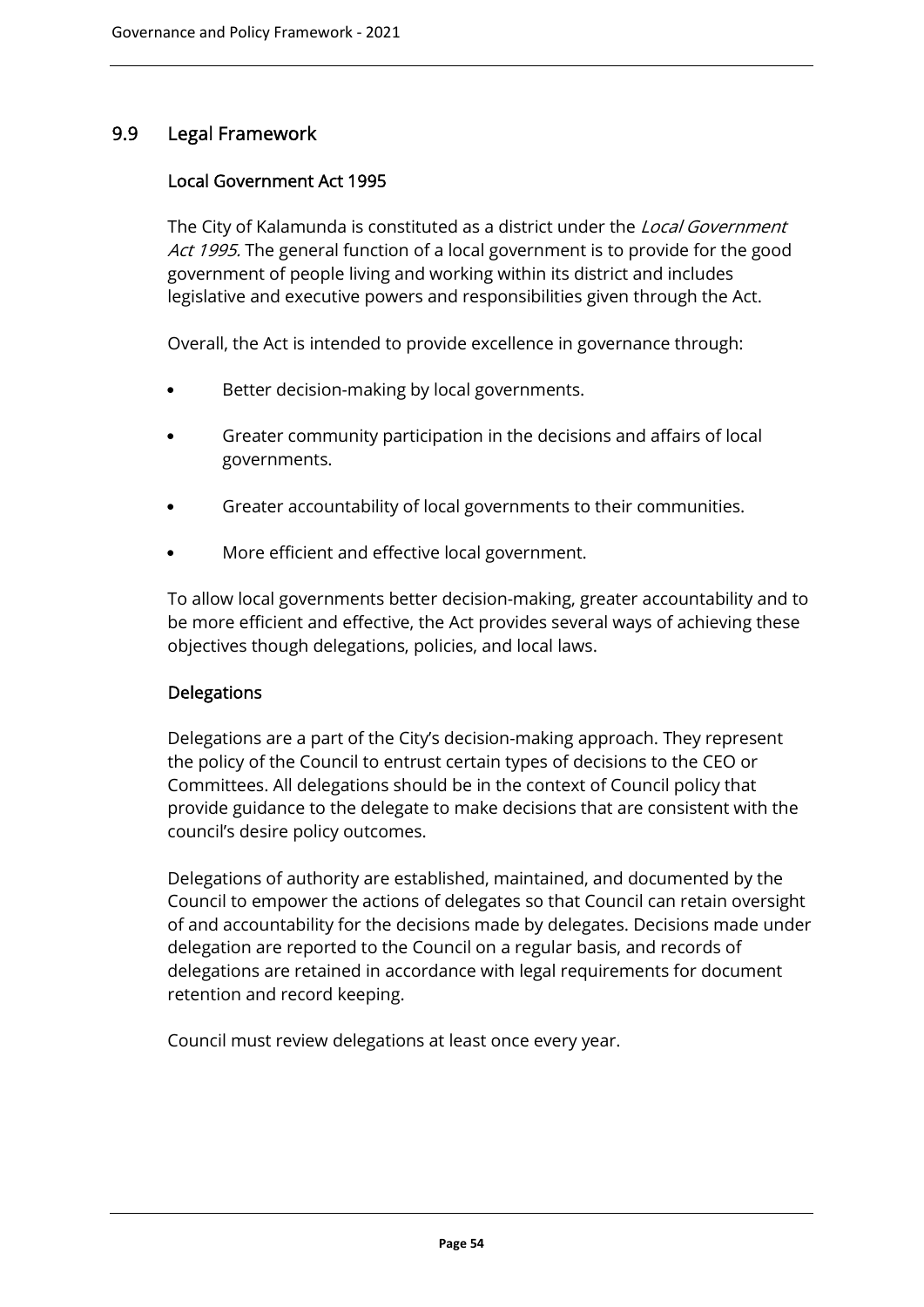## 9.9 Legal Framework

### Local Government Act 1995

The City of Kalamunda is constituted as a district under the *Local Government Act 1995.* The general function of a local government is to provide for the good government of people living and working within its district and includes legislative and executive powers and responsibilities given through the Act.

Overall, the Act is intended to provide excellence in governance through:

- Better decision-making by local governments.
- Greater community participation in the decisions and affairs of local governments.
- Greater accountability of local governments to their communities.
- More efficient and effective local government.

To allow local governments better decision-making, greater accountability and to be more efficient and effective, the Act provides several ways of achieving these objectives though delegations, policies, and local laws.

### Delegations

Delegations are a part of the City's decision-making approach. They represent the policy of the Council to entrust certain types of decisions to the CEO or Committees. All delegations should be in the context of Council policy that provide guidance to the delegate to make decisions that are consistent with the council's desire policy outcomes.

Delegations of authority are established, maintained, and documented by the Council to empower the actions of delegates so that Council can retain oversight of and accountability for the decisions made by delegates. Decisions made under delegation are reported to the Council on a regular basis, and records of delegations are retained in accordance with legal requirements for document retention and record keeping.

Council must review delegations at least once every year.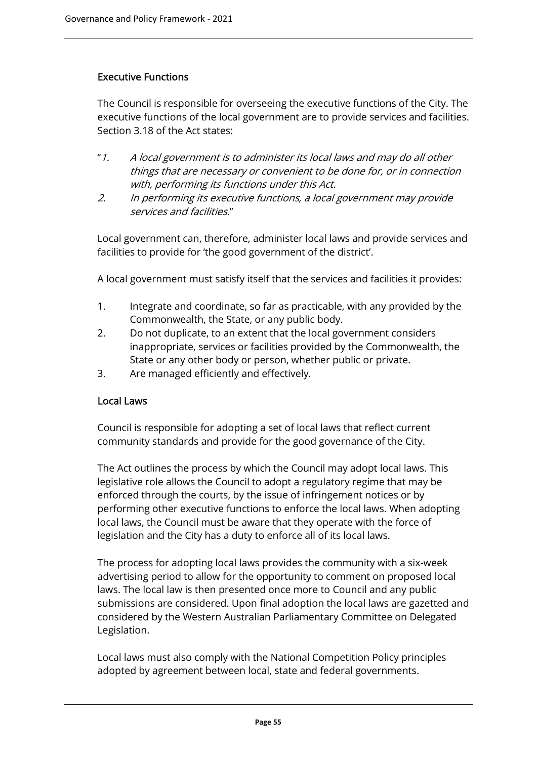## Executive Functions

The Council is responsible for overseeing the executive functions of the City. The executive functions of the local government are to provide services and facilities. Section 3.18 of the Act states:

"*1. A local government is to administer its local laws and may do all other things that are necessary or convenient to be done for, or in connection with, performing its functions under this Act.*
*2. In performing its executive functions, a local government may provide services and facilities.*"

Local government can, therefore, administer local laws and provide services and facilities to provide for 'the good government of the district'.

A local government must satisfy itself that the services and facilities it provides:

1. Integrate and coordinate, so far as practicable, with any provided by the Commonwealth, the State, or any public body.
2. Do not duplicate, to an extent that the local government considers inappropriate, services or facilities provided by the Commonwealth, the State or any other body or person, whether public or private.
3. Are managed efficiently and effectively.

## Local Laws

Council is responsible for adopting a set of local laws that reflect current community standards and provide for the good governance of the City.

The Act outlines the process by which the Council may adopt local laws. This legislative role allows the Council to adopt a regulatory regime that may be enforced through the courts, by the issue of infringement notices or by performing other executive functions to enforce the local laws. When adopting local laws, the Council must be aware that they operate with the force of legislation and the City has a duty to enforce all of its local laws.

The process for adopting local laws provides the community with a six-week advertising period to allow for the opportunity to comment on proposed local laws. The local law is then presented once more to Council and any public submissions are considered. Upon final adoption the local laws are gazetted and considered by the Western Australian Parliamentary Committee on Delegated Legislation.

Local laws must also comply with the National Competition Policy principles adopted by agreement between local, state and federal governments.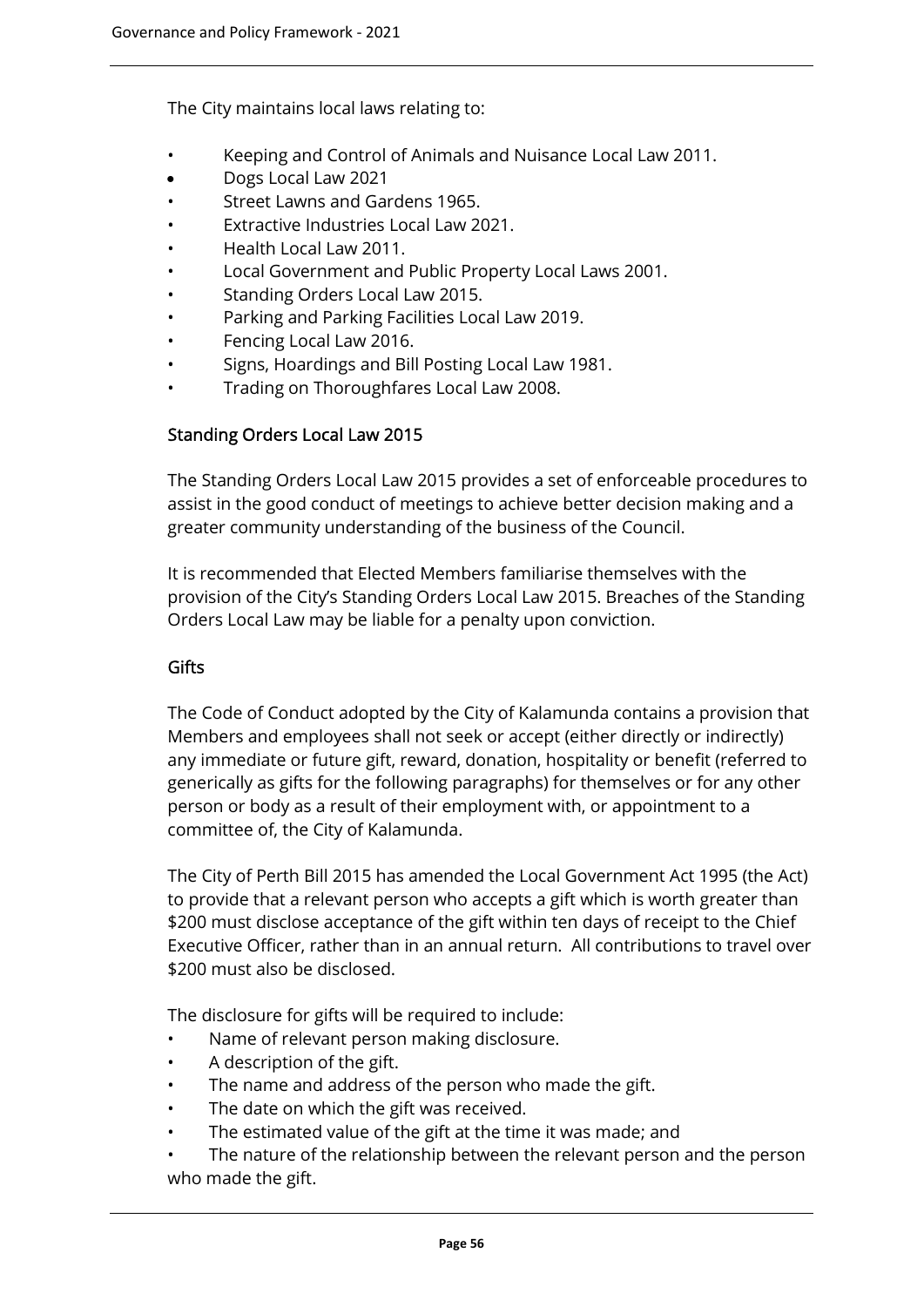The City maintains local laws relating to:

- Keeping and Control of Animals and Nuisance Local Law 2011.
- Dogs Local Law 2021
- Street Lawns and Gardens 1965.
- Extractive Industries Local Law 2021.
- Health Local Law 2011.
- Local Government and Public Property Local Laws 2001.
- Standing Orders Local Law 2015.
- Parking and Parking Facilities Local Law 2019.
- Fencing Local Law 2016.
- Signs, Hoardings and Bill Posting Local Law 1981.
- Trading on Thoroughfares Local Law 2008.

### Standing Orders Local Law 2015

The Standing Orders Local Law 2015 provides a set of enforceable procedures to assist in the good conduct of meetings to achieve better decision making and a greater community understanding of the business of the Council.

It is recommended that Elected Members familiarise themselves with the provision of the City's Standing Orders Local Law 2015. Breaches of the Standing Orders Local Law may be liable for a penalty upon conviction.

### Gifts

The Code of Conduct adopted by the City of Kalamunda contains a provision that Members and employees shall not seek or accept (either directly or indirectly) any immediate or future gift, reward, donation, hospitality or benefit (referred to generically as gifts for the following paragraphs) for themselves or for any other person or body as a result of their employment with, or appointment to a committee of, the City of Kalamunda.

The City of Perth Bill 2015 has amended the Local Government Act 1995 (the Act) to provide that a relevant person who accepts a gift which is worth greater than $200 must disclose acceptance of the gift within ten days of receipt to the Chief Executive Officer, rather than in an annual return. All contributions to travel over $200 must also be disclosed.

The disclosure for gifts will be required to include:

- Name of relevant person making disclosure.
- A description of the gift.
- The name and address of the person who made the gift.
- The date on which the gift was received.
- The estimated value of the gift at the time it was made; and
- The nature of the relationship between the relevant person and the person who made the gift.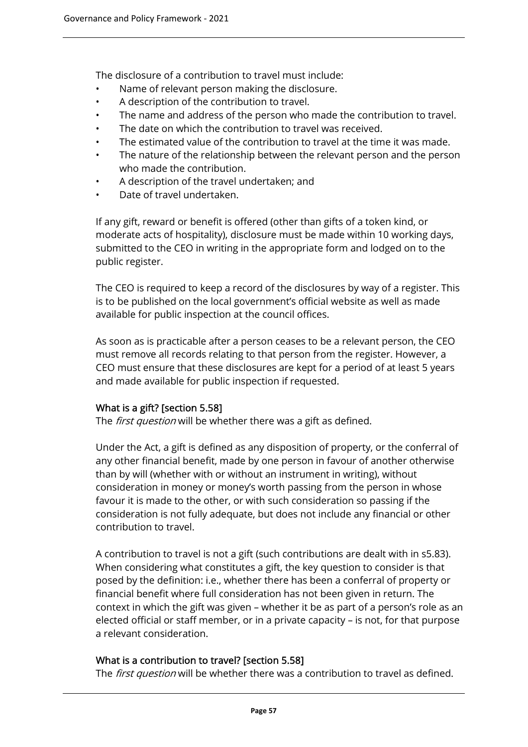The disclosure of a contribution to travel must include:

- Name of relevant person making the disclosure.
- A description of the contribution to travel.
- The name and address of the person who made the contribution to travel.
- The date on which the contribution to travel was received.
- The estimated value of the contribution to travel at the time it was made.
- The nature of the relationship between the relevant person and the person who made the contribution.
- A description of the travel undertaken; and
- Date of travel undertaken.

If any gift, reward or benefit is offered (other than gifts of a token kind, or moderate acts of hospitality), disclosure must be made within 10 working days, submitted to the CEO in writing in the appropriate form and lodged on to the public register.

The CEO is required to keep a record of the disclosures by way of a register. This is to be published on the local government's official website as well as made available for public inspection at the council offices.

As soon as is practicable after a person ceases to be a relevant person, the CEO must remove all records relating to that person from the register. However, a CEO must ensure that these disclosures are kept for a period of at least 5 years and made available for public inspection if requested.

#### What is a gift? [section 5.58]

The *first question* will be whether there was a gift as defined.

Under the Act, a gift is defined as any disposition of property, or the conferral of any other financial benefit, made by one person in favour of another otherwise than by will (whether with or without an instrument in writing), without consideration in money or money's worth passing from the person in whose favour it is made to the other, or with such consideration so passing if the consideration is not fully adequate, but does not include any financial or other contribution to travel.

A contribution to travel is not a gift (such contributions are dealt with in s5.83). When considering what constitutes a gift, the key question to consider is that posed by the definition: i.e., whether there has been a conferral of property or financial benefit where full consideration has not been given in return. The context in which the gift was given – whether it be as part of a person's role as an elected official or staff member, or in a private capacity – is not, for that purpose a relevant consideration.

#### What is a contribution to travel? [section 5.58]

The *first question* will be whether there was a contribution to travel as defined.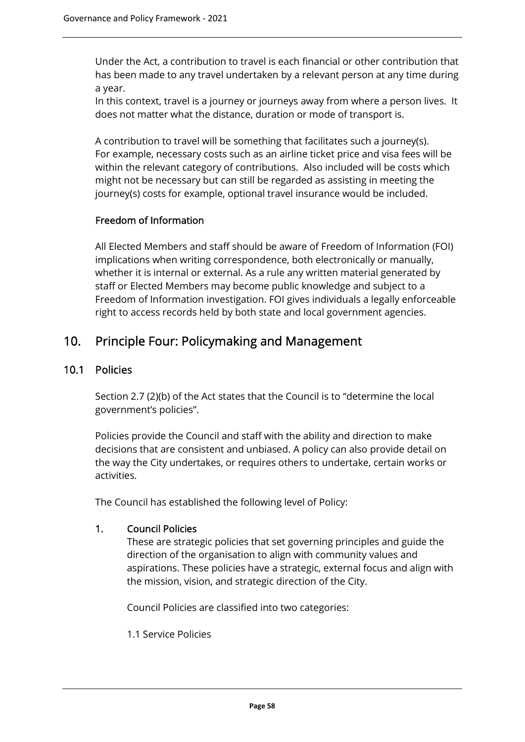Under the Act, a contribution to travel is each financial or other contribution that has been made to any travel undertaken by a relevant person at any time during a year.
In this context, travel is a journey or journeys away from where a person lives. It does not matter what the distance, duration or mode of transport is.

A contribution to travel will be something that facilitates such a journey(s). For example, necessary costs such as an airline ticket price and visa fees will be within the relevant category of contributions. Also included will be costs which might not be necessary but can still be regarded as assisting in meeting the journey(s) costs for example, optional travel insurance would be included.

### Freedom of Information

All Elected Members and staff should be aware of Freedom of Information (FOI) implications when writing correspondence, both electronically or manually, whether it is internal or external. As a rule any written material generated by staff or Elected Members may become public knowledge and subject to a Freedom of Information investigation. FOI gives individuals a legally enforceable right to access records held by both state and local government agencies.

# 10. Principle Four: Policymaking and Management

## 10.1 Policies

Section 2.7 (2)(b) of the Act states that the Council is to "determine the local government's policies".

Policies provide the Council and staff with the ability and direction to make decisions that are consistent and unbiased. A policy can also provide detail on the way the City undertakes, or requires others to undertake, certain works or activities.

The Council has established the following level of Policy:

1. **Council Policies**

   These are strategic policies that set governing principles and guide the direction of the organisation to align with community values and aspirations. These policies have a strategic, external focus and align with the mission, vision, and strategic direction of the City.

   Council Policies are classified into two categories:

   1.1 Service Policies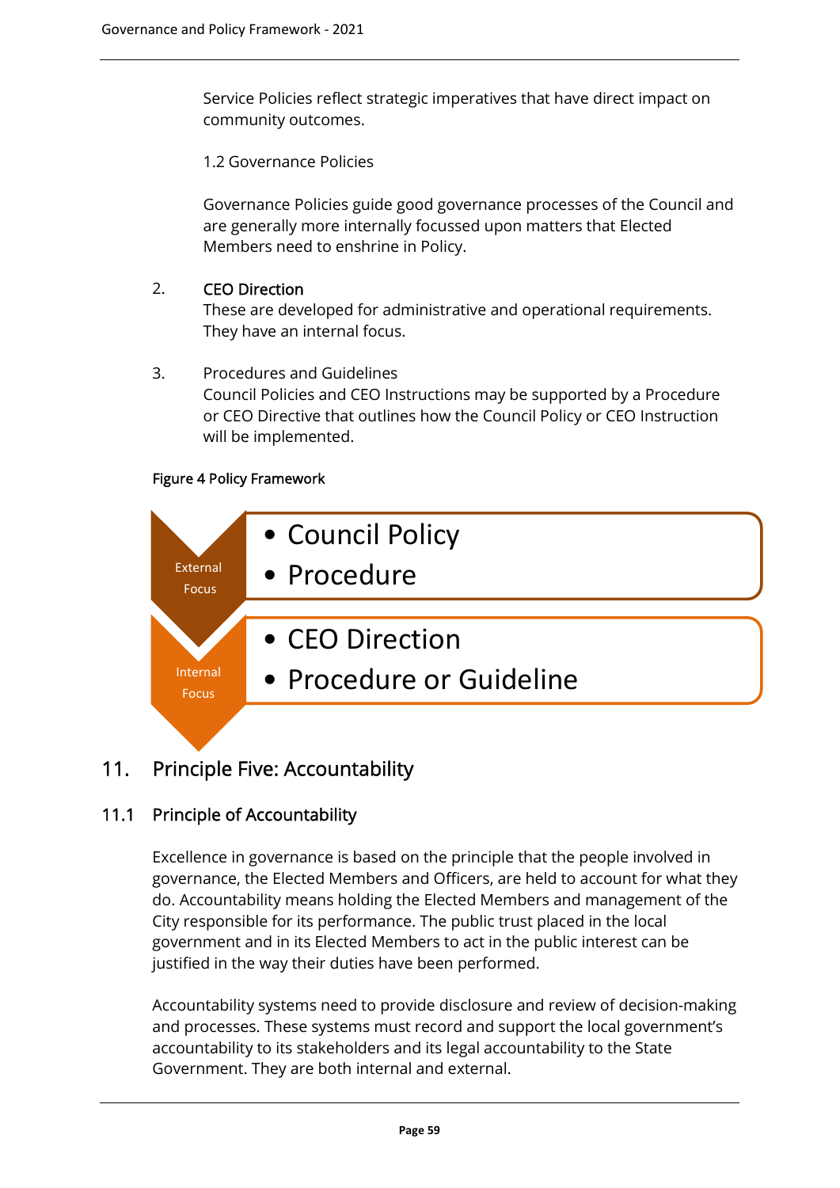Service Policies reflect strategic imperatives that have direct impact on community outcomes.

1.2 Governance Policies

Governance Policies guide good governance processes of the Council and are generally more internally focussed upon matters that Elected Members need to enshrine in Policy.

2. **CEO Direction**
   These are developed for administrative and operational requirements. They have an internal focus.

3. Procedures and Guidelines
   Council Policies and CEO Instructions may be supported by a Procedure or CEO Directive that outlines how the Council Policy or CEO Instruction will be implemented.

**Figure 4 Policy Framework**

| | |
|---|---|
| External Focus | • Council Policy<br>• Procedure |
| Internal Focus | • CEO Direction<br>• Procedure or Guideline |

## 11. Principle Five: Accountability

### 11.1 Principle of Accountability

Excellence in governance is based on the principle that the people involved in governance, the Elected Members and Officers, are held to account for what they do. Accountability means holding the Elected Members and management of the City responsible for its performance. The public trust placed in the local government and in its Elected Members to act in the public interest can be justified in the way their duties have been performed.

Accountability systems need to provide disclosure and review of decision-making and processes. These systems must record and support the local government's accountability to its stakeholders and its legal accountability to the State Government. They are both internal and external.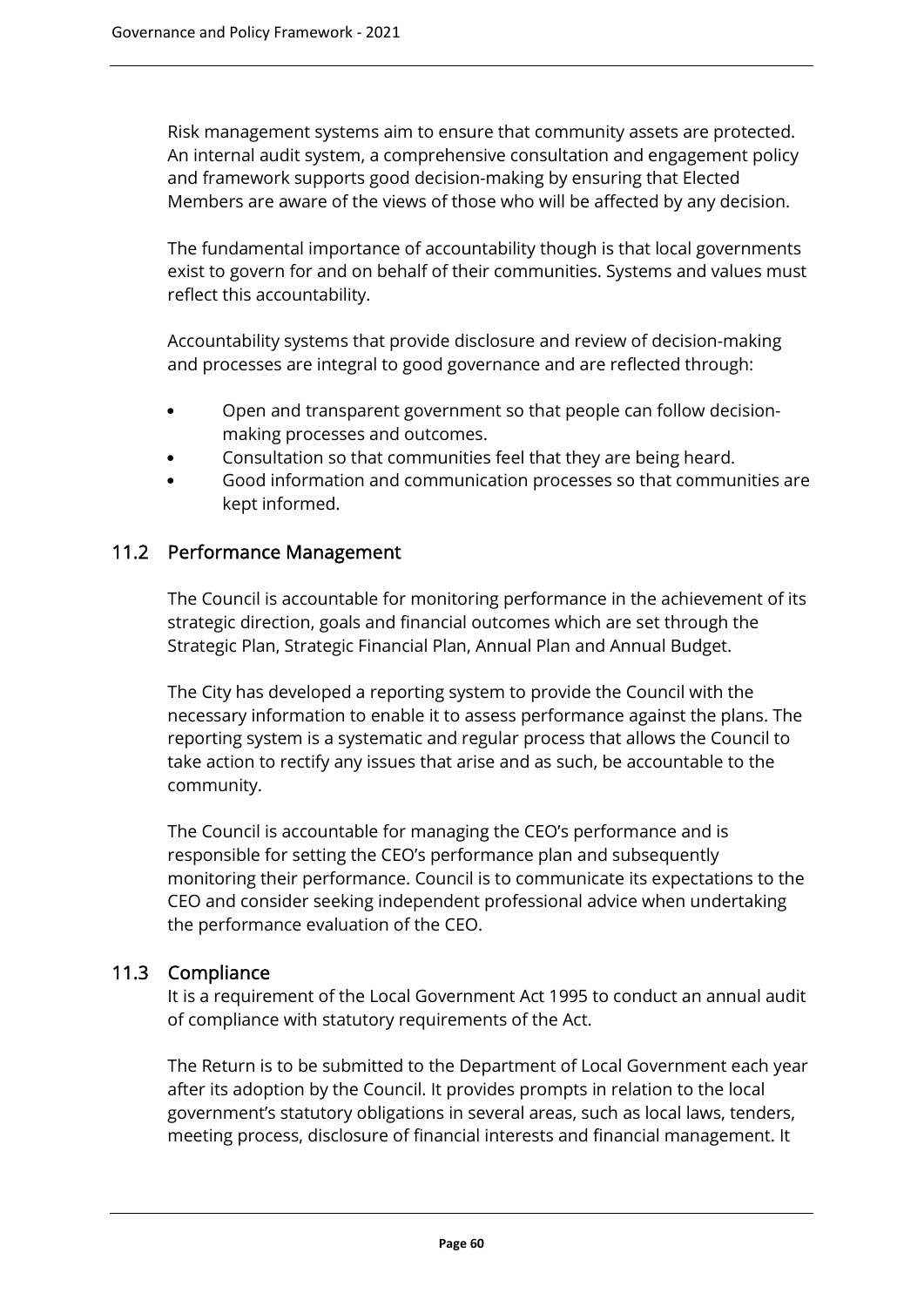Risk management systems aim to ensure that community assets are protected. An internal audit system, a comprehensive consultation and engagement policy and framework supports good decision-making by ensuring that Elected Members are aware of the views of those who will be affected by any decision.

The fundamental importance of accountability though is that local governments exist to govern for and on behalf of their communities. Systems and values must reflect this accountability.

Accountability systems that provide disclosure and review of decision-making and processes are integral to good governance and are reflected through:

- Open and transparent government so that people can follow decision-making processes and outcomes.
- Consultation so that communities feel that they are being heard.
- Good information and communication processes so that communities are kept informed.

## 11.2 Performance Management

The Council is accountable for monitoring performance in the achievement of its strategic direction, goals and financial outcomes which are set through the Strategic Plan, Strategic Financial Plan, Annual Plan and Annual Budget.

The City has developed a reporting system to provide the Council with the necessary information to enable it to assess performance against the plans. The reporting system is a systematic and regular process that allows the Council to take action to rectify any issues that arise and as such, be accountable to the community.

The Council is accountable for managing the CEO's performance and is responsible for setting the CEO's performance plan and subsequently monitoring their performance. Council is to communicate its expectations to the CEO and consider seeking independent professional advice when undertaking the performance evaluation of the CEO.

## 11.3 Compliance

It is a requirement of the Local Government Act 1995 to conduct an annual audit of compliance with statutory requirements of the Act.

The Return is to be submitted to the Department of Local Government each year after its adoption by the Council. It provides prompts in relation to the local government's statutory obligations in several areas, such as local laws, tenders, meeting process, disclosure of financial interests and financial management. It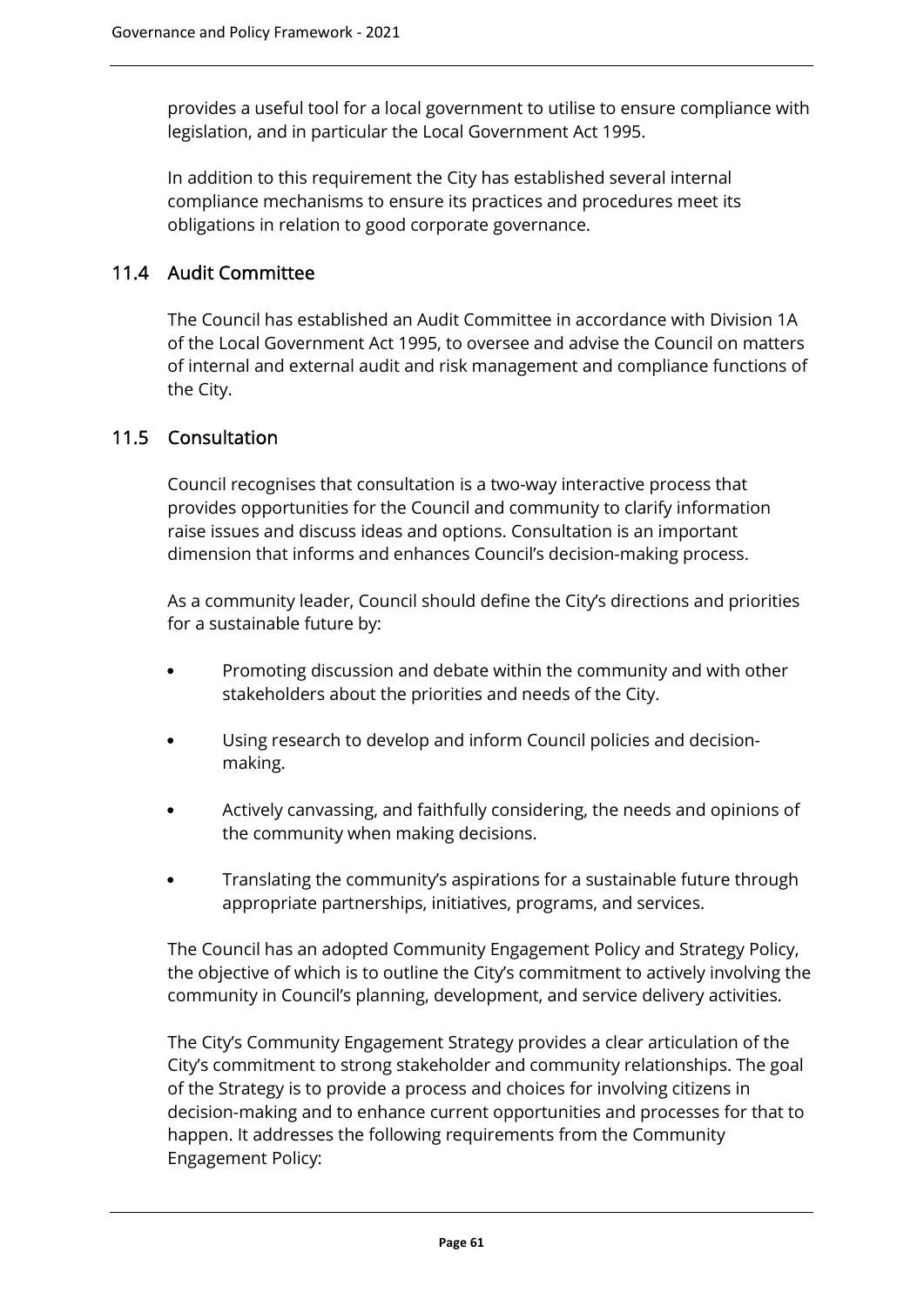provides a useful tool for a local government to utilise to ensure compliance with legislation, and in particular the Local Government Act 1995.

In addition to this requirement the City has established several internal compliance mechanisms to ensure its practices and procedures meet its obligations in relation to good corporate governance.

## 11.4 Audit Committee

The Council has established an Audit Committee in accordance with Division 1A of the Local Government Act 1995, to oversee and advise the Council on matters of internal and external audit and risk management and compliance functions of the City.

## 11.5 Consultation

Council recognises that consultation is a two-way interactive process that provides opportunities for the Council and community to clarify information raise issues and discuss ideas and options. Consultation is an important dimension that informs and enhances Council's decision-making process.

As a community leader, Council should define the City's directions and priorities for a sustainable future by:

- Promoting discussion and debate within the community and with other stakeholders about the priorities and needs of the City.
- Using research to develop and inform Council policies and decision-making.
- Actively canvassing, and faithfully considering, the needs and opinions of the community when making decisions.
- Translating the community's aspirations for a sustainable future through appropriate partnerships, initiatives, programs, and services.

The Council has an adopted Community Engagement Policy and Strategy Policy, the objective of which is to outline the City's commitment to actively involving the community in Council's planning, development, and service delivery activities.

The City's Community Engagement Strategy provides a clear articulation of the City's commitment to strong stakeholder and community relationships. The goal of the Strategy is to provide a process and choices for involving citizens in decision-making and to enhance current opportunities and processes for that to happen. It addresses the following requirements from the Community Engagement Policy: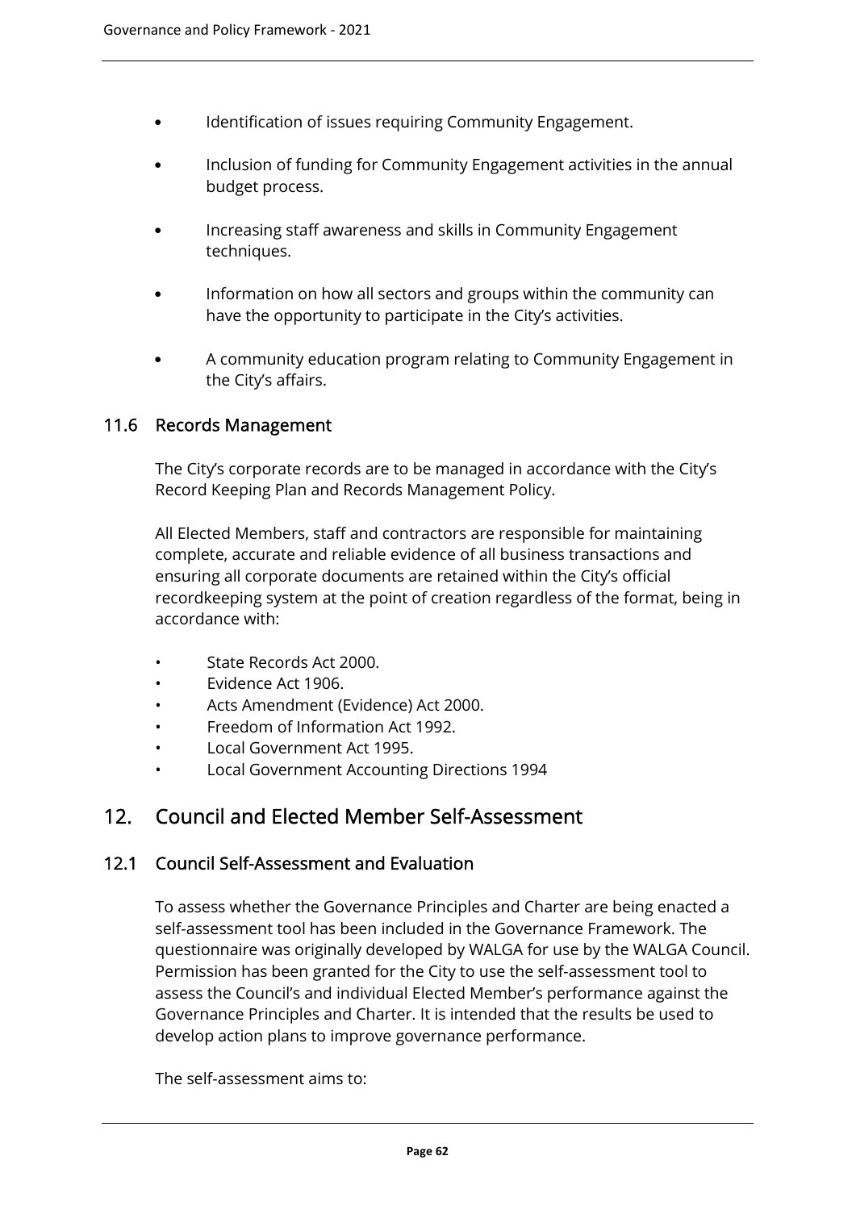- Identification of issues requiring Community Engagement.
- Inclusion of funding for Community Engagement activities in the annual budget process.
- Increasing staff awareness and skills in Community Engagement techniques.
- Information on how all sectors and groups within the community can have the opportunity to participate in the City's activities.
- A community education program relating to Community Engagement in the City's affairs.

### 11.6 Records Management

The City's corporate records are to be managed in accordance with the City's Record Keeping Plan and Records Management Policy.

All Elected Members, staff and contractors are responsible for maintaining complete, accurate and reliable evidence of all business transactions and ensuring all corporate documents are retained within the City's official recordkeeping system at the point of creation regardless of the format, being in accordance with:

- State Records Act 2000.
- Evidence Act 1906.
- Acts Amendment (Evidence) Act 2000.
- Freedom of Information Act 1992.
- Local Government Act 1995.
- Local Government Accounting Directions 1994

## 12. Council and Elected Member Self-Assessment

### 12.1 Council Self-Assessment and Evaluation

To assess whether the Governance Principles and Charter are being enacted a self-assessment tool has been included in the Governance Framework. The questionnaire was originally developed by WALGA for use by the WALGA Council. Permission has been granted for the City to use the self-assessment tool to assess the Council's and individual Elected Member's performance against the Governance Principles and Charter. It is intended that the results be used to develop action plans to improve governance performance.

The self-assessment aims to: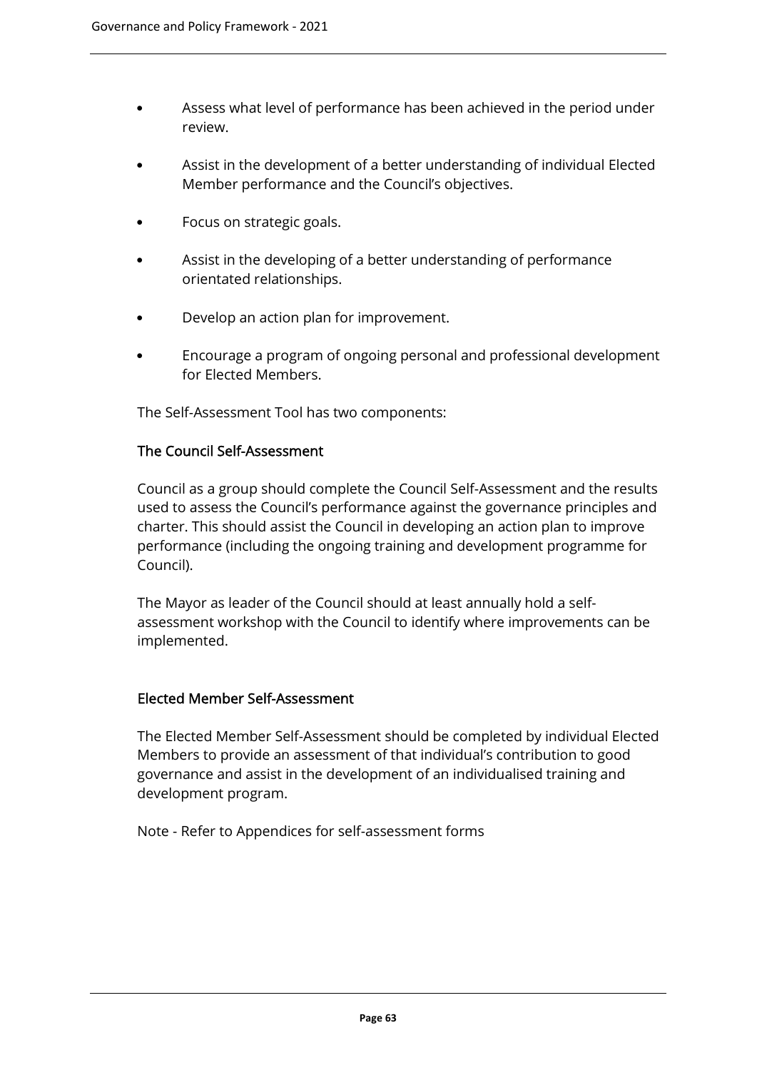- Assess what level of performance has been achieved in the period under review.
- Assist in the development of a better understanding of individual Elected Member performance and the Council's objectives.
- Focus on strategic goals.
- Assist in the developing of a better understanding of performance orientated relationships.
- Develop an action plan for improvement.
- Encourage a program of ongoing personal and professional development for Elected Members.

The Self-Assessment Tool has two components:

### The Council Self-Assessment

Council as a group should complete the Council Self-Assessment and the results used to assess the Council's performance against the governance principles and charter. This should assist the Council in developing an action plan to improve performance (including the ongoing training and development programme for Council).

The Mayor as leader of the Council should at least annually hold a self-assessment workshop with the Council to identify where improvements can be implemented.

### Elected Member Self-Assessment

The Elected Member Self-Assessment should be completed by individual Elected Members to provide an assessment of that individual's contribution to good governance and assist in the development of an individualised training and development program.

Note - Refer to Appendices for self-assessment forms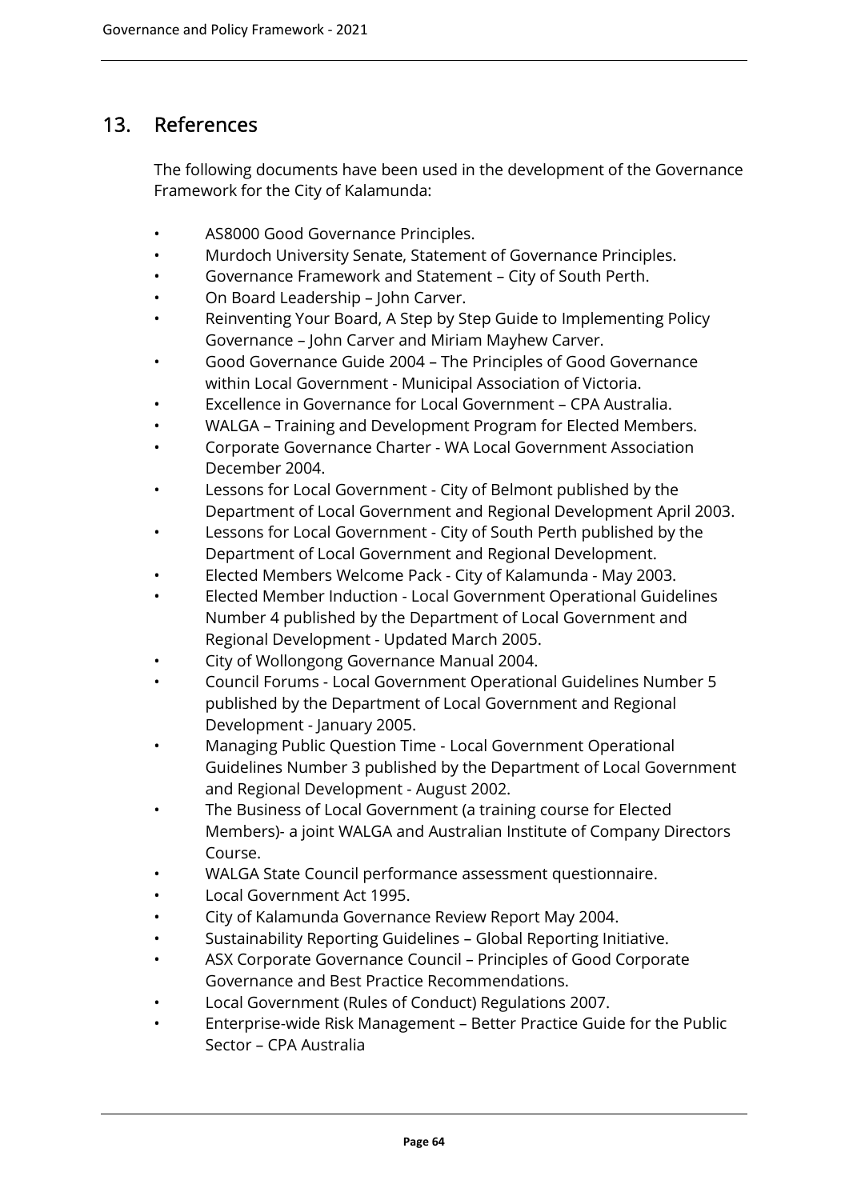## 13. References

The following documents have been used in the development of the Governance Framework for the City of Kalamunda:

- AS8000 Good Governance Principles.
- Murdoch University Senate, Statement of Governance Principles.
- Governance Framework and Statement – City of South Perth.
- On Board Leadership – John Carver.
- Reinventing Your Board, A Step by Step Guide to Implementing Policy Governance – John Carver and Miriam Mayhew Carver.
- Good Governance Guide 2004 – The Principles of Good Governance within Local Government - Municipal Association of Victoria.
- Excellence in Governance for Local Government – CPA Australia.
- WALGA – Training and Development Program for Elected Members.
- Corporate Governance Charter - WA Local Government Association December 2004.
- Lessons for Local Government - City of Belmont published by the Department of Local Government and Regional Development April 2003.
- Lessons for Local Government - City of South Perth published by the Department of Local Government and Regional Development.
- Elected Members Welcome Pack - City of Kalamunda - May 2003.
- Elected Member Induction - Local Government Operational Guidelines Number 4 published by the Department of Local Government and Regional Development - Updated March 2005.
- City of Wollongong Governance Manual 2004.
- Council Forums - Local Government Operational Guidelines Number 5 published by the Department of Local Government and Regional Development - January 2005.
- Managing Public Question Time - Local Government Operational Guidelines Number 3 published by the Department of Local Government and Regional Development - August 2002.
- The Business of Local Government (a training course for Elected Members)- a joint WALGA and Australian Institute of Company Directors Course.
- WALGA State Council performance assessment questionnaire.
- Local Government Act 1995.
- City of Kalamunda Governance Review Report May 2004.
- Sustainability Reporting Guidelines – Global Reporting Initiative.
- ASX Corporate Governance Council – Principles of Good Corporate Governance and Best Practice Recommendations.
- Local Government (Rules of Conduct) Regulations 2007.
- Enterprise-wide Risk Management – Better Practice Guide for the Public Sector – CPA Australia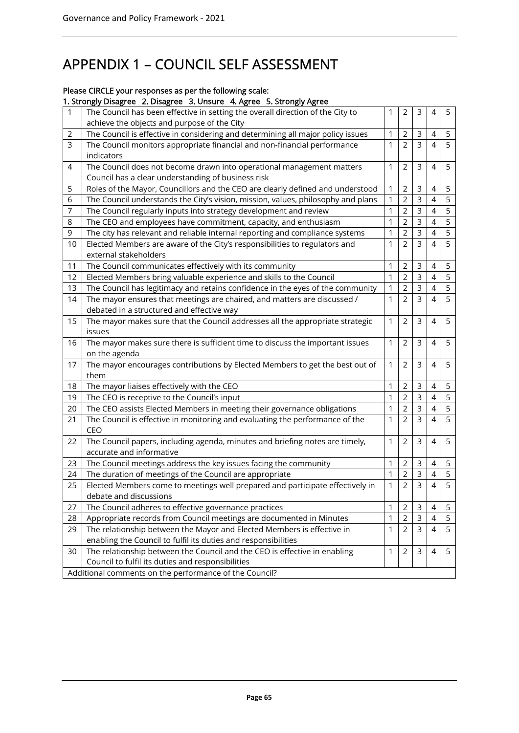# APPENDIX 1 – COUNCIL SELF ASSESSMENT

**Please CIRCLE your responses as per the following scale:**
**1. Strongly Disagree 2. Disagree 3. Unsure 4. Agree 5. Strongly Agree**

| | | | | | | |
|---|---|---|---|---|---|---|
| 1 | The Council has been effective in setting the overall direction of the City to achieve the objects and purpose of the City | 1 | 2 | 3 | 4 | 5 |
| 2 | The Council is effective in considering and determining all major policy issues | 1 | 2 | 3 | 4 | 5 |
| 3 | The Council monitors appropriate financial and non-financial performance indicators | 1 | 2 | 3 | 4 | 5 |
| 4 | The Council does not become drawn into operational management matters Council has a clear understanding of business risk | 1 | 2 | 3 | 4 | 5 |
| 5 | Roles of the Mayor, Councillors and the CEO are clearly defined and understood | 1 | 2 | 3 | 4 | 5 |
| 6 | The Council understands the City's vision, mission, values, philosophy and plans | 1 | 2 | 3 | 4 | 5 |
| 7 | The Council regularly inputs into strategy development and review | 1 | 2 | 3 | 4 | 5 |
| 8 | The CEO and employees have commitment, capacity, and enthusiasm | 1 | 2 | 3 | 4 | 5 |
| 9 | The city has relevant and reliable internal reporting and compliance systems | 1 | 2 | 3 | 4 | 5 |
| 10 | Elected Members are aware of the City's responsibilities to regulators and external stakeholders | 1 | 2 | 3 | 4 | 5 |
| 11 | The Council communicates effectively with its community | 1 | 2 | 3 | 4 | 5 |
| 12 | Elected Members bring valuable experience and skills to the Council | 1 | 2 | 3 | 4 | 5 |
| 13 | The Council has legitimacy and retains confidence in the eyes of the community | 1 | 2 | 3 | 4 | 5 |
| 14 | The mayor ensures that meetings are chaired, and matters are discussed / debated in a structured and effective way | 1 | 2 | 3 | 4 | 5 |
| 15 | The mayor makes sure that the Council addresses all the appropriate strategic issues | 1 | 2 | 3 | 4 | 5 |
| 16 | The mayor makes sure there is sufficient time to discuss the important issues on the agenda | 1 | 2 | 3 | 4 | 5 |
| 17 | The mayor encourages contributions by Elected Members to get the best out of them | 1 | 2 | 3 | 4 | 5 |
| 18 | The mayor liaises effectively with the CEO | 1 | 2 | 3 | 4 | 5 |
| 19 | The CEO is receptive to the Council's input | 1 | 2 | 3 | 4 | 5 |
| 20 | The CEO assists Elected Members in meeting their governance obligations | 1 | 2 | 3 | 4 | 5 |
| 21 | The Council is effective in monitoring and evaluating the performance of the CEO | 1 | 2 | 3 | 4 | 5 |
| 22 | The Council papers, including agenda, minutes and briefing notes are timely, accurate and informative | 1 | 2 | 3 | 4 | 5 |
| 23 | The Council meetings address the key issues facing the community | 1 | 2 | 3 | 4 | 5 |
| 24 | The duration of meetings of the Council are appropriate | 1 | 2 | 3 | 4 | 5 |
| 25 | Elected Members come to meetings well prepared and participate effectively in debate and discussions | 1 | 2 | 3 | 4 | 5 |
| 27 | The Council adheres to effective governance practices | 1 | 2 | 3 | 4 | 5 |
| 28 | Appropriate records from Council meetings are documented in Minutes | 1 | 2 | 3 | 4 | 5 |
| 29 | The relationship between the Mayor and Elected Members is effective in enabling the Council to fulfil its duties and responsibilities | 1 | 2 | 3 | 4 | 5 |
| 30 | The relationship between the Council and the CEO is effective in enabling Council to fulfil its duties and responsibilities | 1 | 2 | 3 | 4 | 5 |
| Additional comments on the performance of the Council? | | | | | | |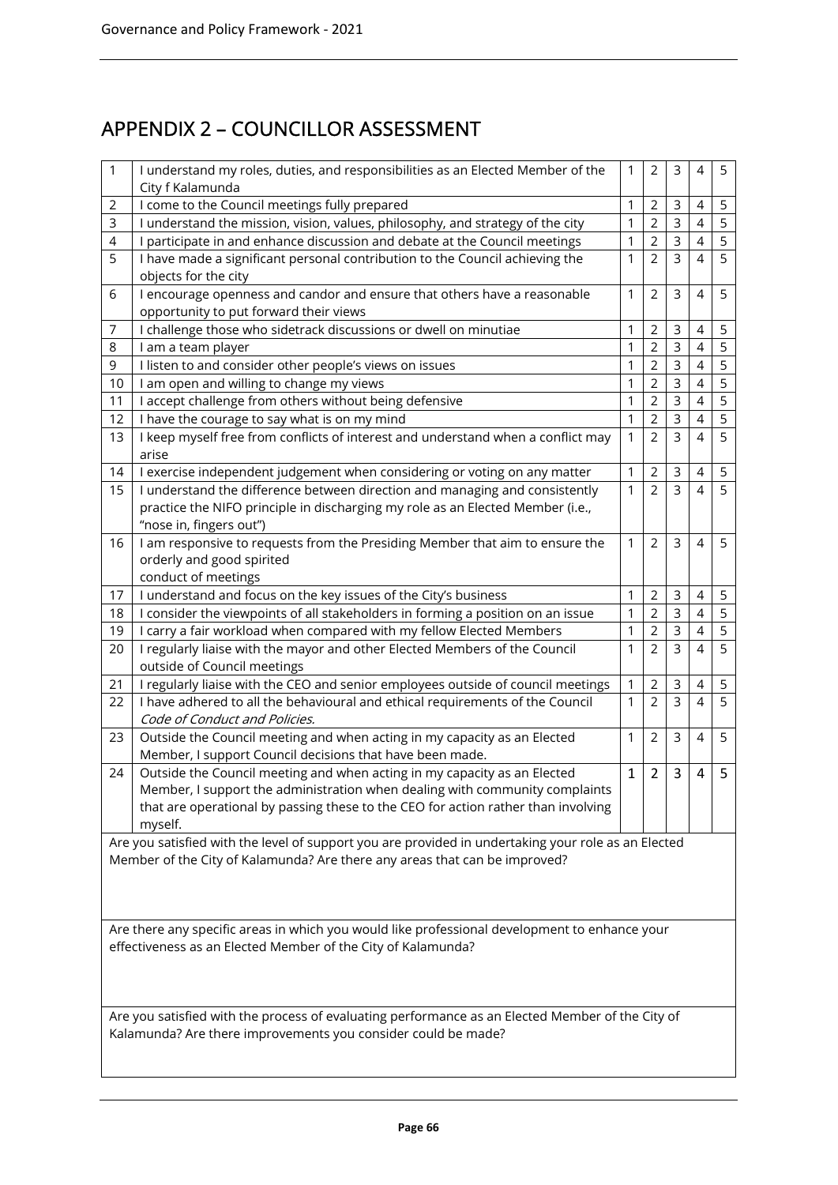# APPENDIX 2 – COUNCILLOR ASSESSMENT

| | | | | | | |
|---|---|---|---|---|---|---|
| 1 | I understand my roles, duties, and responsibilities as an Elected Member of the City f Kalamunda | 1 | 2 | 3 | 4 | 5 |
| 2 | I come to the Council meetings fully prepared | 1 | 2 | 3 | 4 | 5 |
| 3 | I understand the mission, vision, values, philosophy, and strategy of the city | 1 | 2 | 3 | 4 | 5 |
| 4 | I participate in and enhance discussion and debate at the Council meetings | 1 | 2 | 3 | 4 | 5 |
| 5 | I have made a significant personal contribution to the Council achieving the objects for the city | 1 | 2 | 3 | 4 | 5 |
| 6 | I encourage openness and candor and ensure that others have a reasonable opportunity to put forward their views | 1 | 2 | 3 | 4 | 5 |
| 7 | I challenge those who sidetrack discussions or dwell on minutiae | 1 | 2 | 3 | 4 | 5 |
| 8 | I am a team player | 1 | 2 | 3 | 4 | 5 |
| 9 | I listen to and consider other people's views on issues | 1 | 2 | 3 | 4 | 5 |
| 10 | I am open and willing to change my views | 1 | 2 | 3 | 4 | 5 |
| 11 | I accept challenge from others without being defensive | 1 | 2 | 3 | 4 | 5 |
| 12 | I have the courage to say what is on my mind | 1 | 2 | 3 | 4 | 5 |
| 13 | I keep myself free from conflicts of interest and understand when a conflict may arise | 1 | 2 | 3 | 4 | 5 |
| 14 | I exercise independent judgement when considering or voting on any matter | 1 | 2 | 3 | 4 | 5 |
| 15 | I understand the difference between direction and managing and consistently practice the NIFO principle in discharging my role as an Elected Member (i.e., "nose in, fingers out") | 1 | 2 | 3 | 4 | 5 |
| 16 | I am responsive to requests from the Presiding Member that aim to ensure the orderly and good spirited conduct of meetings | 1 | 2 | 3 | 4 | 5 |
| 17 | I understand and focus on the key issues of the City's business | 1 | 2 | 3 | 4 | 5 |
| 18 | I consider the viewpoints of all stakeholders in forming a position on an issue | 1 | 2 | 3 | 4 | 5 |
| 19 | I carry a fair workload when compared with my fellow Elected Members | 1 | 2 | 3 | 4 | 5 |
| 20 | I regularly liaise with the mayor and other Elected Members of the Council outside of Council meetings | 1 | 2 | 3 | 4 | 5 |
| 21 | I regularly liaise with the CEO and senior employees outside of council meetings | 1 | 2 | 3 | 4 | 5 |
| 22 | I have adhered to all the behavioural and ethical requirements of the Council *Code of Conduct and Policies.* | 1 | 2 | 3 | 4 | 5 |
| 23 | Outside the Council meeting and when acting in my capacity as an Elected Member, I support Council decisions that have been made. | 1 | 2 | 3 | 4 | 5 |
| 24 | Outside the Council meeting and when acting in my capacity as an Elected Member, I support the administration when dealing with community complaints that are operational by passing these to the CEO for action rather than involving myself. | 1 | 2 | 3 | 4 | 5 |

Are you satisfied with the level of support you are provided in undertaking your role as an Elected Member of the City of Kalamunda? Are there any areas that can be improved?

Are there any specific areas in which you would like professional development to enhance your effectiveness as an Elected Member of the City of Kalamunda?

Are you satisfied with the process of evaluating performance as an Elected Member of the City of Kalamunda? Are there improvements you consider could be made?